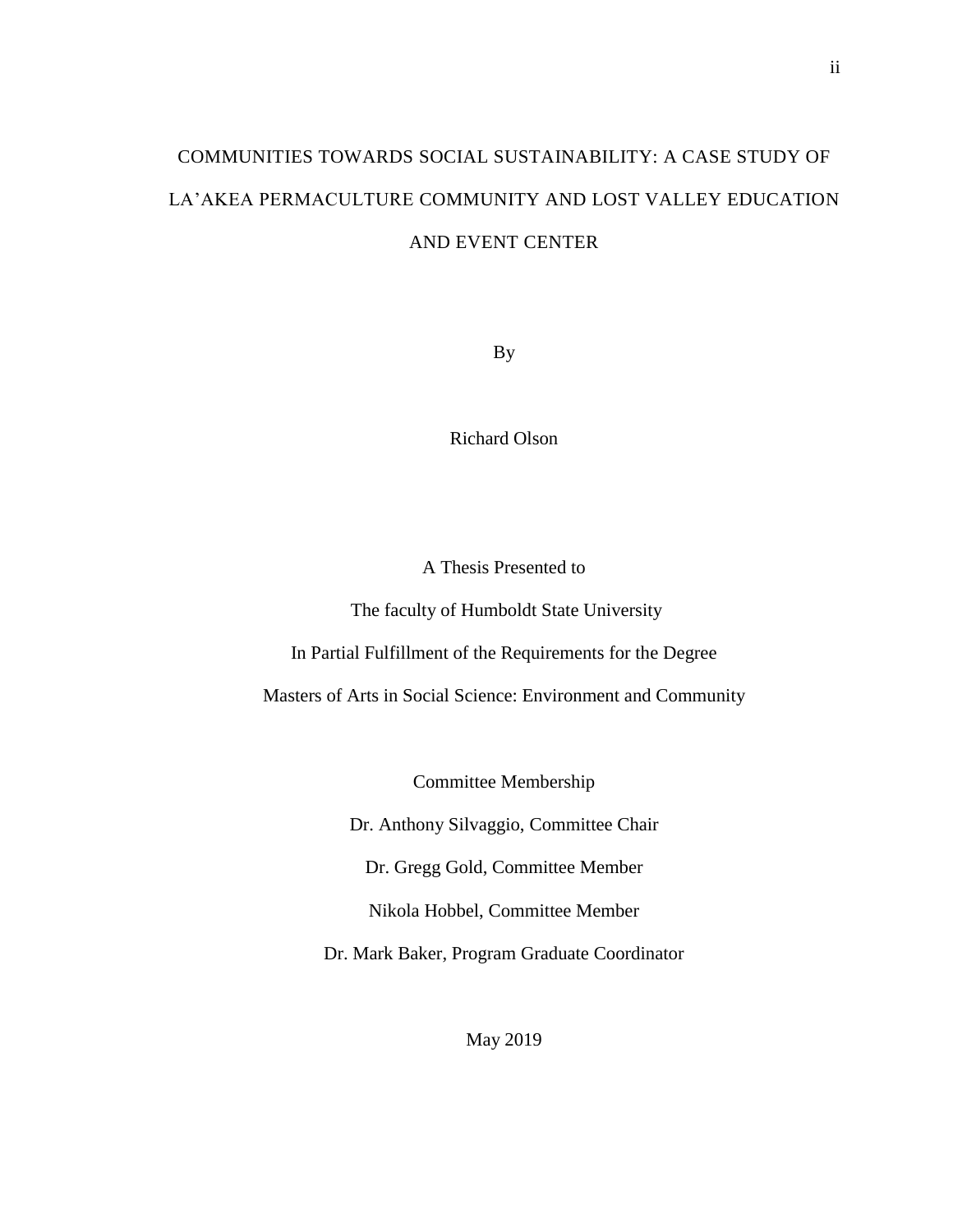# COMMUNITIES TOWARDS SOCIAL SUSTAINABILITY: A CASE STUDY OF LA'AKEA PERMACULTURE COMMUNITY AND LOST VALLEY EDUCATION AND EVENT CENTER

By

Richard Olson

A Thesis Presented to

The faculty of Humboldt State University

In Partial Fulfillment of the Requirements for the Degree

Masters of Arts in Social Science: Environment and Community

Committee Membership

Dr. Anthony Silvaggio, Committee Chair

Dr. Gregg Gold, Committee Member

Nikola Hobbel, Committee Member

Dr. Mark Baker, Program Graduate Coordinator

May 2019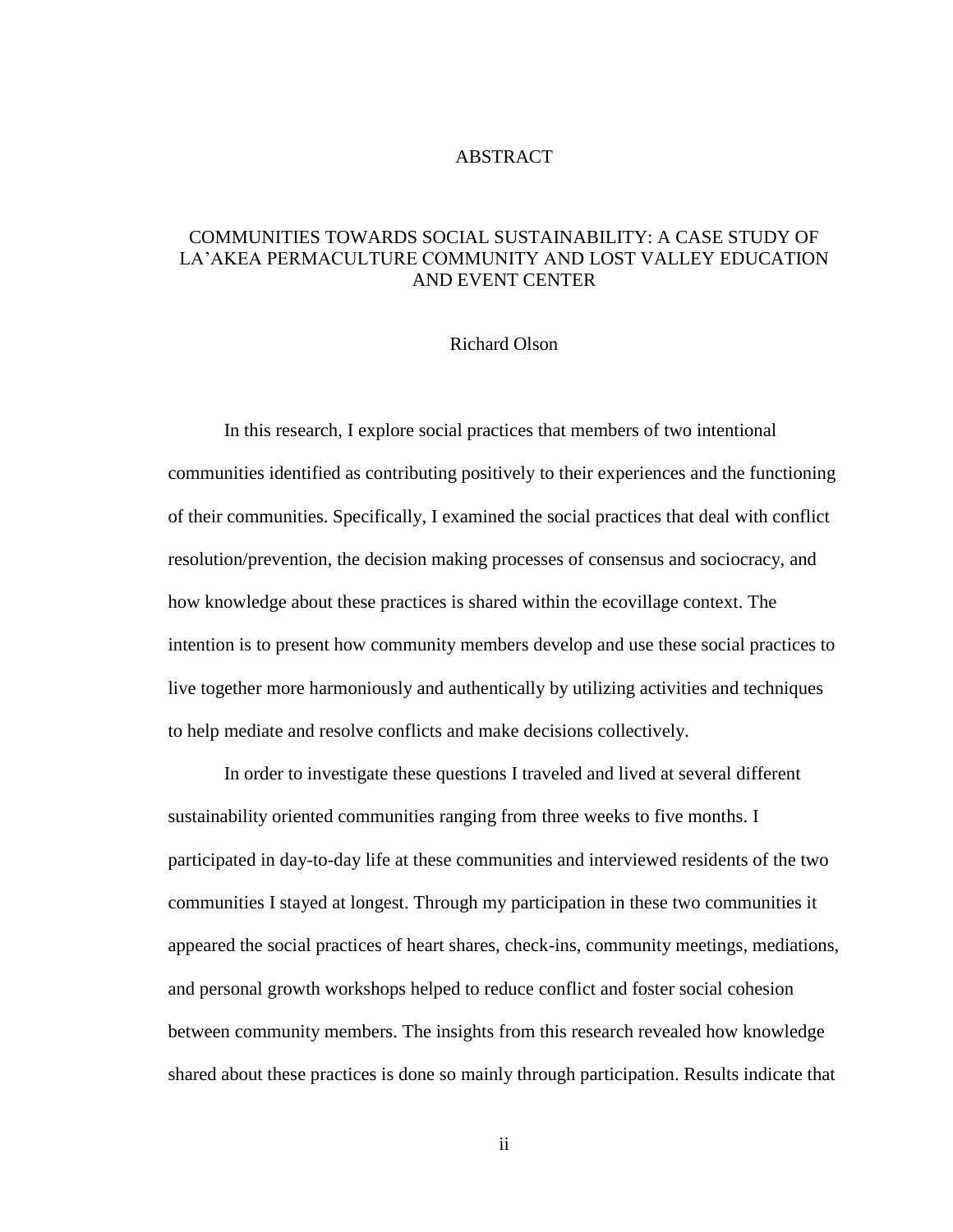# ABSTRACT

## COMMUNITIES TOWARDS SOCIAL SUSTAINABILITY: A CASE STUDY OF LA'AKEA PERMACULTURE COMMUNITY AND LOST VALLEY EDUCATION AND EVENT CENTER

Richard Olson

In this research, I explore social practices that members of two intentional communities identified as contributing positively to their experiences and the functioning of their communities. Specifically, I examined the social practices that deal with conflict resolution/prevention, the decision making processes of consensus and sociocracy, and how knowledge about these practices is shared within the ecovillage context. The intention is to present how community members develop and use these social practices to live together more harmoniously and authentically by utilizing activities and techniques to help mediate and resolve conflicts and make decisions collectively.

In order to investigate these questions I traveled and lived at several different sustainability oriented communities ranging from three weeks to five months. I participated in day-to-day life at these communities and interviewed residents of the two communities I stayed at longest. Through my participation in these two communities it appeared the social practices of heart shares, check-ins, community meetings, mediations, and personal growth workshops helped to reduce conflict and foster social cohesion between community members. The insights from this research revealed how knowledge shared about these practices is done so mainly through participation. Results indicate that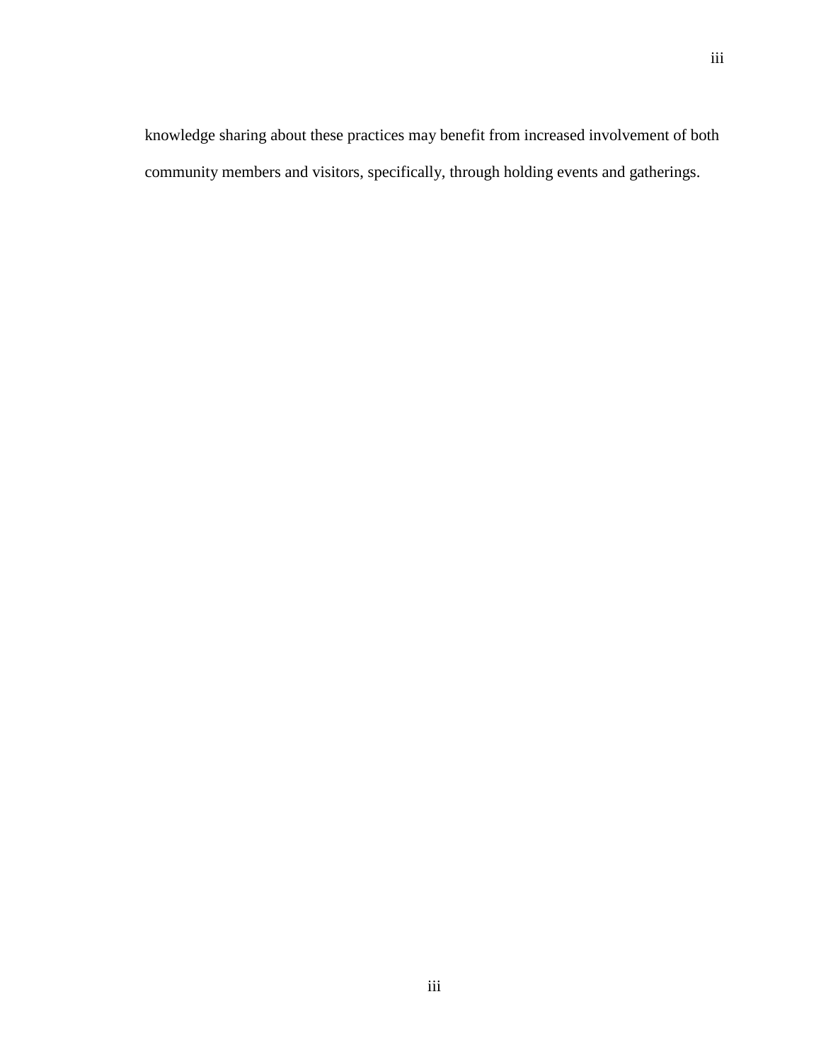knowledge sharing about these practices may benefit from increased involvement of both community members and visitors, specifically, through holding events and gatherings.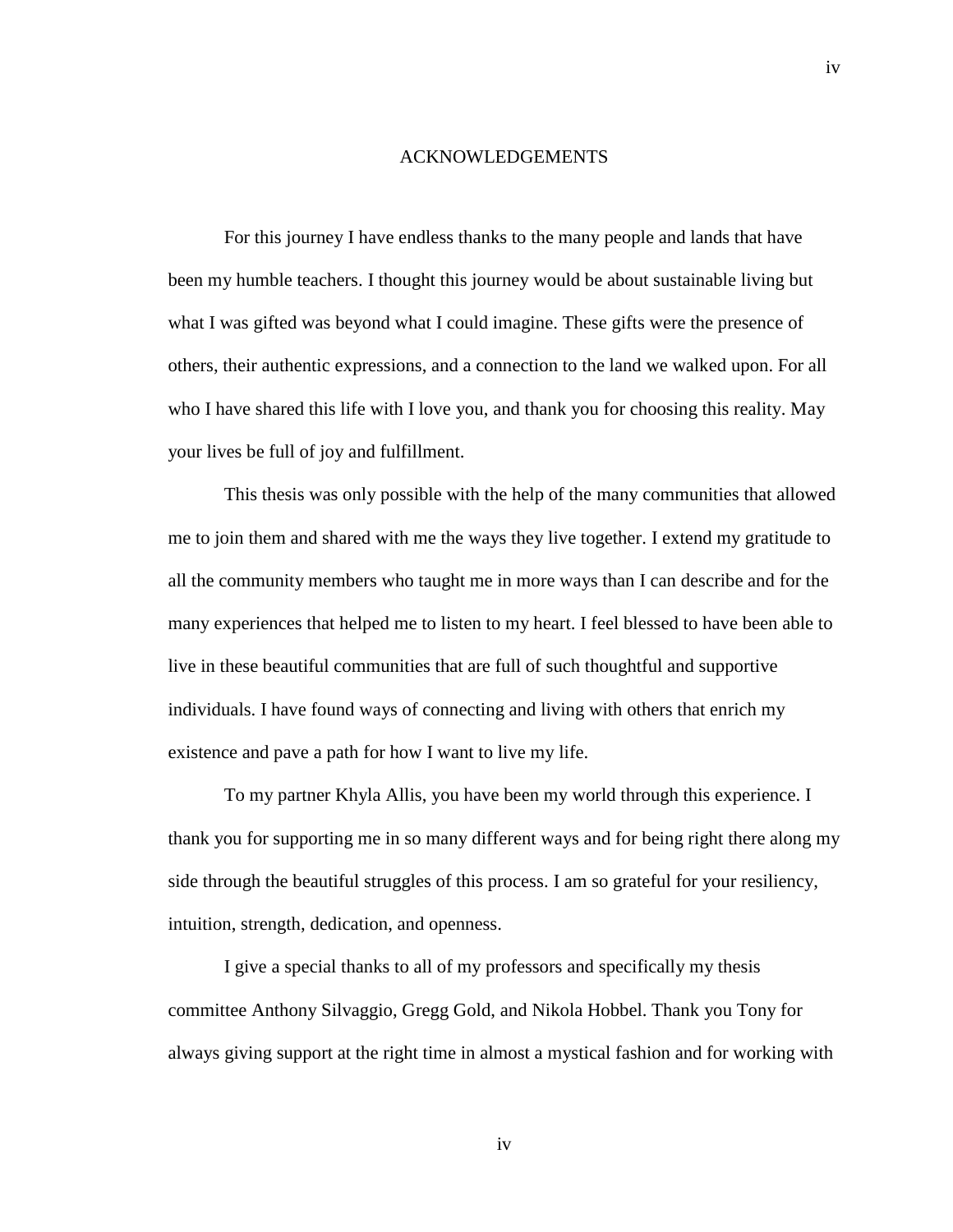# ACKNOWLEDGEMENTS

For this journey I have endless thanks to the many people and lands that have been my humble teachers. I thought this journey would be about sustainable living but what I was gifted was beyond what I could imagine. These gifts were the presence of others, their authentic expressions, and a connection to the land we walked upon. For all who I have shared this life with I love you, and thank you for choosing this reality. May your lives be full of joy and fulfillment.

This thesis was only possible with the help of the many communities that allowed me to join them and shared with me the ways they live together. I extend my gratitude to all the community members who taught me in more ways than I can describe and for the many experiences that helped me to listen to my heart. I feel blessed to have been able to live in these beautiful communities that are full of such thoughtful and supportive individuals. I have found ways of connecting and living with others that enrich my existence and pave a path for how I want to live my life.

To my partner Khyla Allis, you have been my world through this experience. I thank you for supporting me in so many different ways and for being right there along my side through the beautiful struggles of this process. I am so grateful for your resiliency, intuition, strength, dedication, and openness.

I give a special thanks to all of my professors and specifically my thesis committee Anthony Silvaggio, Gregg Gold, and Nikola Hobbel. Thank you Tony for always giving support at the right time in almost a mystical fashion and for working with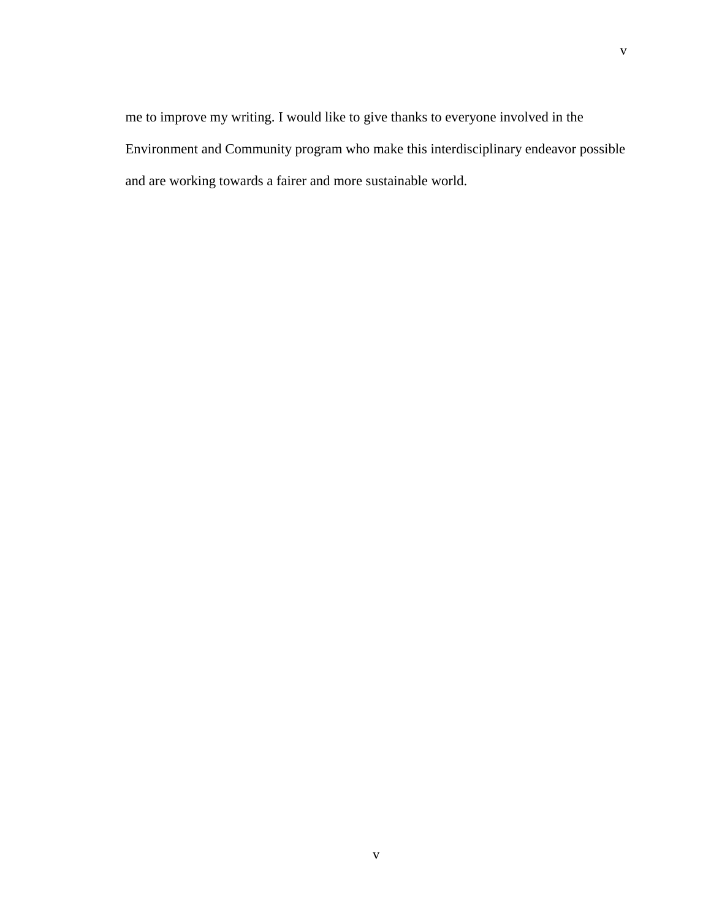me to improve my writing. I would like to give thanks to everyone involved in the Environment and Community program who make this interdisciplinary endeavor possible and are working towards a fairer and more sustainable world.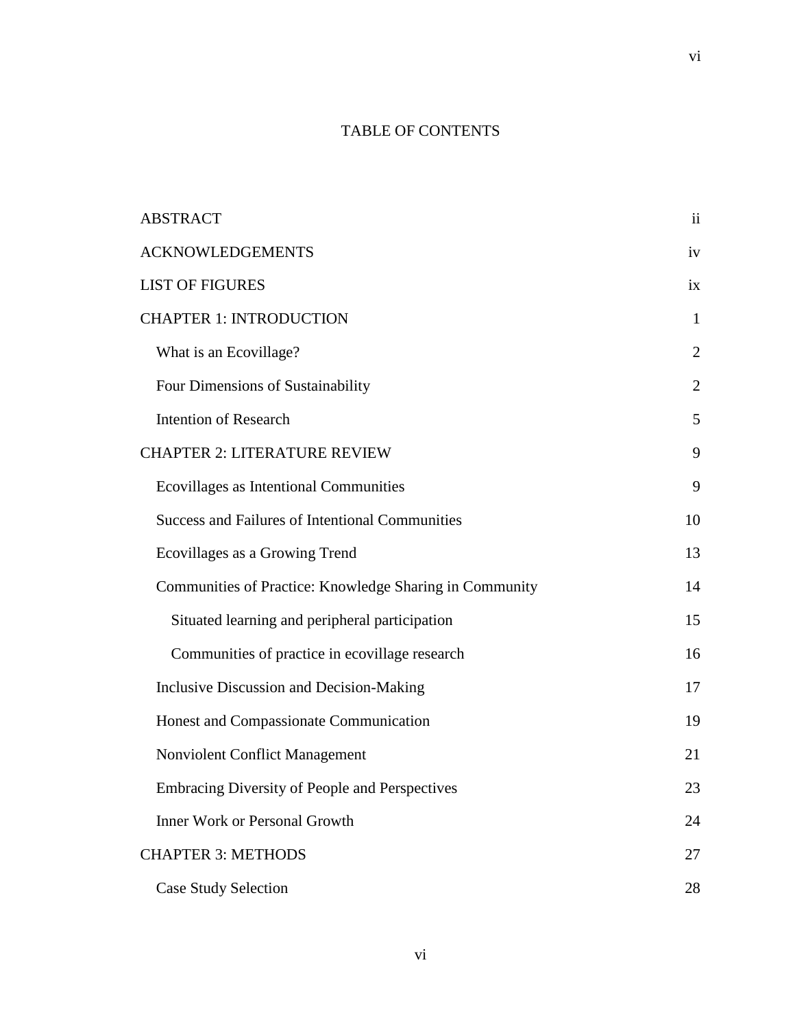# TABLE OF CONTENTS

| | |
|---|---|
| ABSTRACT | ii |
| ACKNOWLEDGEMENTS | iv |
| LIST OF FIGURES | ix |
| CHAPTER 1: INTRODUCTION | 1 |
| What is an Ecovillage? | 2 |
| Four Dimensions of Sustainability | 2 |
| Intention of Research | 5 |
| CHAPTER 2: LITERATURE REVIEW | 9 |
| Ecovillages as Intentional Communities | 9 |
| Success and Failures of Intentional Communities | 10 |
| Ecovillages as a Growing Trend | 13 |
| Communities of Practice: Knowledge Sharing in Community | 14 |
| Situated learning and peripheral participation | 15 |
| Communities of practice in ecovillage research | 16 |
| Inclusive Discussion and Decision-Making | 17 |
| Honest and Compassionate Communication | 19 |
| Nonviolent Conflict Management | 21 |
| Embracing Diversity of People and Perspectives | 23 |
| Inner Work or Personal Growth | 24 |
| CHAPTER 3: METHODS | 27 |
| Case Study Selection | 28 |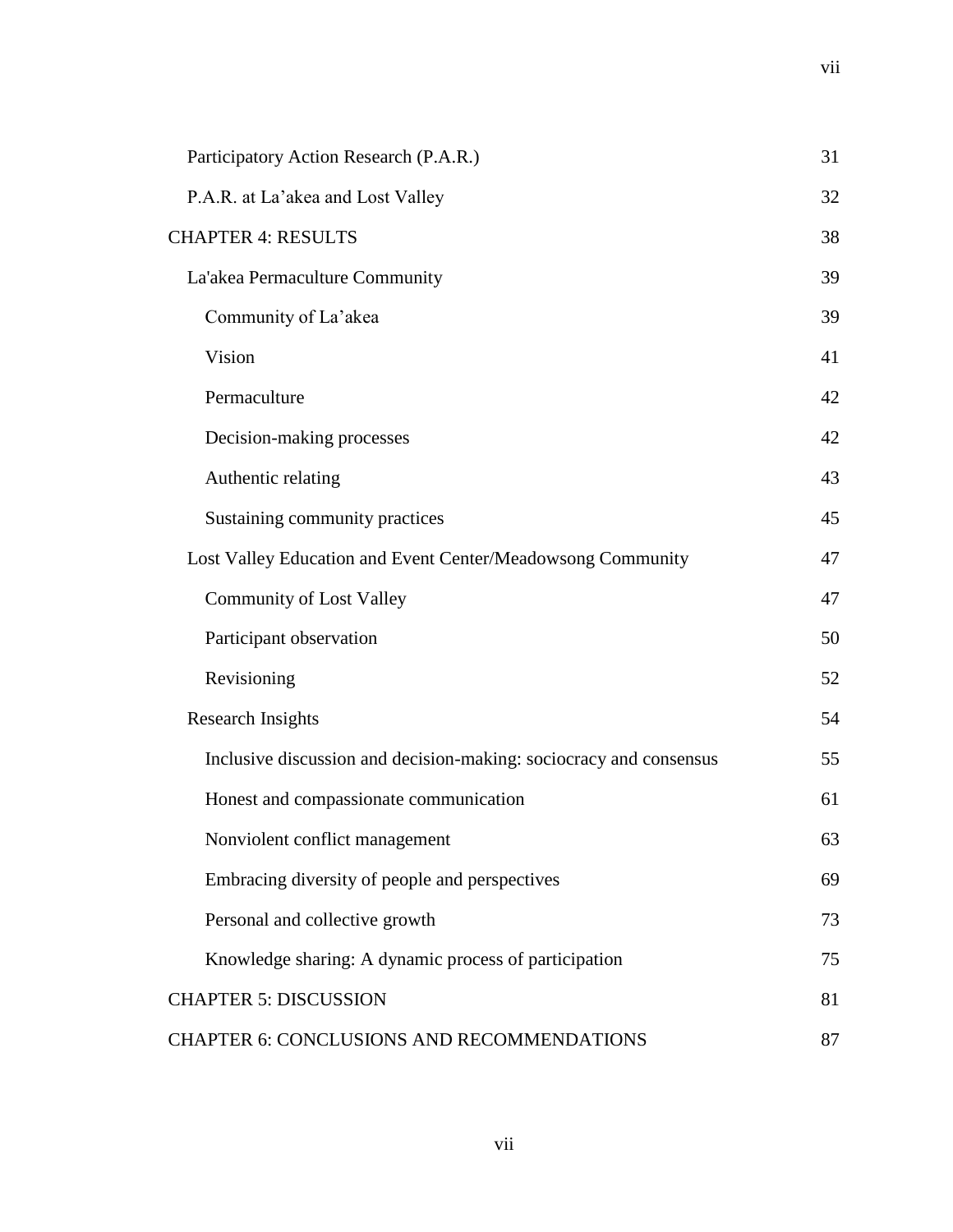| | |
|---|---|
| Participatory Action Research (P.A.R.) | 31 |
| P.A.R. at La'akea and Lost Valley | 32 |
| CHAPTER 4: RESULTS | 38 |
| La'akea Permaculture Community | 39 |
| Community of La'akea | 39 |
| Vision | 41 |
| Permaculture | 42 |
| Decision-making processes | 42 |
| Authentic relating | 43 |
| Sustaining community practices | 45 |
| Lost Valley Education and Event Center/Meadowsong Community | 47 |
| Community of Lost Valley | 47 |
| Participant observation | 50 |
| Revisioning | 52 |
| Research Insights | 54 |
| Inclusive discussion and decision-making: sociocracy and consensus | 55 |
| Honest and compassionate communication | 61 |
| Nonviolent conflict management | 63 |
| Embracing diversity of people and perspectives | 69 |
| Personal and collective growth | 73 |
| Knowledge sharing: A dynamic process of participation | 75 |
| CHAPTER 5: DISCUSSION | 81 |
| CHAPTER 6: CONCLUSIONS AND RECOMMENDATIONS | 87 |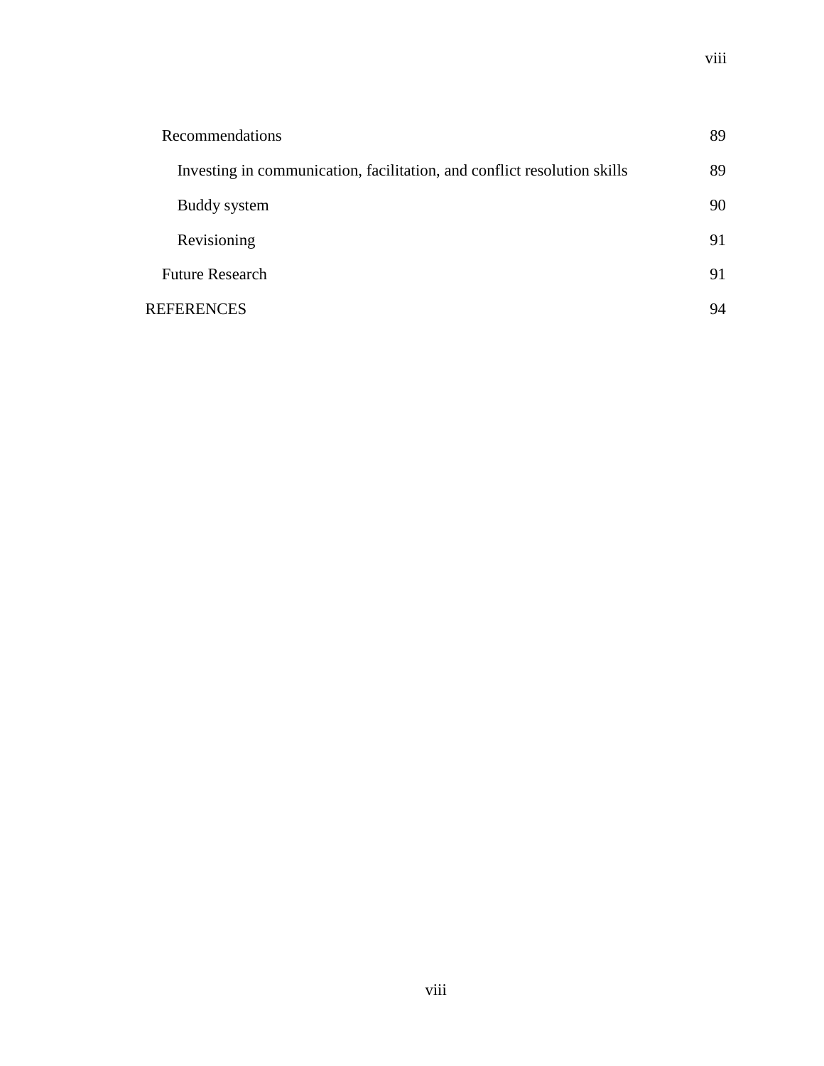| | |
|---|---|
| Recommendations | 89 |
| &nbsp;&nbsp;&nbsp;&nbsp;Investing in communication, facilitation, and conflict resolution skills | 89 |
| &nbsp;&nbsp;&nbsp;&nbsp;Buddy system | 90 |
| &nbsp;&nbsp;&nbsp;&nbsp;Revisioning | 91 |
| Future Research | 91 |
| REFERENCES | 94 |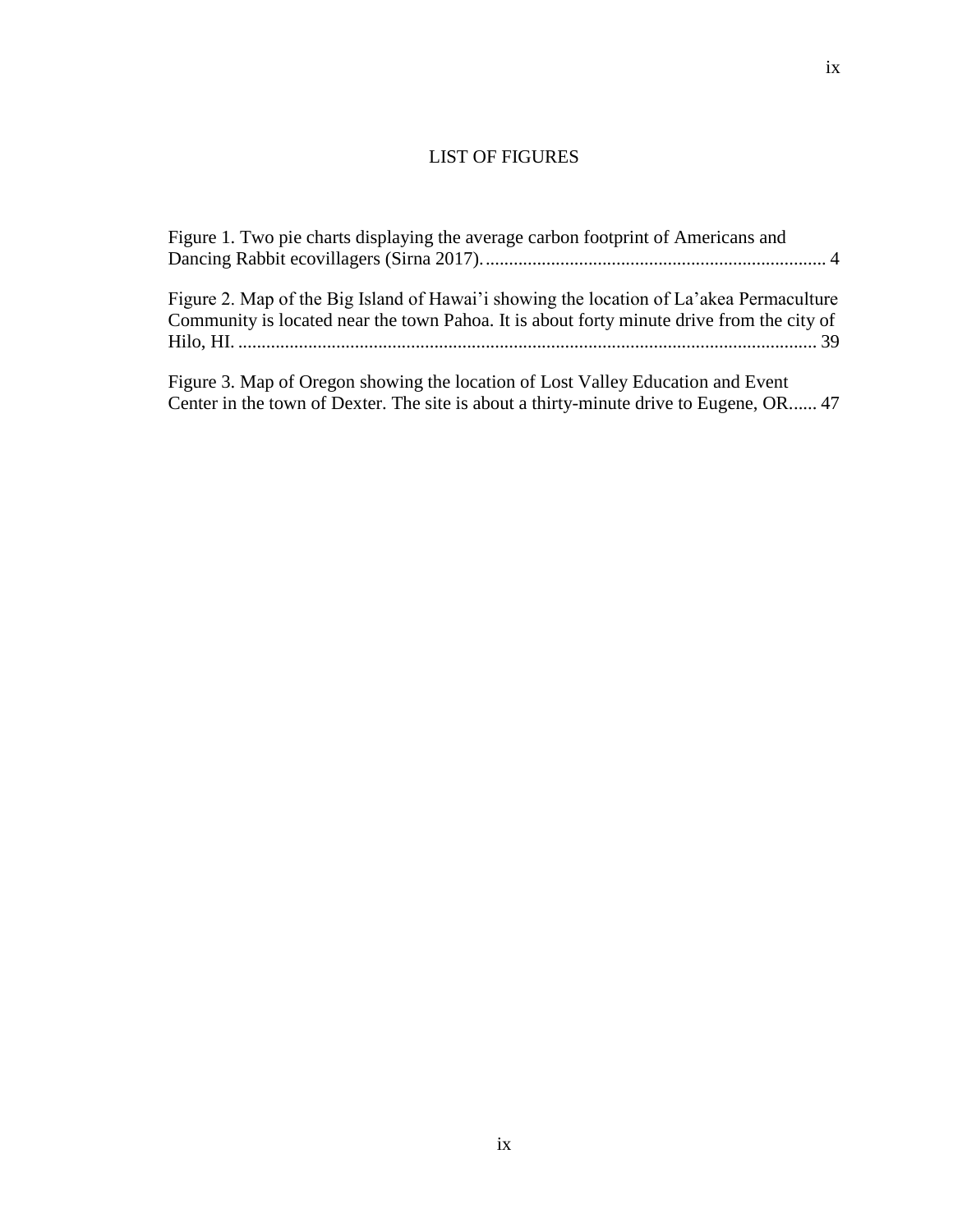# LIST OF FIGURES

Figure 1. Two pie charts displaying the average carbon footprint of Americans and Dancing Rabbit ecovillagers (Sirna 2017). ........................................................................ 4

Figure 2. Map of the Big Island of Hawai'i showing the location of La'akea Permaculture Community is located near the town Pahoa. It is about forty minute drive from the city of Hilo, HI. ............................................................................................................................ 39

Figure 3. Map of Oregon showing the location of Lost Valley Education and Event Center in the town of Dexter. The site is about a thirty-minute drive to Eugene, OR...... 47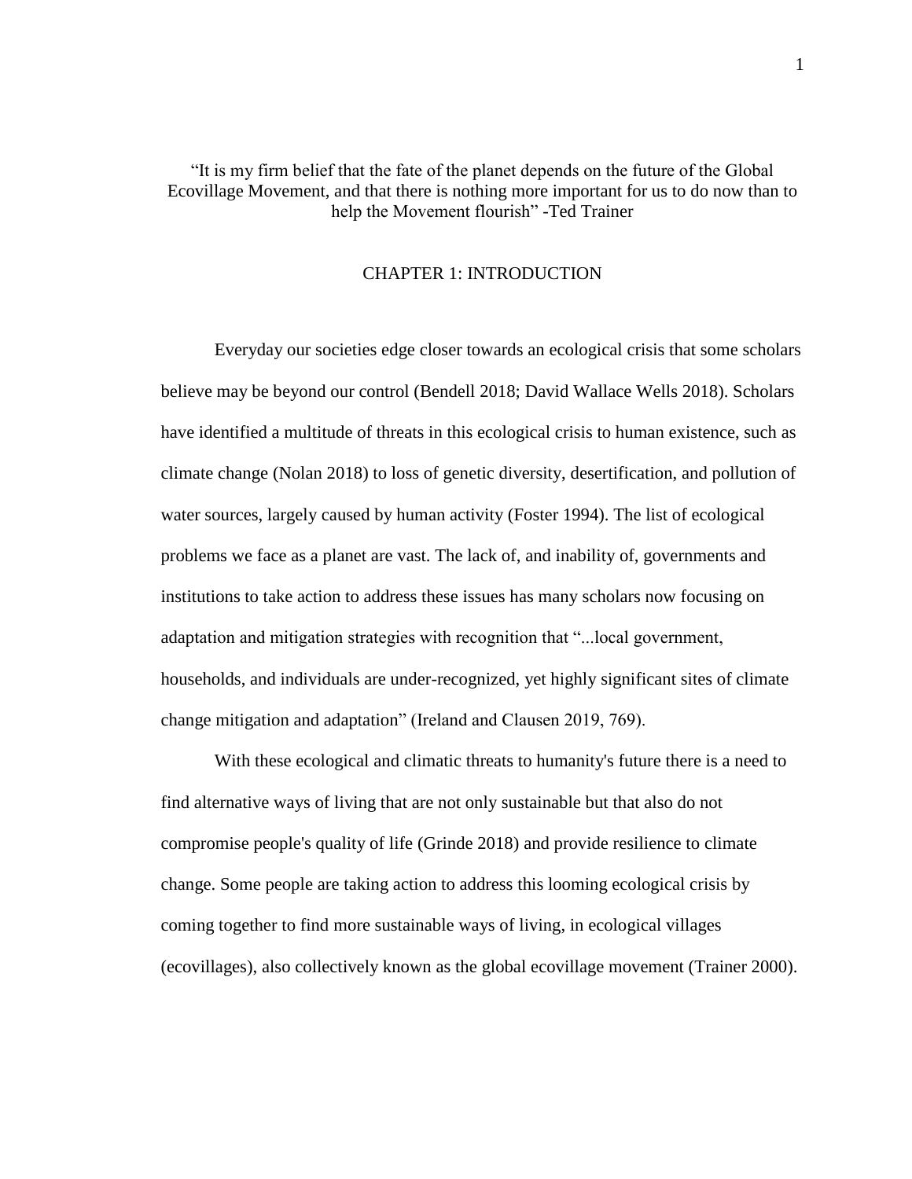"It is my firm belief that the fate of the planet depends on the future of the Global Ecovillage Movement, and that there is nothing more important for us to do now than to help the Movement flourish" -Ted Trainer

# CHAPTER 1: INTRODUCTION

Everyday our societies edge closer towards an ecological crisis that some scholars believe may be beyond our control (Bendell 2018; David Wallace Wells 2018). Scholars have identified a multitude of threats in this ecological crisis to human existence, such as climate change (Nolan 2018) to loss of genetic diversity, desertification, and pollution of water sources, largely caused by human activity (Foster 1994). The list of ecological problems we face as a planet are vast. The lack of, and inability of, governments and institutions to take action to address these issues has many scholars now focusing on adaptation and mitigation strategies with recognition that "...local government, households, and individuals are under-recognized, yet highly significant sites of climate change mitigation and adaptation" (Ireland and Clausen 2019, 769).

With these ecological and climatic threats to humanity's future there is a need to find alternative ways of living that are not only sustainable but that also do not compromise people's quality of life (Grinde 2018) and provide resilience to climate change. Some people are taking action to address this looming ecological crisis by coming together to find more sustainable ways of living, in ecological villages (ecovillages), also collectively known as the global ecovillage movement (Trainer 2000).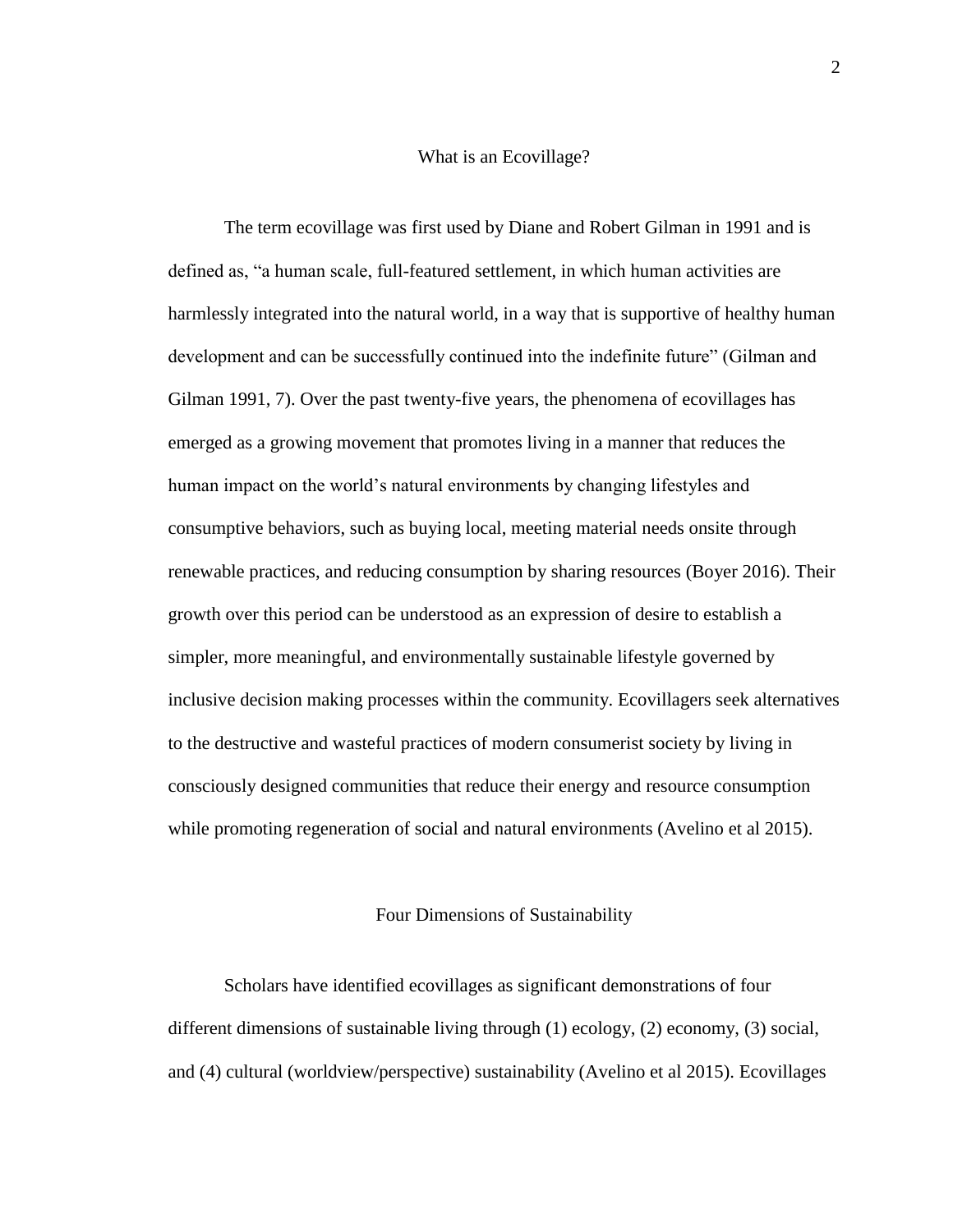## What is an Ecovillage?

The term ecovillage was first used by Diane and Robert Gilman in 1991 and is defined as, "a human scale, full-featured settlement, in which human activities are harmlessly integrated into the natural world, in a way that is supportive of healthy human development and can be successfully continued into the indefinite future" (Gilman and Gilman 1991, 7). Over the past twenty-five years, the phenomena of ecovillages has emerged as a growing movement that promotes living in a manner that reduces the human impact on the world's natural environments by changing lifestyles and consumptive behaviors, such as buying local, meeting material needs onsite through renewable practices, and reducing consumption by sharing resources (Boyer 2016). Their growth over this period can be understood as an expression of desire to establish a simpler, more meaningful, and environmentally sustainable lifestyle governed by inclusive decision making processes within the community. Ecovillagers seek alternatives to the destructive and wasteful practices of modern consumerist society by living in consciously designed communities that reduce their energy and resource consumption while promoting regeneration of social and natural environments (Avelino et al 2015).

## Four Dimensions of Sustainability

Scholars have identified ecovillages as significant demonstrations of four different dimensions of sustainable living through (1) ecology, (2) economy, (3) social, and (4) cultural (worldview/perspective) sustainability (Avelino et al 2015). Ecovillages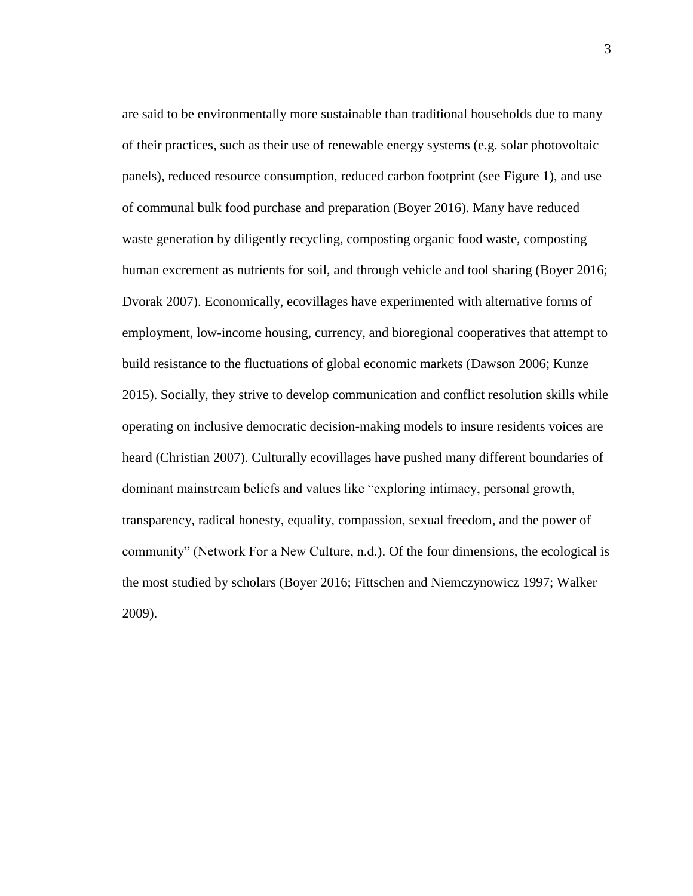are said to be environmentally more sustainable than traditional households due to many of their practices, such as their use of renewable energy systems (e.g. solar photovoltaic panels), reduced resource consumption, reduced carbon footprint (see Figure 1), and use of communal bulk food purchase and preparation (Boyer 2016). Many have reduced waste generation by diligently recycling, composting organic food waste, composting human excrement as nutrients for soil, and through vehicle and tool sharing (Boyer 2016; Dvorak 2007). Economically, ecovillages have experimented with alternative forms of employment, low-income housing, currency, and bioregional cooperatives that attempt to build resistance to the fluctuations of global economic markets (Dawson 2006; Kunze 2015). Socially, they strive to develop communication and conflict resolution skills while operating on inclusive democratic decision-making models to insure residents voices are heard (Christian 2007). Culturally ecovillages have pushed many different boundaries of dominant mainstream beliefs and values like "exploring intimacy, personal growth, transparency, radical honesty, equality, compassion, sexual freedom, and the power of community" (Network For a New Culture, n.d.). Of the four dimensions, the ecological is the most studied by scholars (Boyer 2016; Fittschen and Niemczynowicz 1997; Walker 2009).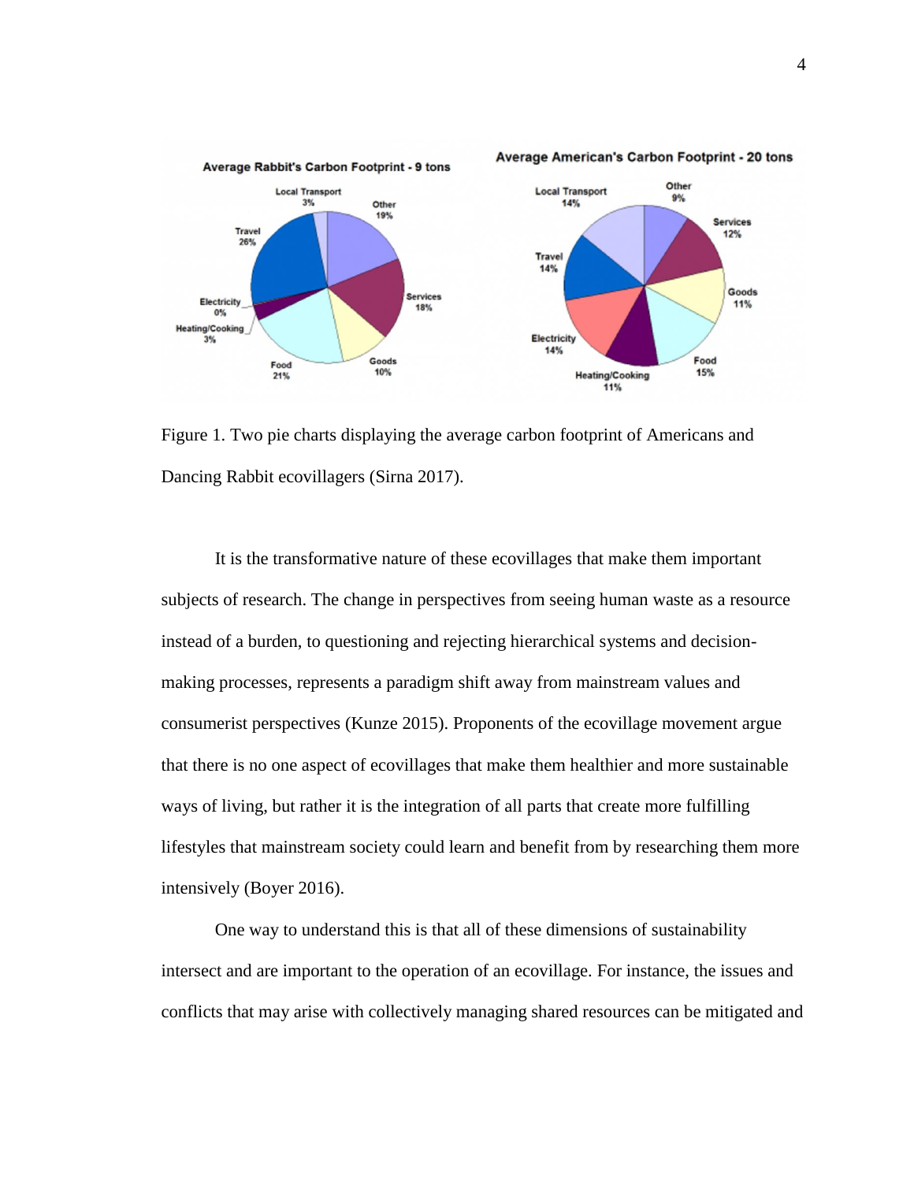Figure 1. Two pie charts displaying the average carbon footprint of Americans and Dancing Rabbit ecovillagers (Sirna 2017).

It is the transformative nature of these ecovillages that make them important subjects of research. The change in perspectives from seeing human waste as a resource instead of a burden, to questioning and rejecting hierarchical systems and decision-making processes, represents a paradigm shift away from mainstream values and consumerist perspectives (Kunze 2015). Proponents of the ecovillage movement argue that there is no one aspect of ecovillages that make them healthier and more sustainable ways of living, but rather it is the integration of all parts that create more fulfilling lifestyles that mainstream society could learn and benefit from by researching them more intensively (Boyer 2016).

One way to understand this is that all of these dimensions of sustainability intersect and are important to the operation of an ecovillage. For instance, the issues and conflicts that may arise with collectively managing shared resources can be mitigated and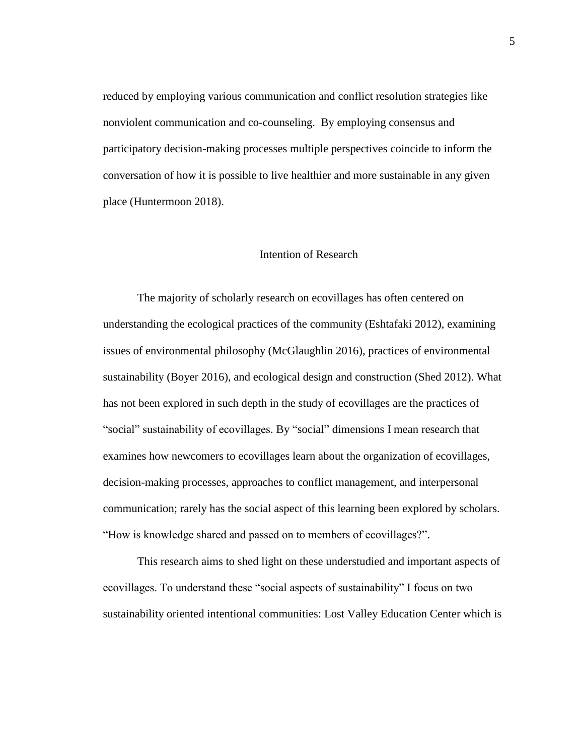reduced by employing various communication and conflict resolution strategies like nonviolent communication and co-counseling. By employing consensus and participatory decision-making processes multiple perspectives coincide to inform the conversation of how it is possible to live healthier and more sustainable in any given place (Huntermoon 2018).

## Intention of Research

The majority of scholarly research on ecovillages has often centered on understanding the ecological practices of the community (Eshtafaki 2012), examining issues of environmental philosophy (McGlaughlin 2016), practices of environmental sustainability (Boyer 2016), and ecological design and construction (Shed 2012). What has not been explored in such depth in the study of ecovillages are the practices of "social" sustainability of ecovillages. By "social" dimensions I mean research that examines how newcomers to ecovillages learn about the organization of ecovillages, decision-making processes, approaches to conflict management, and interpersonal communication; rarely has the social aspect of this learning been explored by scholars. "How is knowledge shared and passed on to members of ecovillages?".

This research aims to shed light on these understudied and important aspects of ecovillages. To understand these "social aspects of sustainability" I focus on two sustainability oriented intentional communities: Lost Valley Education Center which is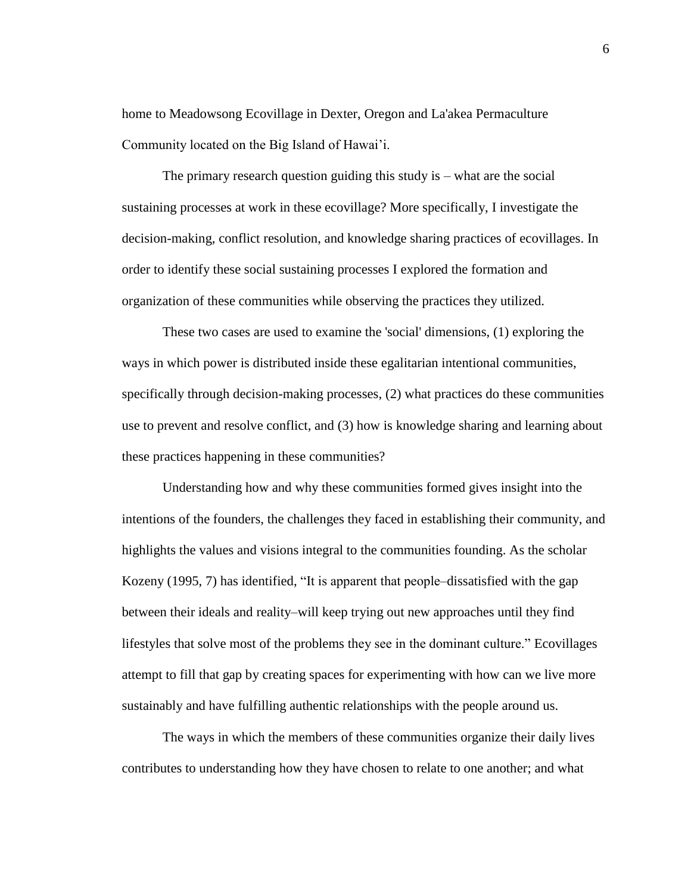home to Meadowsong Ecovillage in Dexter, Oregon and La'akea Permaculture Community located on the Big Island of Hawai'i.

The primary research question guiding this study is – what are the social sustaining processes at work in these ecovillage? More specifically, I investigate the decision-making, conflict resolution, and knowledge sharing practices of ecovillages. In order to identify these social sustaining processes I explored the formation and organization of these communities while observing the practices they utilized.

These two cases are used to examine the 'social' dimensions, (1) exploring the ways in which power is distributed inside these egalitarian intentional communities, specifically through decision-making processes, (2) what practices do these communities use to prevent and resolve conflict, and (3) how is knowledge sharing and learning about these practices happening in these communities?

Understanding how and why these communities formed gives insight into the intentions of the founders, the challenges they faced in establishing their community, and highlights the values and visions integral to the communities founding. As the scholar Kozeny (1995, 7) has identified, "It is apparent that people–dissatisfied with the gap between their ideals and reality–will keep trying out new approaches until they find lifestyles that solve most of the problems they see in the dominant culture." Ecovillages attempt to fill that gap by creating spaces for experimenting with how can we live more sustainably and have fulfilling authentic relationships with the people around us.

The ways in which the members of these communities organize their daily lives contributes to understanding how they have chosen to relate to one another; and what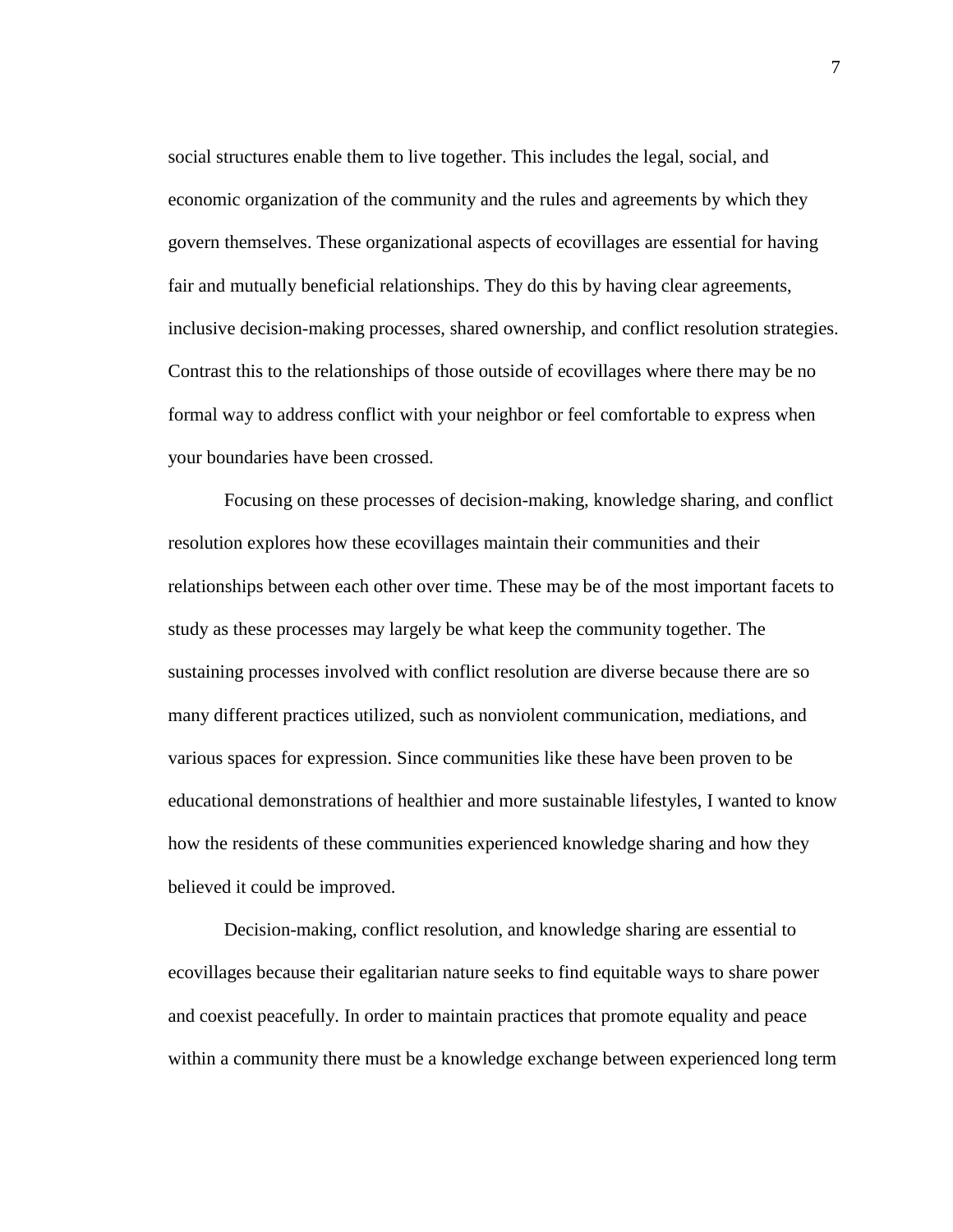social structures enable them to live together. This includes the legal, social, and economic organization of the community and the rules and agreements by which they govern themselves. These organizational aspects of ecovillages are essential for having fair and mutually beneficial relationships. They do this by having clear agreements, inclusive decision-making processes, shared ownership, and conflict resolution strategies. Contrast this to the relationships of those outside of ecovillages where there may be no formal way to address conflict with your neighbor or feel comfortable to express when your boundaries have been crossed.

Focusing on these processes of decision-making, knowledge sharing, and conflict resolution explores how these ecovillages maintain their communities and their relationships between each other over time. These may be of the most important facets to study as these processes may largely be what keep the community together. The sustaining processes involved with conflict resolution are diverse because there are so many different practices utilized, such as nonviolent communication, mediations, and various spaces for expression. Since communities like these have been proven to be educational demonstrations of healthier and more sustainable lifestyles, I wanted to know how the residents of these communities experienced knowledge sharing and how they believed it could be improved.

Decision-making, conflict resolution, and knowledge sharing are essential to ecovillages because their egalitarian nature seeks to find equitable ways to share power and coexist peacefully. In order to maintain practices that promote equality and peace within a community there must be a knowledge exchange between experienced long term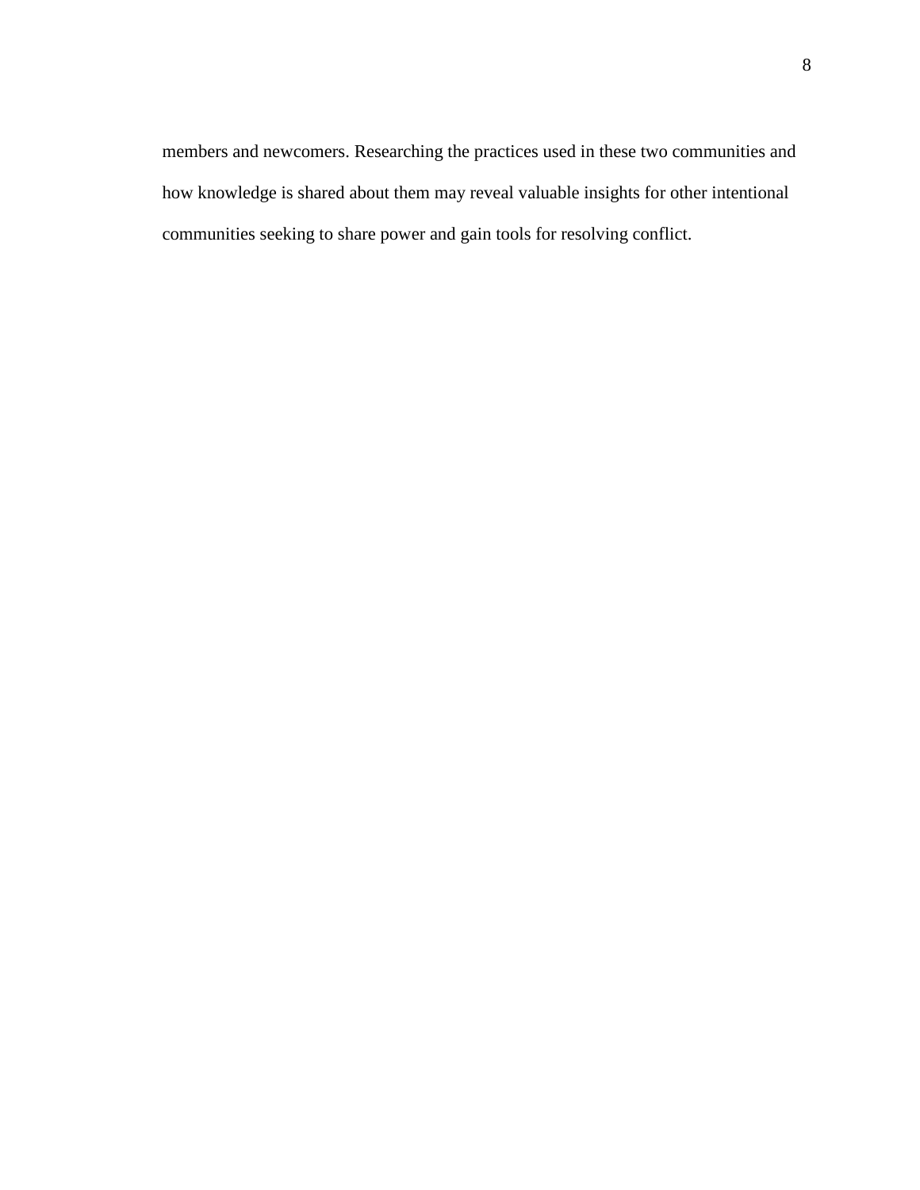members and newcomers. Researching the practices used in these two communities and how knowledge is shared about them may reveal valuable insights for other intentional communities seeking to share power and gain tools for resolving conflict.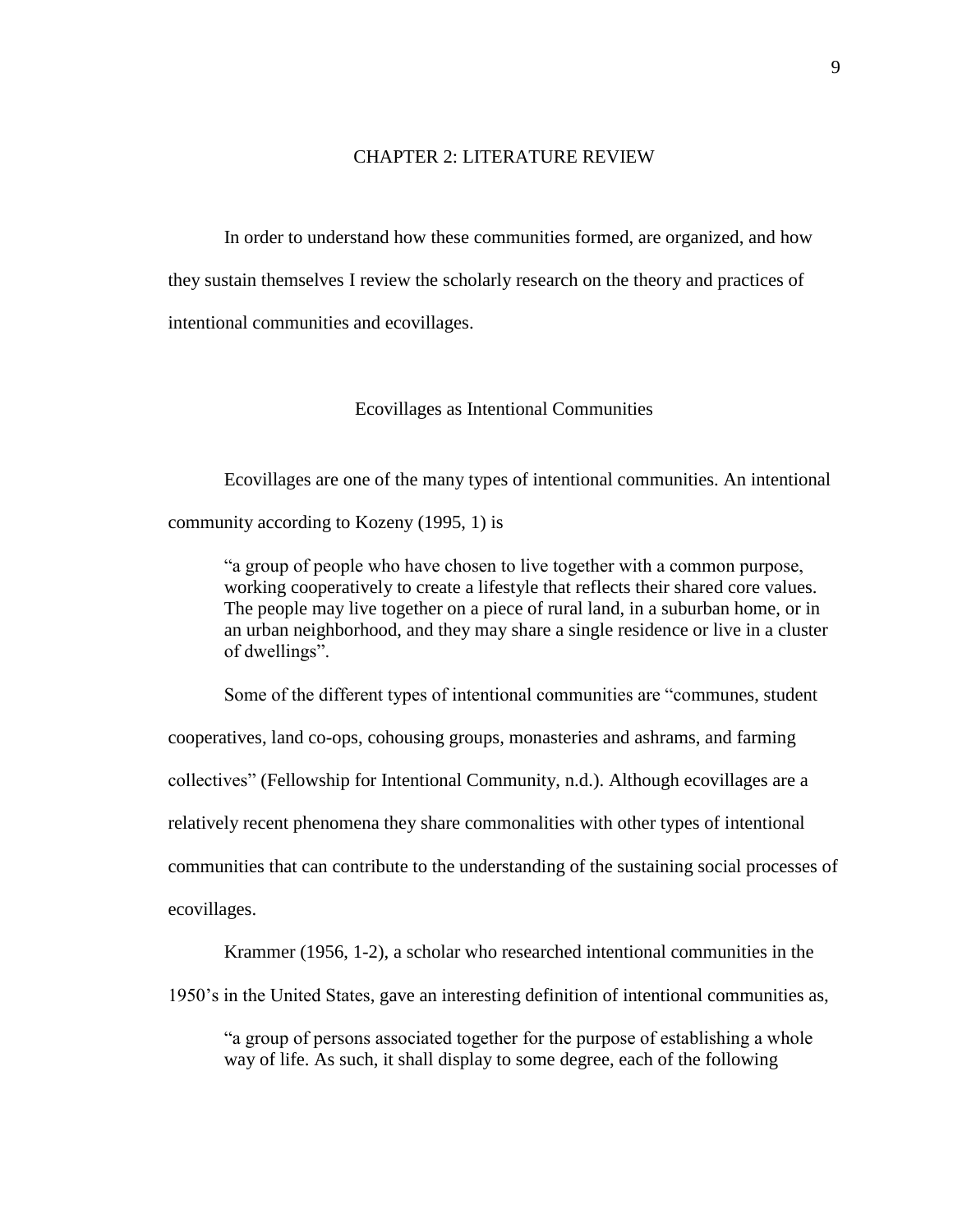# CHAPTER 2: LITERATURE REVIEW

In order to understand how these communities formed, are organized, and how they sustain themselves I review the scholarly research on the theory and practices of intentional communities and ecovillages.

## Ecovillages as Intentional Communities

Ecovillages are one of the many types of intentional communities. An intentional community according to Kozeny (1995, 1) is

> "a group of people who have chosen to live together with a common purpose, working cooperatively to create a lifestyle that reflects their shared core values. The people may live together on a piece of rural land, in a suburban home, or in an urban neighborhood, and they may share a single residence or live in a cluster of dwellings".

Some of the different types of intentional communities are "communes, student cooperatives, land co-ops, cohousing groups, monasteries and ashrams, and farming collectives" (Fellowship for Intentional Community, n.d.). Although ecovillages are a relatively recent phenomena they share commonalities with other types of intentional communities that can contribute to the understanding of the sustaining social processes of ecovillages.

Krammer (1956, 1-2), a scholar who researched intentional communities in the 1950's in the United States, gave an interesting definition of intentional communities as,

> "a group of persons associated together for the purpose of establishing a whole way of life. As such, it shall display to some degree, each of the following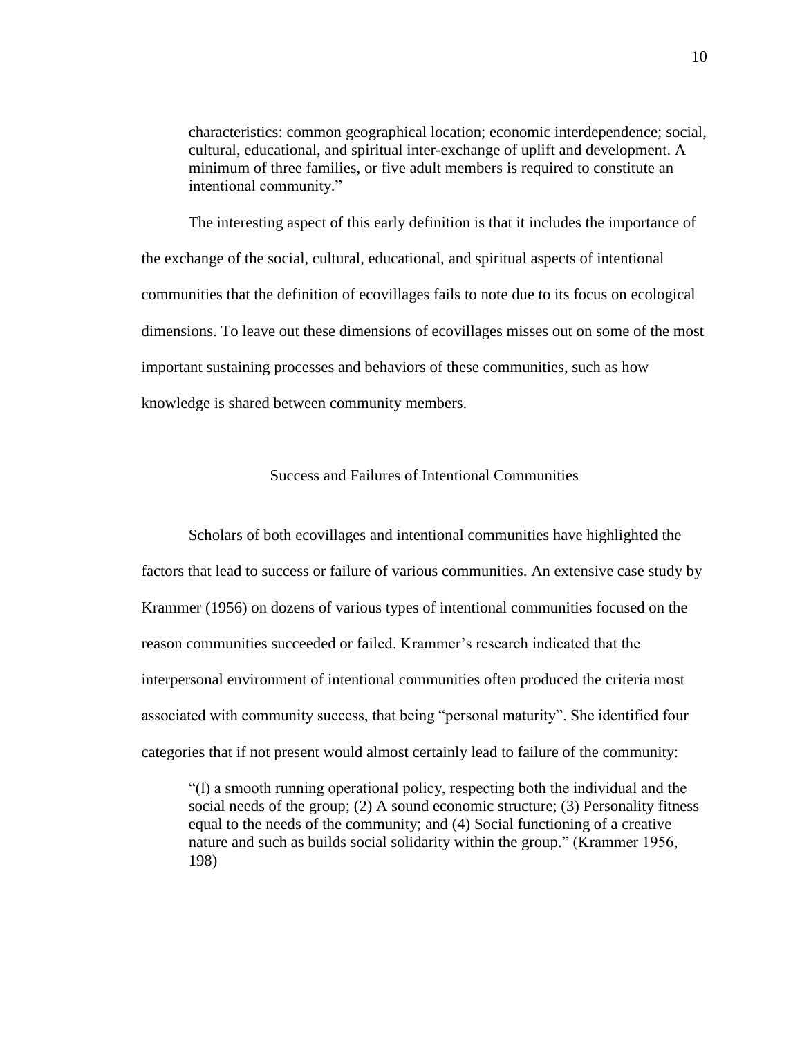> characteristics: common geographical location; economic interdependence; social, cultural, educational, and spiritual inter-exchange of uplift and development. A minimum of three families, or five adult members is required to constitute an intentional community."

The interesting aspect of this early definition is that it includes the importance of the exchange of the social, cultural, educational, and spiritual aspects of intentional communities that the definition of ecovillages fails to note due to its focus on ecological dimensions. To leave out these dimensions of ecovillages misses out on some of the most important sustaining processes and behaviors of these communities, such as how knowledge is shared between community members.

## Success and Failures of Intentional Communities

Scholars of both ecovillages and intentional communities have highlighted the factors that lead to success or failure of various communities. An extensive case study by Krammer (1956) on dozens of various types of intentional communities focused on the reason communities succeeded or failed. Krammer's research indicated that the interpersonal environment of intentional communities often produced the criteria most associated with community success, that being "personal maturity". She identified four categories that if not present would almost certainly lead to failure of the community:

> "(l) a smooth running operational policy, respecting both the individual and the social needs of the group; (2) A sound economic structure; (3) Personality fitness equal to the needs of the community; and (4) Social functioning of a creative nature and such as builds social solidarity within the group." (Krammer 1956, 198)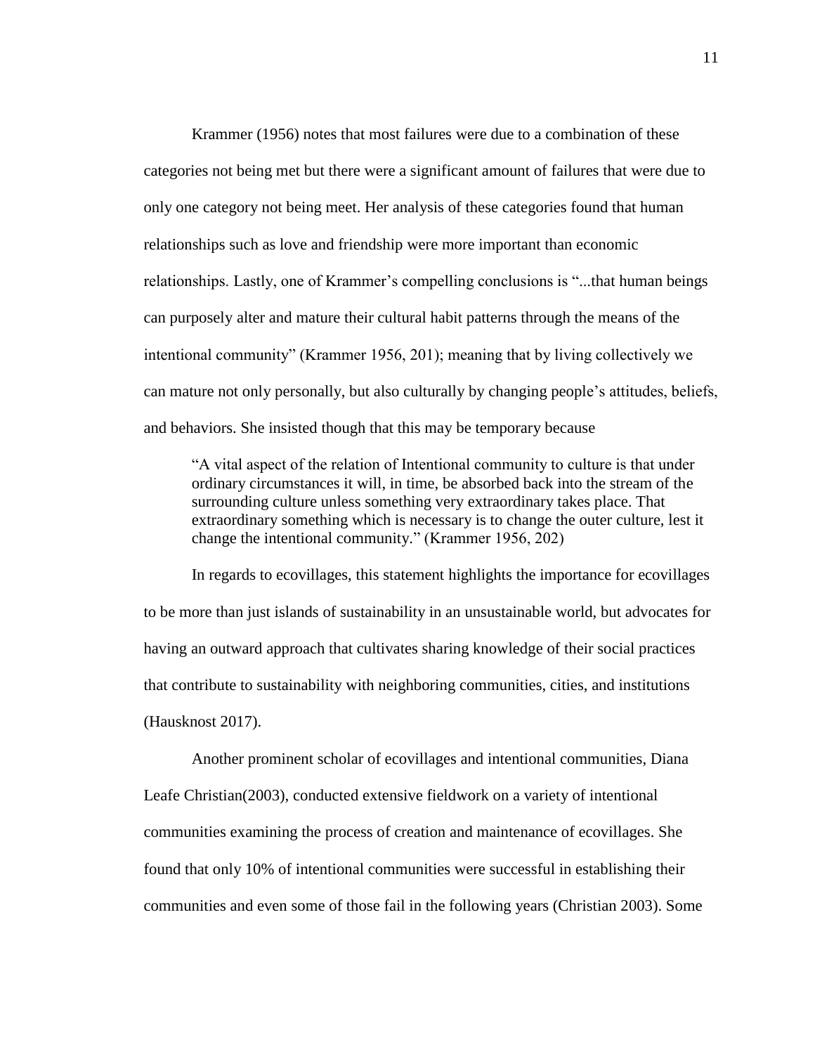Krammer (1956) notes that most failures were due to a combination of these categories not being met but there were a significant amount of failures that were due to only one category not being meet. Her analysis of these categories found that human relationships such as love and friendship were more important than economic relationships. Lastly, one of Krammer's compelling conclusions is "...that human beings can purposely alter and mature their cultural habit patterns through the means of the intentional community" (Krammer 1956, 201); meaning that by living collectively we can mature not only personally, but also culturally by changing people's attitudes, beliefs, and behaviors. She insisted though that this may be temporary because

> "A vital aspect of the relation of Intentional community to culture is that under ordinary circumstances it will, in time, be absorbed back into the stream of the surrounding culture unless something very extraordinary takes place. That extraordinary something which is necessary is to change the outer culture, lest it change the intentional community." (Krammer 1956, 202)

In regards to ecovillages, this statement highlights the importance for ecovillages to be more than just islands of sustainability in an unsustainable world, but advocates for having an outward approach that cultivates sharing knowledge of their social practices that contribute to sustainability with neighboring communities, cities, and institutions (Hausknost 2017).

Another prominent scholar of ecovillages and intentional communities, Diana Leafe Christian(2003), conducted extensive fieldwork on a variety of intentional communities examining the process of creation and maintenance of ecovillages. She found that only 10% of intentional communities were successful in establishing their communities and even some of those fail in the following years (Christian 2003). Some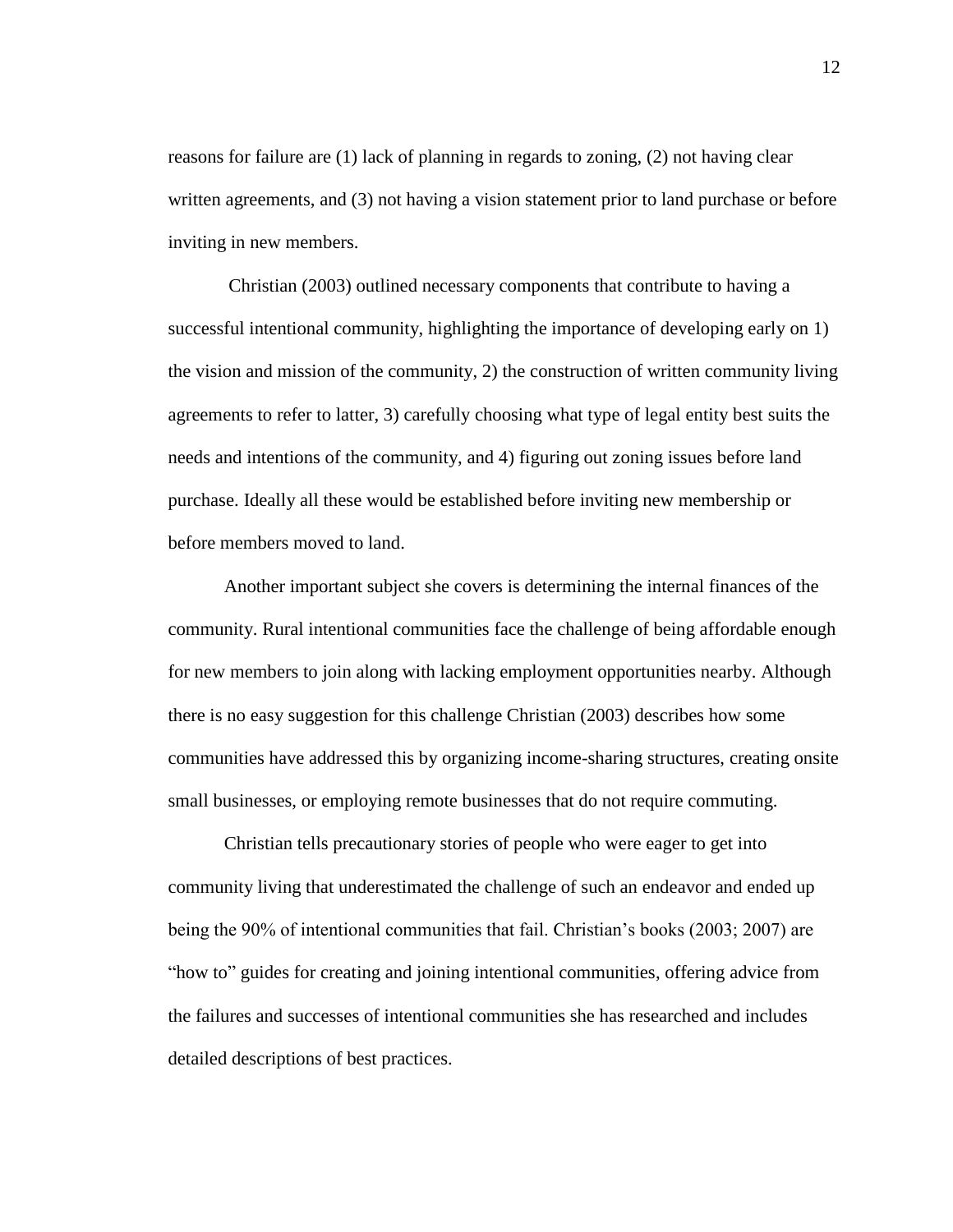reasons for failure are (1) lack of planning in regards to zoning, (2) not having clear written agreements, and (3) not having a vision statement prior to land purchase or before inviting in new members.

Christian (2003) outlined necessary components that contribute to having a successful intentional community, highlighting the importance of developing early on 1) the vision and mission of the community, 2) the construction of written community living agreements to refer to latter, 3) carefully choosing what type of legal entity best suits the needs and intentions of the community, and 4) figuring out zoning issues before land purchase. Ideally all these would be established before inviting new membership or before members moved to land.

Another important subject she covers is determining the internal finances of the community. Rural intentional communities face the challenge of being affordable enough for new members to join along with lacking employment opportunities nearby. Although there is no easy suggestion for this challenge Christian (2003) describes how some communities have addressed this by organizing income-sharing structures, creating onsite small businesses, or employing remote businesses that do not require commuting.

Christian tells precautionary stories of people who were eager to get into community living that underestimated the challenge of such an endeavor and ended up being the 90% of intentional communities that fail. Christian's books (2003; 2007) are "how to" guides for creating and joining intentional communities, offering advice from the failures and successes of intentional communities she has researched and includes detailed descriptions of best practices.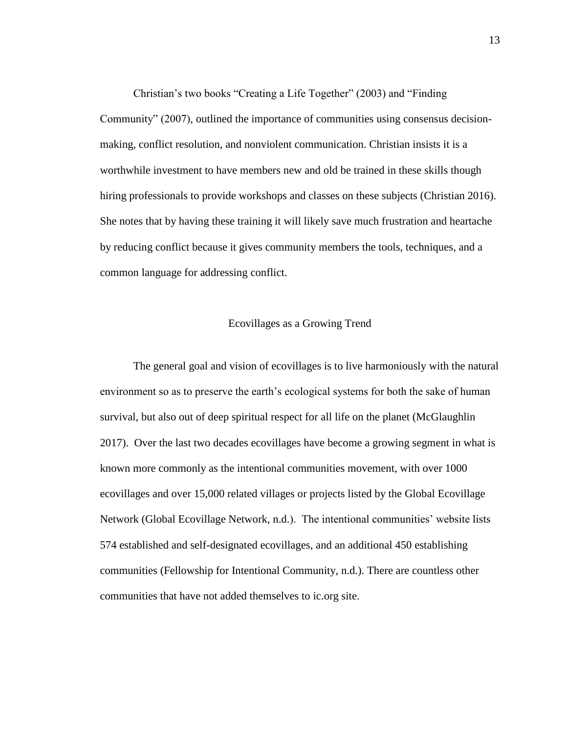Christian's two books "Creating a Life Together" (2003) and "Finding Community" (2007), outlined the importance of communities using consensus decision-making, conflict resolution, and nonviolent communication. Christian insists it is a worthwhile investment to have members new and old be trained in these skills though hiring professionals to provide workshops and classes on these subjects (Christian 2016). She notes that by having these training it will likely save much frustration and heartache by reducing conflict because it gives community members the tools, techniques, and a common language for addressing conflict.

## Ecovillages as a Growing Trend

The general goal and vision of ecovillages is to live harmoniously with the natural environment so as to preserve the earth's ecological systems for both the sake of human survival, but also out of deep spiritual respect for all life on the planet (McGlaughlin 2017). Over the last two decades ecovillages have become a growing segment in what is known more commonly as the intentional communities movement, with over 1000 ecovillages and over 15,000 related villages or projects listed by the Global Ecovillage Network (Global Ecovillage Network, n.d.). The intentional communities' website lists 574 established and self-designated ecovillages, and an additional 450 establishing communities (Fellowship for Intentional Community, n.d.). There are countless other communities that have not added themselves to ic.org site.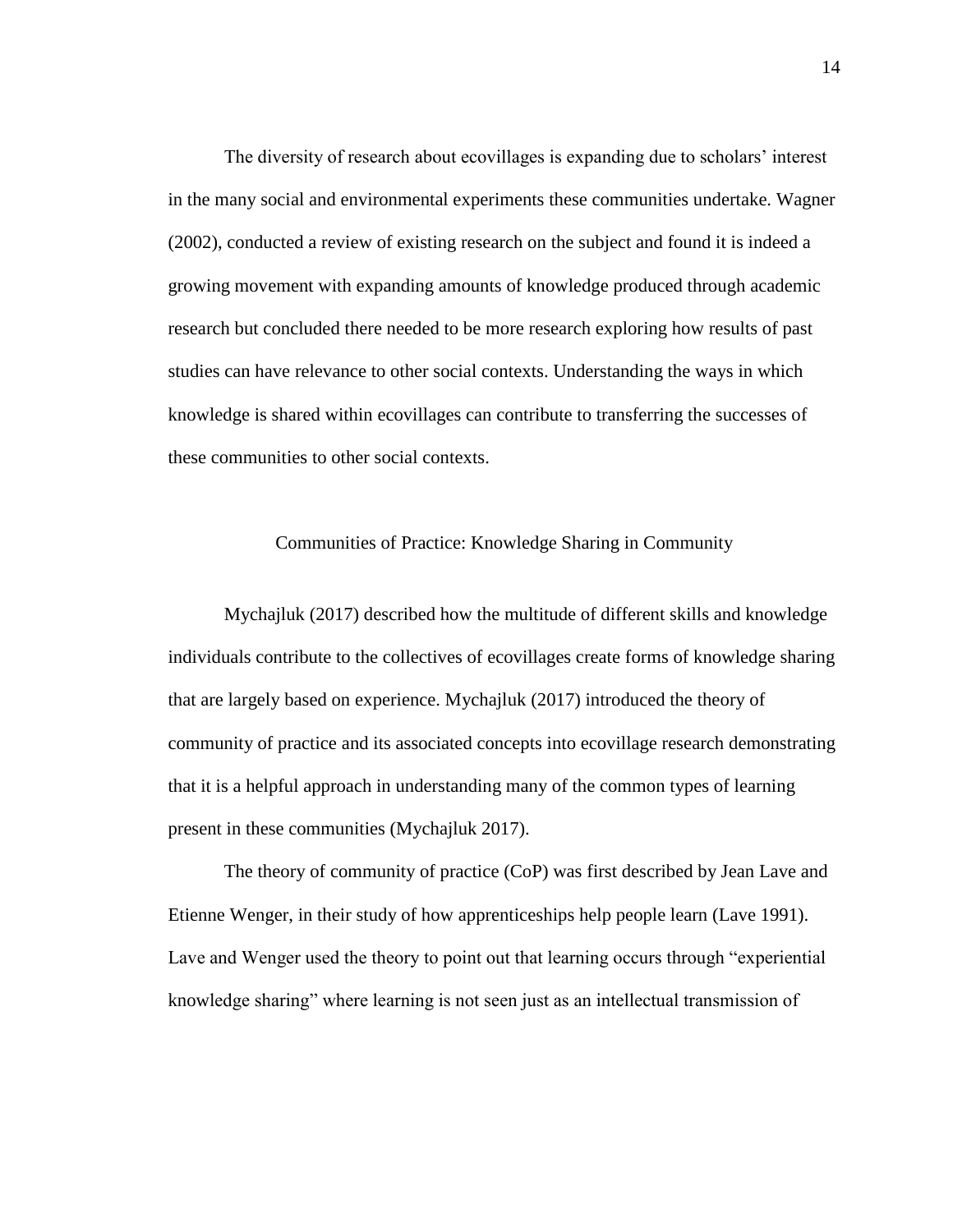The diversity of research about ecovillages is expanding due to scholars' interest in the many social and environmental experiments these communities undertake. Wagner (2002), conducted a review of existing research on the subject and found it is indeed a growing movement with expanding amounts of knowledge produced through academic research but concluded there needed to be more research exploring how results of past studies can have relevance to other social contexts. Understanding the ways in which knowledge is shared within ecovillages can contribute to transferring the successes of these communities to other social contexts.

## Communities of Practice: Knowledge Sharing in Community

Mychajluk (2017) described how the multitude of different skills and knowledge individuals contribute to the collectives of ecovillages create forms of knowledge sharing that are largely based on experience. Mychajluk (2017) introduced the theory of community of practice and its associated concepts into ecovillage research demonstrating that it is a helpful approach in understanding many of the common types of learning present in these communities (Mychajluk 2017).

The theory of community of practice (CoP) was first described by Jean Lave and Etienne Wenger, in their study of how apprenticeships help people learn (Lave 1991). Lave and Wenger used the theory to point out that learning occurs through "experiential knowledge sharing" where learning is not seen just as an intellectual transmission of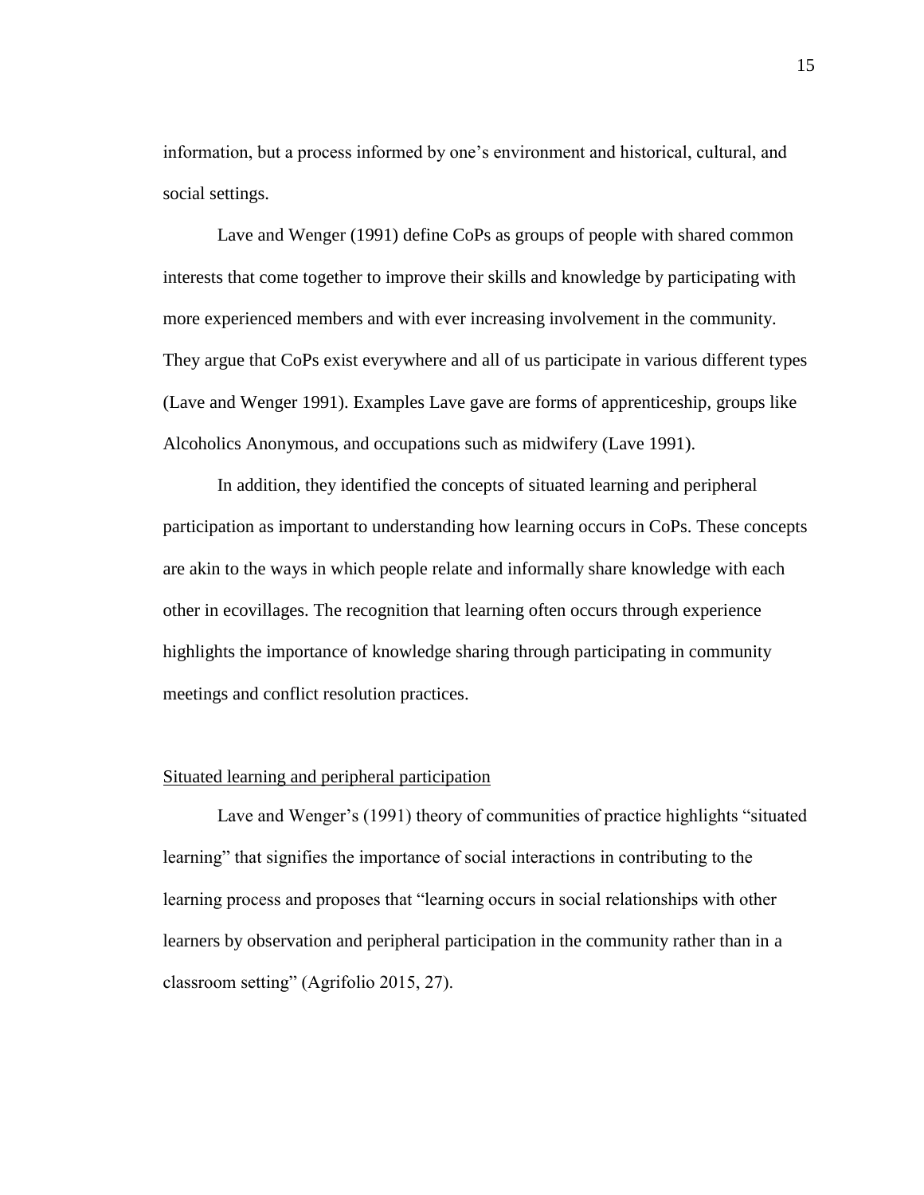information, but a process informed by one's environment and historical, cultural, and social settings.

Lave and Wenger (1991) define CoPs as groups of people with shared common interests that come together to improve their skills and knowledge by participating with more experienced members and with ever increasing involvement in the community. They argue that CoPs exist everywhere and all of us participate in various different types (Lave and Wenger 1991). Examples Lave gave are forms of apprenticeship, groups like Alcoholics Anonymous, and occupations such as midwifery (Lave 1991).

In addition, they identified the concepts of situated learning and peripheral participation as important to understanding how learning occurs in CoPs. These concepts are akin to the ways in which people relate and informally share knowledge with each other in ecovillages. The recognition that learning often occurs through experience highlights the importance of knowledge sharing through participating in community meetings and conflict resolution practices.

### Situated learning and peripheral participation

Lave and Wenger's (1991) theory of communities of practice highlights "situated learning" that signifies the importance of social interactions in contributing to the learning process and proposes that "learning occurs in social relationships with other learners by observation and peripheral participation in the community rather than in a classroom setting" (Agrifolio 2015, 27).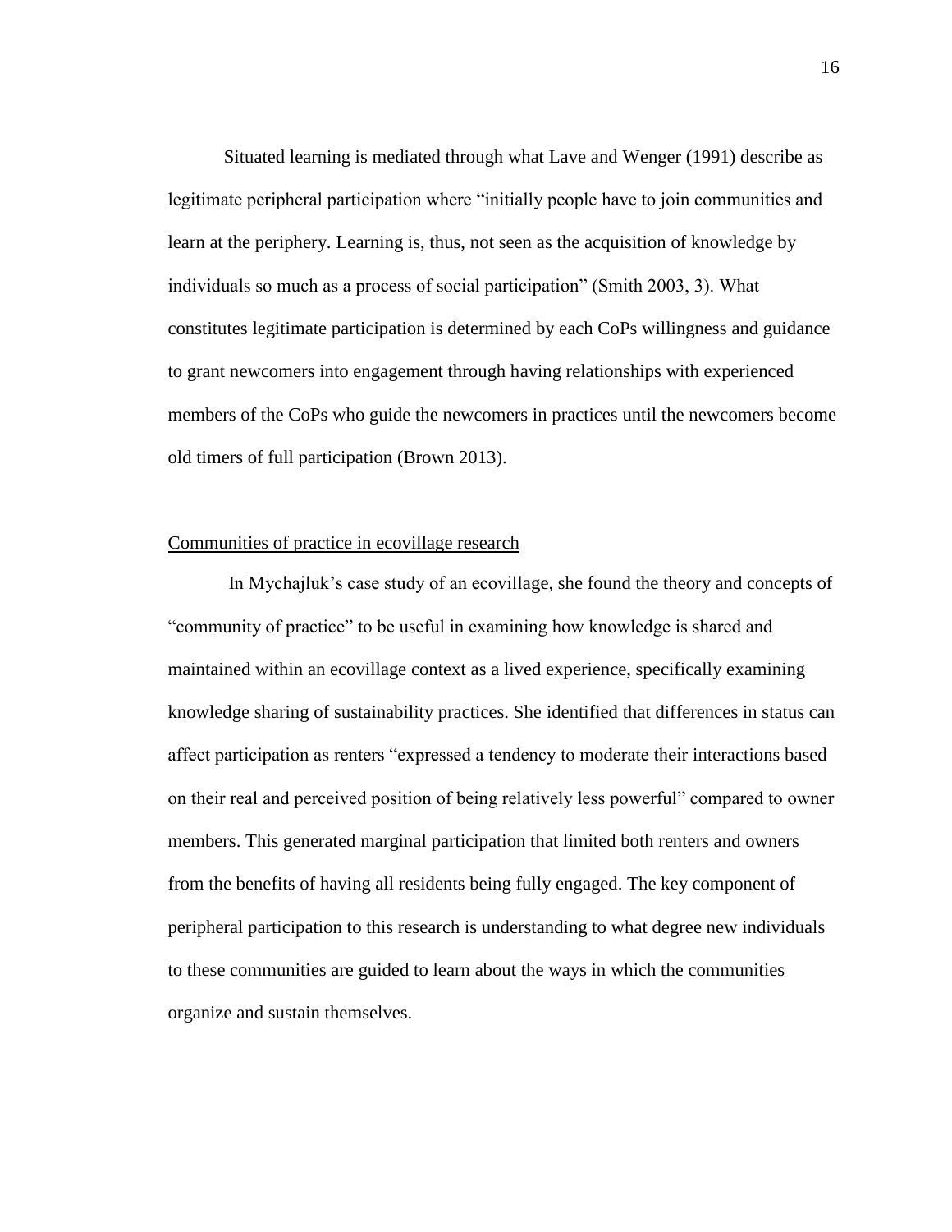Situated learning is mediated through what Lave and Wenger (1991) describe as legitimate peripheral participation where "initially people have to join communities and learn at the periphery. Learning is, thus, not seen as the acquisition of knowledge by individuals so much as a process of social participation" (Smith 2003, 3). What constitutes legitimate participation is determined by each CoPs willingness and guidance to grant newcomers into engagement through having relationships with experienced members of the CoPs who guide the newcomers in practices until the newcomers become old timers of full participation (Brown 2013).

### Communities of practice in ecovillage research

In Mychajluk's case study of an ecovillage, she found the theory and concepts of "community of practice" to be useful in examining how knowledge is shared and maintained within an ecovillage context as a lived experience, specifically examining knowledge sharing of sustainability practices. She identified that differences in status can affect participation as renters "expressed a tendency to moderate their interactions based on their real and perceived position of being relatively less powerful" compared to owner members. This generated marginal participation that limited both renters and owners from the benefits of having all residents being fully engaged. The key component of peripheral participation to this research is understanding to what degree new individuals to these communities are guided to learn about the ways in which the communities organize and sustain themselves.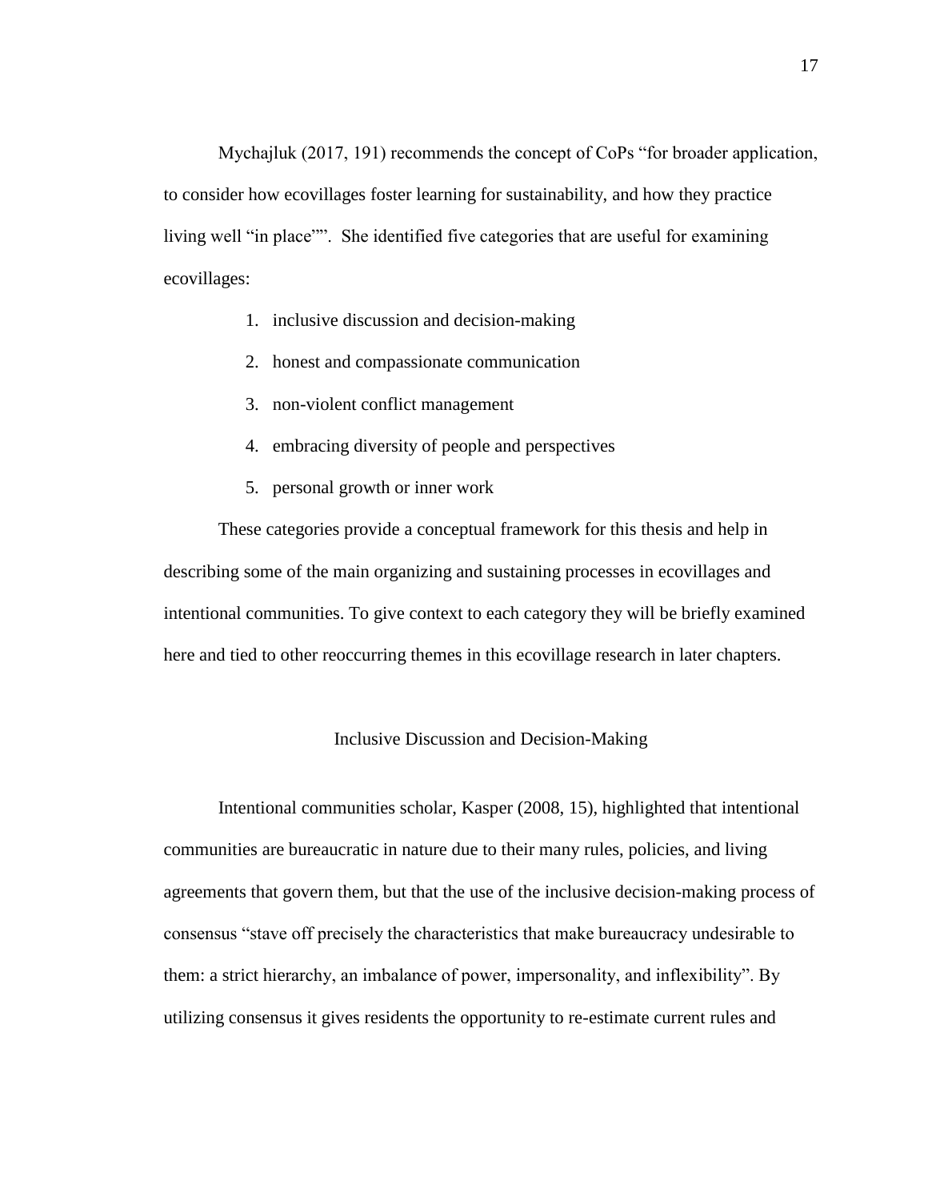Mychajluk (2017, 191) recommends the concept of CoPs "for broader application, to consider how ecovillages foster learning for sustainability, and how they practice living well "in place"". She identified five categories that are useful for examining ecovillages:

1. inclusive discussion and decision-making
2. honest and compassionate communication
3. non-violent conflict management
4. embracing diversity of people and perspectives
5. personal growth or inner work

These categories provide a conceptual framework for this thesis and help in describing some of the main organizing and sustaining processes in ecovillages and intentional communities. To give context to each category they will be briefly examined here and tied to other reoccurring themes in this ecovillage research in later chapters.

## Inclusive Discussion and Decision-Making

Intentional communities scholar, Kasper (2008, 15), highlighted that intentional communities are bureaucratic in nature due to their many rules, policies, and living agreements that govern them, but that the use of the inclusive decision-making process of consensus "stave off precisely the characteristics that make bureaucracy undesirable to them: a strict hierarchy, an imbalance of power, impersonality, and inflexibility". By utilizing consensus it gives residents the opportunity to re-estimate current rules and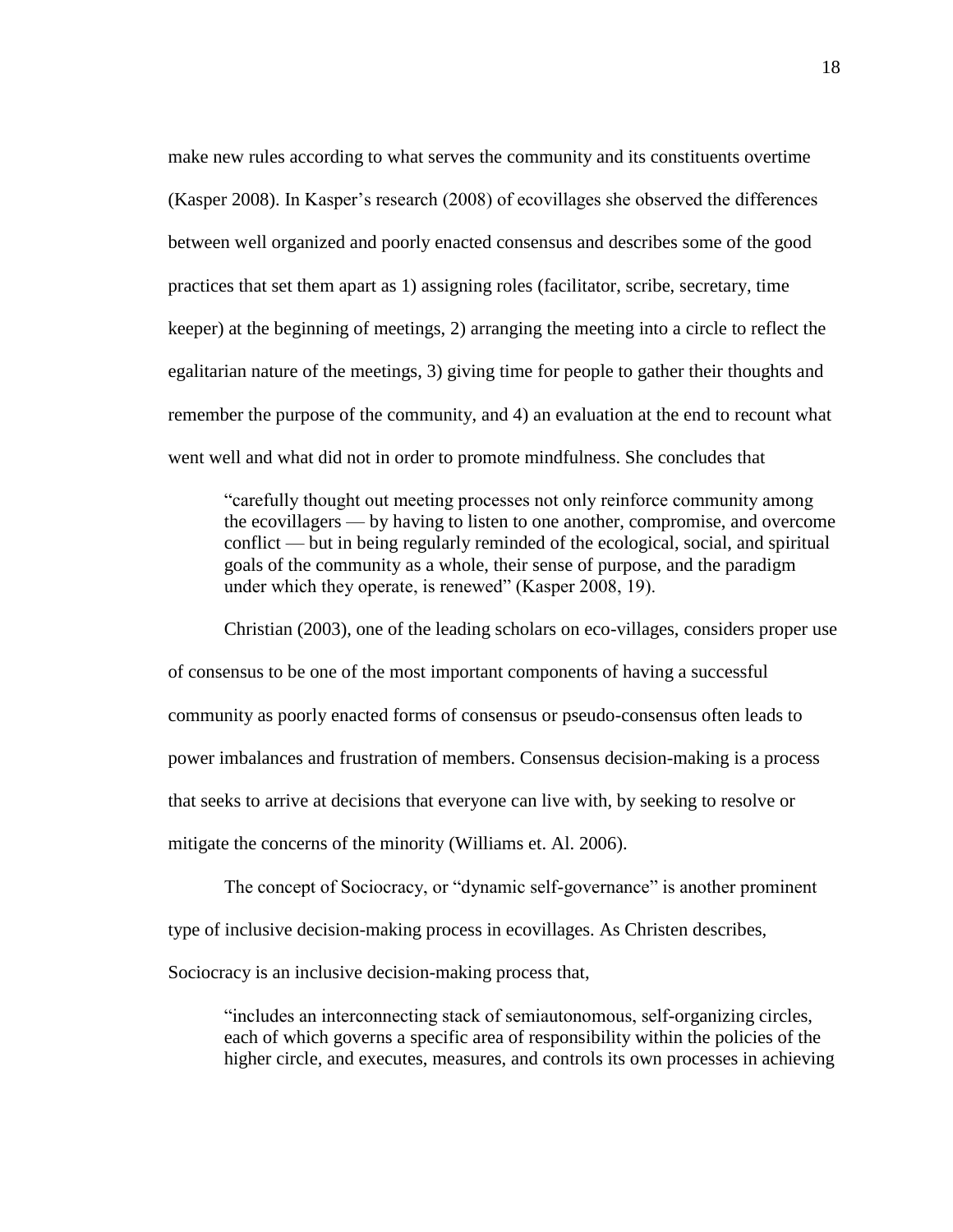make new rules according to what serves the community and its constituents overtime (Kasper 2008). In Kasper's research (2008) of ecovillages she observed the differences between well organized and poorly enacted consensus and describes some of the good practices that set them apart as 1) assigning roles (facilitator, scribe, secretary, time keeper) at the beginning of meetings, 2) arranging the meeting into a circle to reflect the egalitarian nature of the meetings, 3) giving time for people to gather their thoughts and remember the purpose of the community, and 4) an evaluation at the end to recount what went well and what did not in order to promote mindfulness. She concludes that

> "carefully thought out meeting processes not only reinforce community among the ecovillagers — by having to listen to one another, compromise, and overcome conflict — but in being regularly reminded of the ecological, social, and spiritual goals of the community as a whole, their sense of purpose, and the paradigm under which they operate, is renewed" (Kasper 2008, 19).

Christian (2003), one of the leading scholars on eco-villages, considers proper use of consensus to be one of the most important components of having a successful community as poorly enacted forms of consensus or pseudo-consensus often leads to power imbalances and frustration of members. Consensus decision-making is a process that seeks to arrive at decisions that everyone can live with, by seeking to resolve or mitigate the concerns of the minority (Williams et. Al. 2006).

The concept of Sociocracy, or "dynamic self-governance" is another prominent type of inclusive decision-making process in ecovillages. As Christen describes, Sociocracy is an inclusive decision-making process that,

> "includes an interconnecting stack of semiautonomous, self-organizing circles, each of which governs a specific area of responsibility within the policies of the higher circle, and executes, measures, and controls its own processes in achieving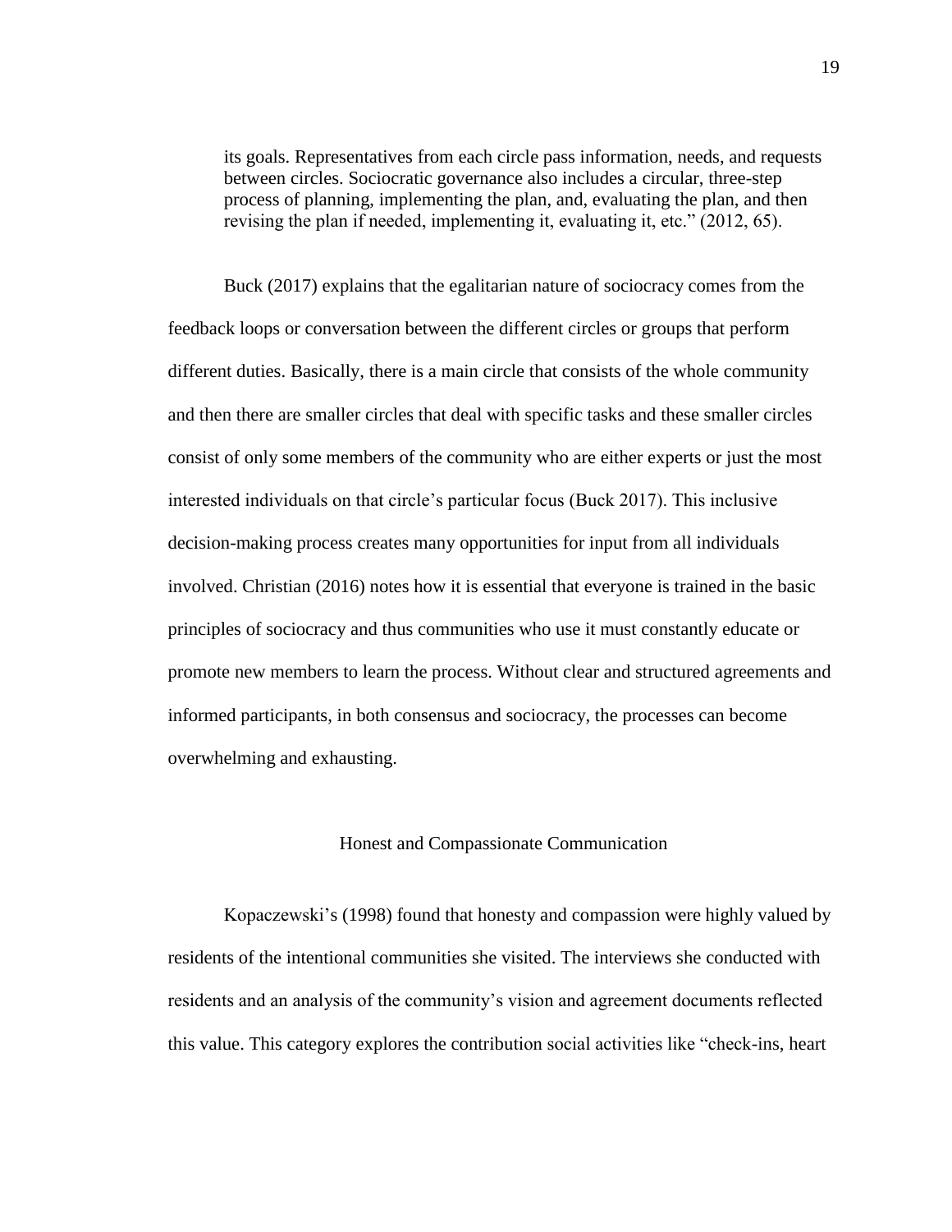> its goals. Representatives from each circle pass information, needs, and requests between circles. Sociocratic governance also includes a circular, three-step process of planning, implementing the plan, and, evaluating the plan, and then revising the plan if needed, implementing it, evaluating it, etc." (2012, 65).

Buck (2017) explains that the egalitarian nature of sociocracy comes from the feedback loops or conversation between the different circles or groups that perform different duties. Basically, there is a main circle that consists of the whole community and then there are smaller circles that deal with specific tasks and these smaller circles consist of only some members of the community who are either experts or just the most interested individuals on that circle's particular focus (Buck 2017). This inclusive decision-making process creates many opportunities for input from all individuals involved. Christian (2016) notes how it is essential that everyone is trained in the basic principles of sociocracy and thus communities who use it must constantly educate or promote new members to learn the process. Without clear and structured agreements and informed participants, in both consensus and sociocracy, the processes can become overwhelming and exhausting.

## Honest and Compassionate Communication

Kopaczewski's (1998) found that honesty and compassion were highly valued by residents of the intentional communities she visited. The interviews she conducted with residents and an analysis of the community's vision and agreement documents reflected this value. This category explores the contribution social activities like "check-ins, heart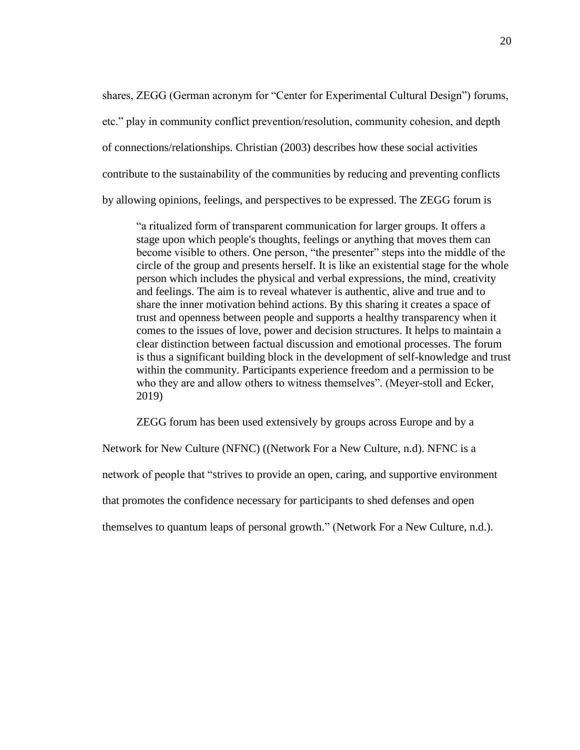shares, ZEGG (German acronym for "Center for Experimental Cultural Design") forums, etc." play in community conflict prevention/resolution, community cohesion, and depth of connections/relationships. Christian (2003) describes how these social activities contribute to the sustainability of the communities by reducing and preventing conflicts by allowing opinions, feelings, and perspectives to be expressed. The ZEGG forum is

> "a ritualized form of transparent communication for larger groups. It offers a stage upon which people's thoughts, feelings or anything that moves them can become visible to others. One person, "the presenter" steps into the middle of the circle of the group and presents herself. It is like an existential stage for the whole person which includes the physical and verbal expressions, the mind, creativity and feelings. The aim is to reveal whatever is authentic, alive and true and to share the inner motivation behind actions. By this sharing it creates a space of trust and openness between people and supports a healthy transparency when it comes to the issues of love, power and decision structures. It helps to maintain a clear distinction between factual discussion and emotional processes. The forum is thus a significant building block in the development of self-knowledge and trust within the community. Participants experience freedom and a permission to be who they are and allow others to witness themselves". (Meyer-stoll and Ecker, 2019)

ZEGG forum has been used extensively by groups across Europe and by a Network for New Culture (NFNC) ((Network For a New Culture, n.d). NFNC is a network of people that "strives to provide an open, caring, and supportive environment that promotes the confidence necessary for participants to shed defenses and open themselves to quantum leaps of personal growth." (Network For a New Culture, n.d.).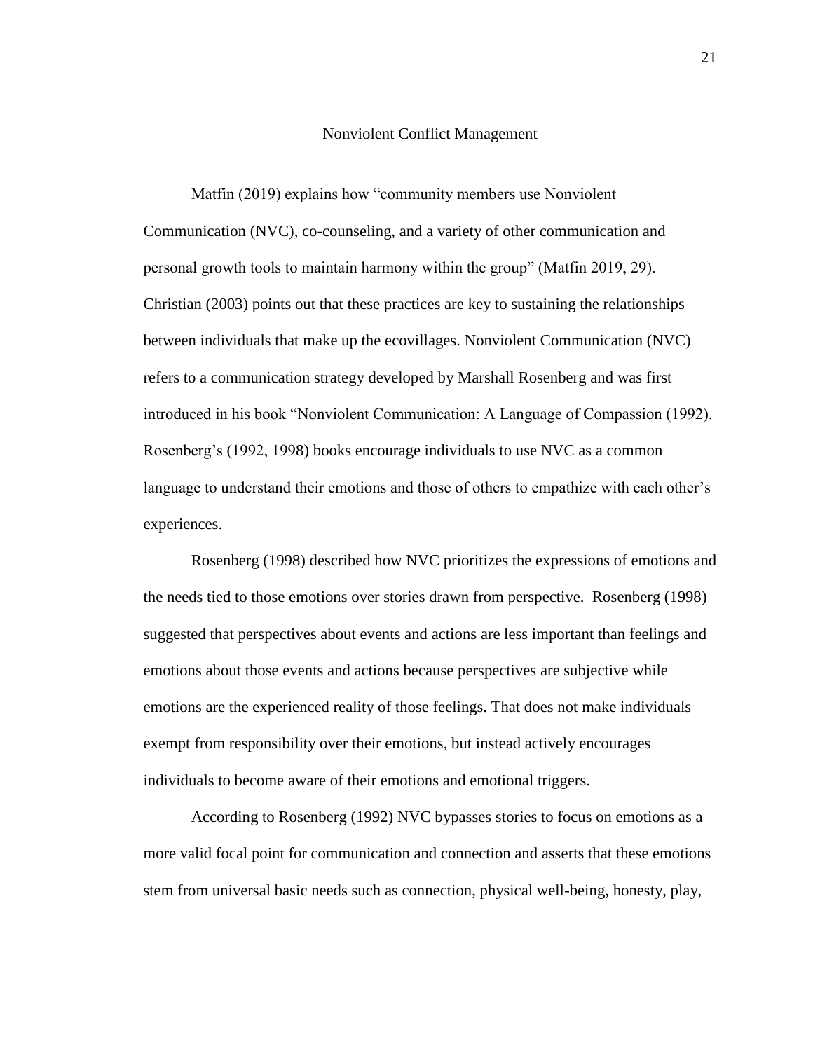## Nonviolent Conflict Management

Matfin (2019) explains how "community members use Nonviolent Communication (NVC), co-counseling, and a variety of other communication and personal growth tools to maintain harmony within the group" (Matfin 2019, 29). Christian (2003) points out that these practices are key to sustaining the relationships between individuals that make up the ecovillages. Nonviolent Communication (NVC) refers to a communication strategy developed by Marshall Rosenberg and was first introduced in his book "Nonviolent Communication: A Language of Compassion (1992). Rosenberg's (1992, 1998) books encourage individuals to use NVC as a common language to understand their emotions and those of others to empathize with each other's experiences.

Rosenberg (1998) described how NVC prioritizes the expressions of emotions and the needs tied to those emotions over stories drawn from perspective. Rosenberg (1998) suggested that perspectives about events and actions are less important than feelings and emotions about those events and actions because perspectives are subjective while emotions are the experienced reality of those feelings. That does not make individuals exempt from responsibility over their emotions, but instead actively encourages individuals to become aware of their emotions and emotional triggers.

According to Rosenberg (1992) NVC bypasses stories to focus on emotions as a more valid focal point for communication and connection and asserts that these emotions stem from universal basic needs such as connection, physical well-being, honesty, play,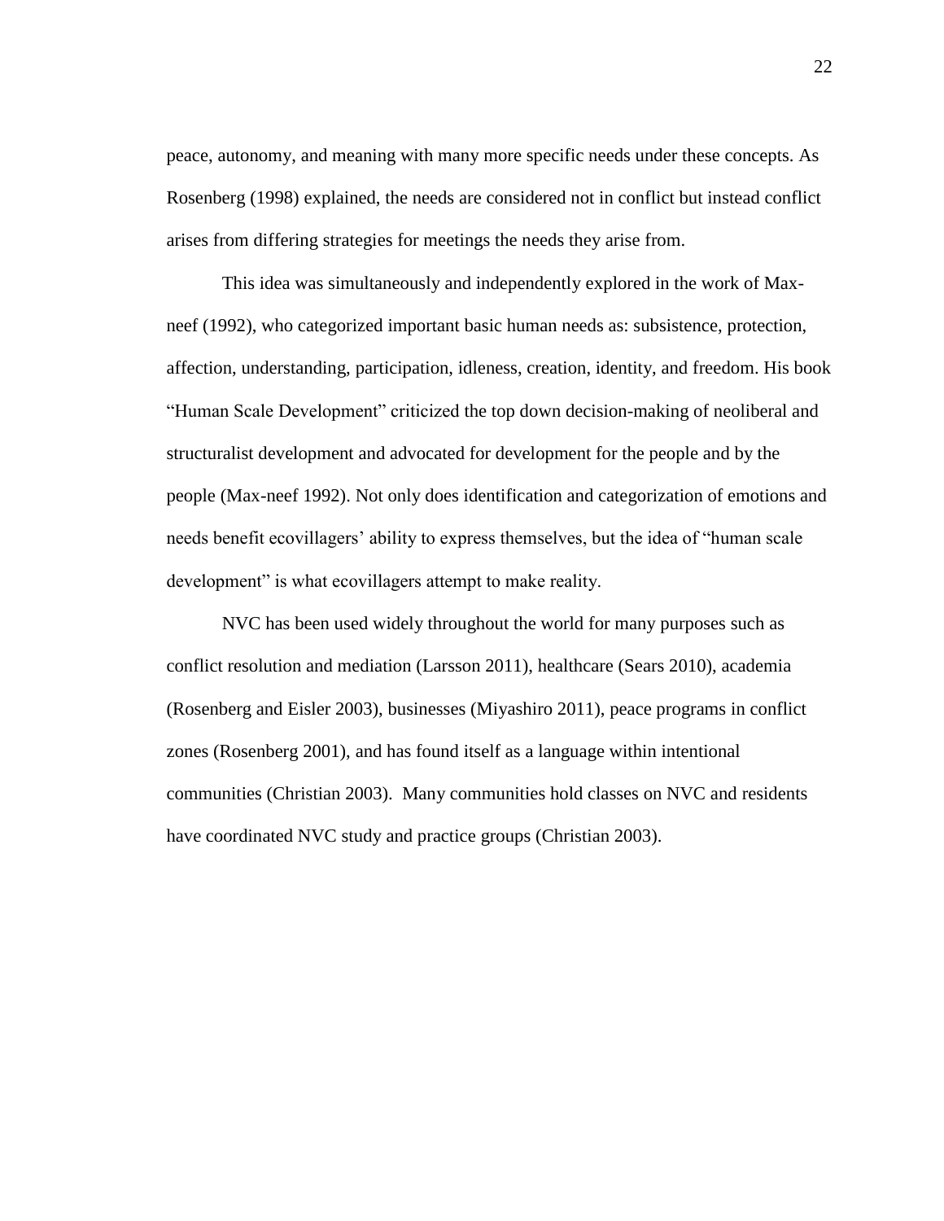peace, autonomy, and meaning with many more specific needs under these concepts. As Rosenberg (1998) explained, the needs are considered not in conflict but instead conflict arises from differing strategies for meetings the needs they arise from.

This idea was simultaneously and independently explored in the work of Max-neef (1992), who categorized important basic human needs as: subsistence, protection, affection, understanding, participation, idleness, creation, identity, and freedom. His book "Human Scale Development" criticized the top down decision-making of neoliberal and structuralist development and advocated for development for the people and by the people (Max-neef 1992). Not only does identification and categorization of emotions and needs benefit ecovillagers' ability to express themselves, but the idea of "human scale development" is what ecovillagers attempt to make reality.

NVC has been used widely throughout the world for many purposes such as conflict resolution and mediation (Larsson 2011), healthcare (Sears 2010), academia (Rosenberg and Eisler 2003), businesses (Miyashiro 2011), peace programs in conflict zones (Rosenberg 2001), and has found itself as a language within intentional communities (Christian 2003). Many communities hold classes on NVC and residents have coordinated NVC study and practice groups (Christian 2003).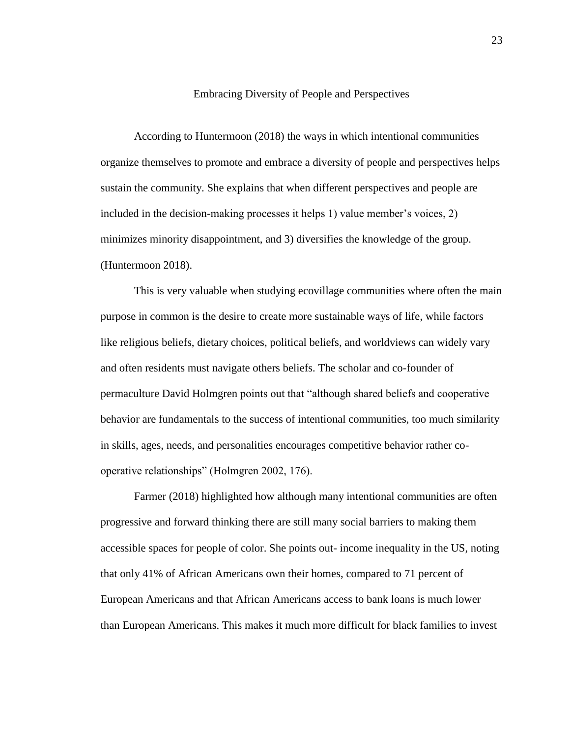## Embracing Diversity of People and Perspectives

According to Huntermoon (2018) the ways in which intentional communities organize themselves to promote and embrace a diversity of people and perspectives helps sustain the community. She explains that when different perspectives and people are included in the decision-making processes it helps 1) value member's voices, 2) minimizes minority disappointment, and 3) diversifies the knowledge of the group. (Huntermoon 2018).

This is very valuable when studying ecovillage communities where often the main purpose in common is the desire to create more sustainable ways of life, while factors like religious beliefs, dietary choices, political beliefs, and worldviews can widely vary and often residents must navigate others beliefs. The scholar and co-founder of permaculture David Holmgren points out that "although shared beliefs and cooperative behavior are fundamentals to the success of intentional communities, too much similarity in skills, ages, needs, and personalities encourages competitive behavior rather co-operative relationships" (Holmgren 2002, 176).

Farmer (2018) highlighted how although many intentional communities are often progressive and forward thinking there are still many social barriers to making them accessible spaces for people of color. She points out- income inequality in the US, noting that only 41% of African Americans own their homes, compared to 71 percent of European Americans and that African Americans access to bank loans is much lower than European Americans. This makes it much more difficult for black families to invest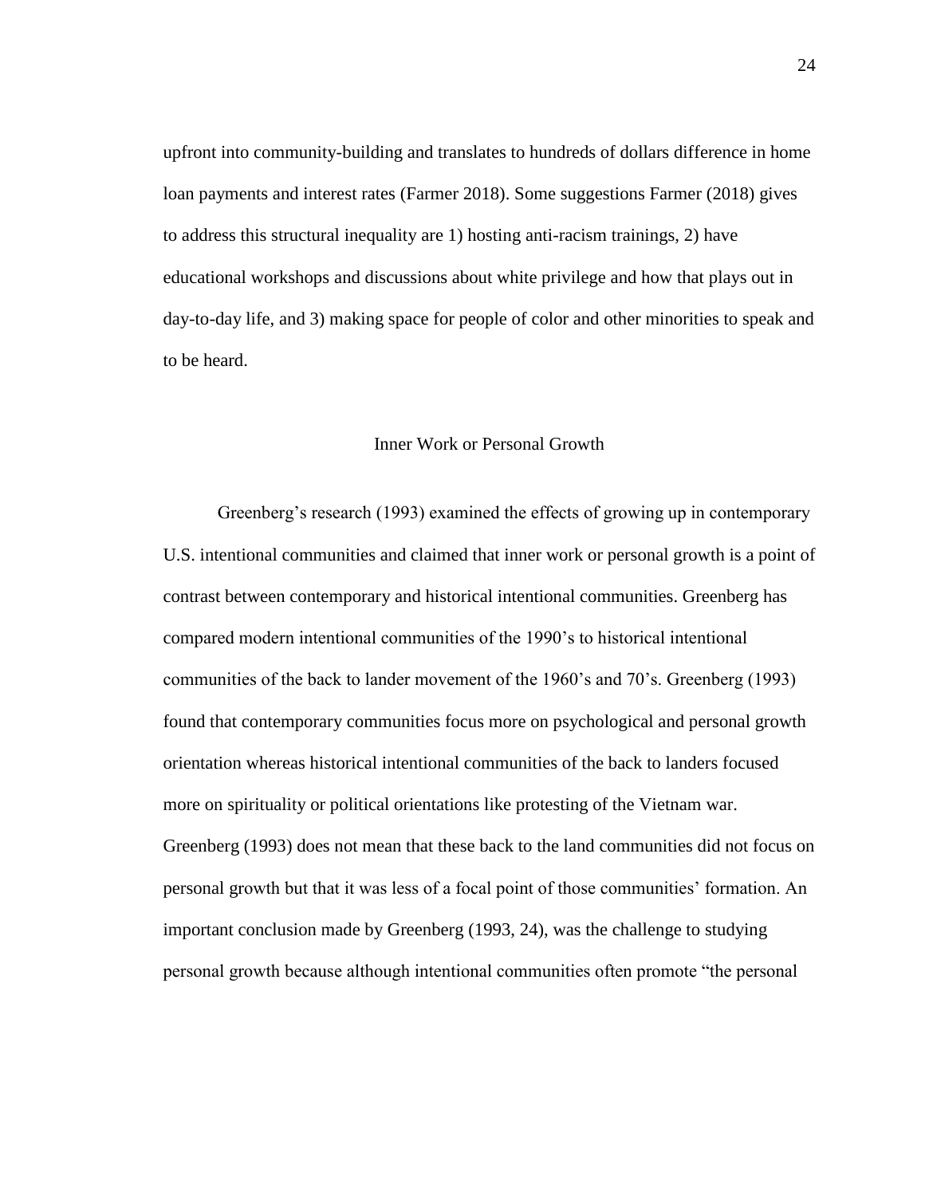upfront into community-building and translates to hundreds of dollars difference in home loan payments and interest rates (Farmer 2018). Some suggestions Farmer (2018) gives to address this structural inequality are 1) hosting anti-racism trainings, 2) have educational workshops and discussions about white privilege and how that plays out in day-to-day life, and 3) making space for people of color and other minorities to speak and to be heard.

## Inner Work or Personal Growth

Greenberg's research (1993) examined the effects of growing up in contemporary U.S. intentional communities and claimed that inner work or personal growth is a point of contrast between contemporary and historical intentional communities. Greenberg has compared modern intentional communities of the 1990's to historical intentional communities of the back to lander movement of the 1960's and 70's. Greenberg (1993) found that contemporary communities focus more on psychological and personal growth orientation whereas historical intentional communities of the back to landers focused more on spirituality or political orientations like protesting of the Vietnam war. Greenberg (1993) does not mean that these back to the land communities did not focus on personal growth but that it was less of a focal point of those communities' formation. An important conclusion made by Greenberg (1993, 24), was the challenge to studying personal growth because although intentional communities often promote "the personal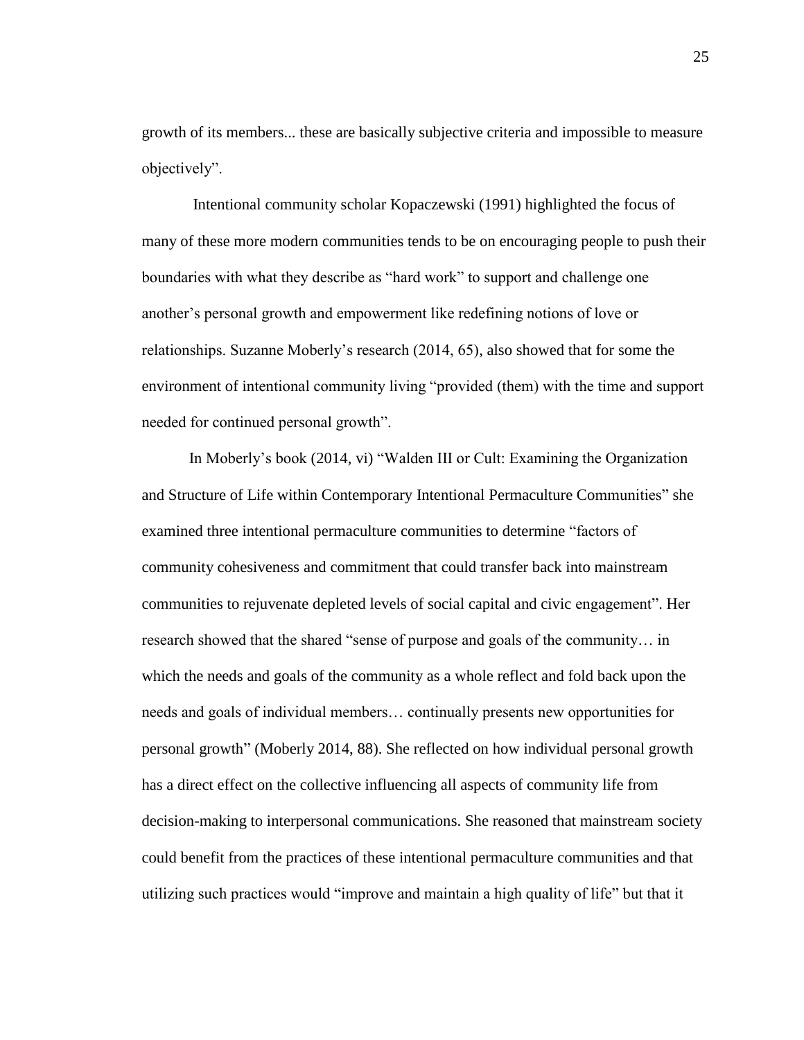growth of its members... these are basically subjective criteria and impossible to measure objectively".

Intentional community scholar Kopaczewski (1991) highlighted the focus of many of these more modern communities tends to be on encouraging people to push their boundaries with what they describe as "hard work" to support and challenge one another's personal growth and empowerment like redefining notions of love or relationships. Suzanne Moberly's research (2014, 65), also showed that for some the environment of intentional community living "provided (them) with the time and support needed for continued personal growth".

In Moberly's book (2014, vi) "Walden III or Cult: Examining the Organization and Structure of Life within Contemporary Intentional Permaculture Communities" she examined three intentional permaculture communities to determine "factors of community cohesiveness and commitment that could transfer back into mainstream communities to rejuvenate depleted levels of social capital and civic engagement". Her research showed that the shared "sense of purpose and goals of the community… in which the needs and goals of the community as a whole reflect and fold back upon the needs and goals of individual members… continually presents new opportunities for personal growth" (Moberly 2014, 88). She reflected on how individual personal growth has a direct effect on the collective influencing all aspects of community life from decision-making to interpersonal communications. She reasoned that mainstream society could benefit from the practices of these intentional permaculture communities and that utilizing such practices would "improve and maintain a high quality of life" but that it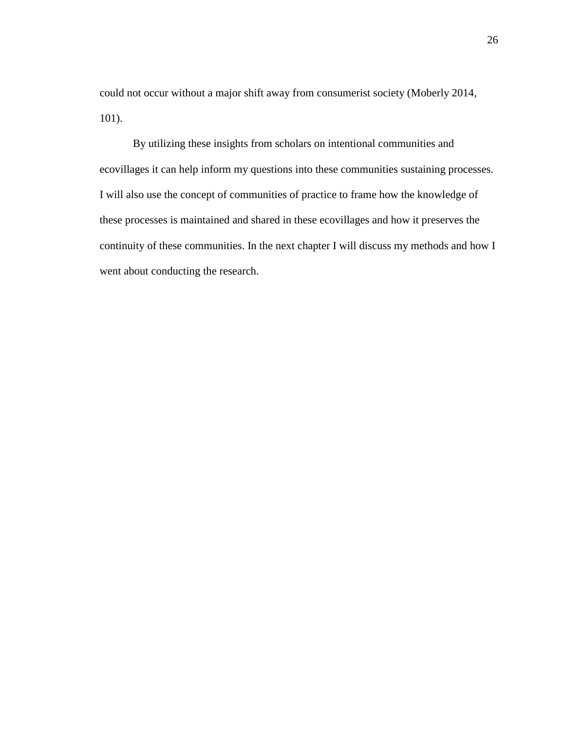could not occur without a major shift away from consumerist society (Moberly 2014, 101).

By utilizing these insights from scholars on intentional communities and ecovillages it can help inform my questions into these communities sustaining processes. I will also use the concept of communities of practice to frame how the knowledge of these processes is maintained and shared in these ecovillages and how it preserves the continuity of these communities. In the next chapter I will discuss my methods and how I went about conducting the research.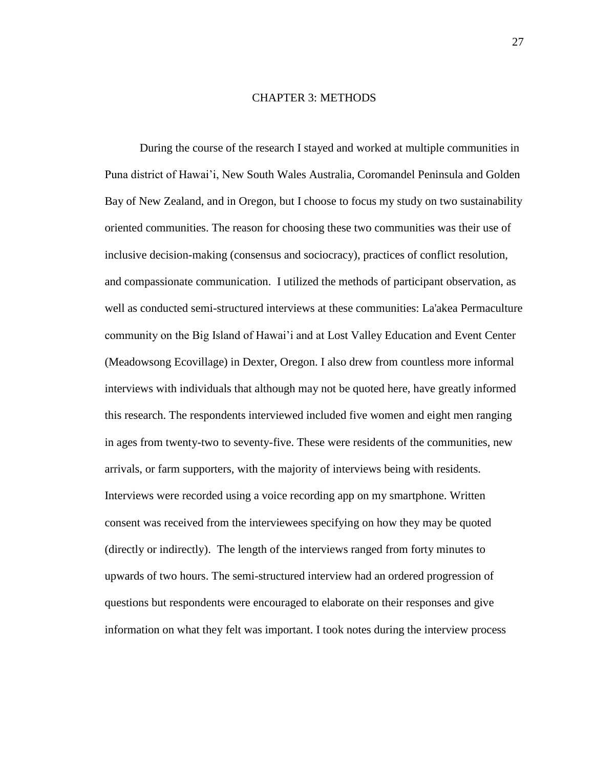# CHAPTER 3: METHODS

During the course of the research I stayed and worked at multiple communities in Puna district of Hawai'i, New South Wales Australia, Coromandel Peninsula and Golden Bay of New Zealand, and in Oregon, but I choose to focus my study on two sustainability oriented communities. The reason for choosing these two communities was their use of inclusive decision-making (consensus and sociocracy), practices of conflict resolution, and compassionate communication. I utilized the methods of participant observation, as well as conducted semi-structured interviews at these communities: La'akea Permaculture community on the Big Island of Hawai'i and at Lost Valley Education and Event Center (Meadowsong Ecovillage) in Dexter, Oregon. I also drew from countless more informal interviews with individuals that although may not be quoted here, have greatly informed this research. The respondents interviewed included five women and eight men ranging in ages from twenty-two to seventy-five. These were residents of the communities, new arrivals, or farm supporters, with the majority of interviews being with residents. Interviews were recorded using a voice recording app on my smartphone. Written consent was received from the interviewees specifying on how they may be quoted (directly or indirectly). The length of the interviews ranged from forty minutes to upwards of two hours. The semi-structured interview had an ordered progression of questions but respondents were encouraged to elaborate on their responses and give information on what they felt was important. I took notes during the interview process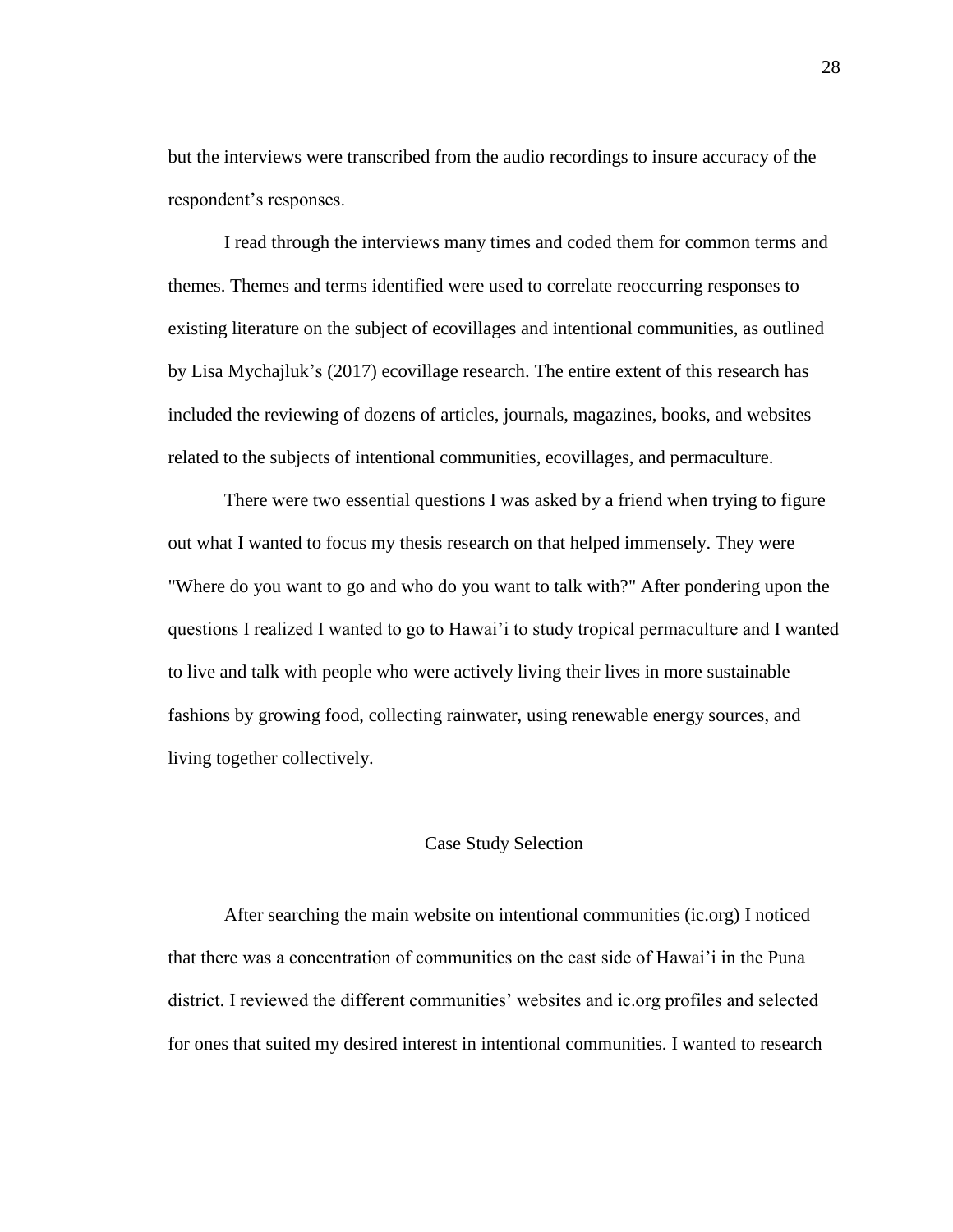but the interviews were transcribed from the audio recordings to insure accuracy of the respondent's responses.

I read through the interviews many times and coded them for common terms and themes. Themes and terms identified were used to correlate reoccurring responses to existing literature on the subject of ecovillages and intentional communities, as outlined by Lisa Mychajluk's (2017) ecovillage research. The entire extent of this research has included the reviewing of dozens of articles, journals, magazines, books, and websites related to the subjects of intentional communities, ecovillages, and permaculture.

There were two essential questions I was asked by a friend when trying to figure out what I wanted to focus my thesis research on that helped immensely. They were "Where do you want to go and who do you want to talk with?" After pondering upon the questions I realized I wanted to go to Hawai'i to study tropical permaculture and I wanted to live and talk with people who were actively living their lives in more sustainable fashions by growing food, collecting rainwater, using renewable energy sources, and living together collectively.

## Case Study Selection

After searching the main website on intentional communities (ic.org) I noticed that there was a concentration of communities on the east side of Hawai'i in the Puna district. I reviewed the different communities' websites and ic.org profiles and selected for ones that suited my desired interest in intentional communities. I wanted to research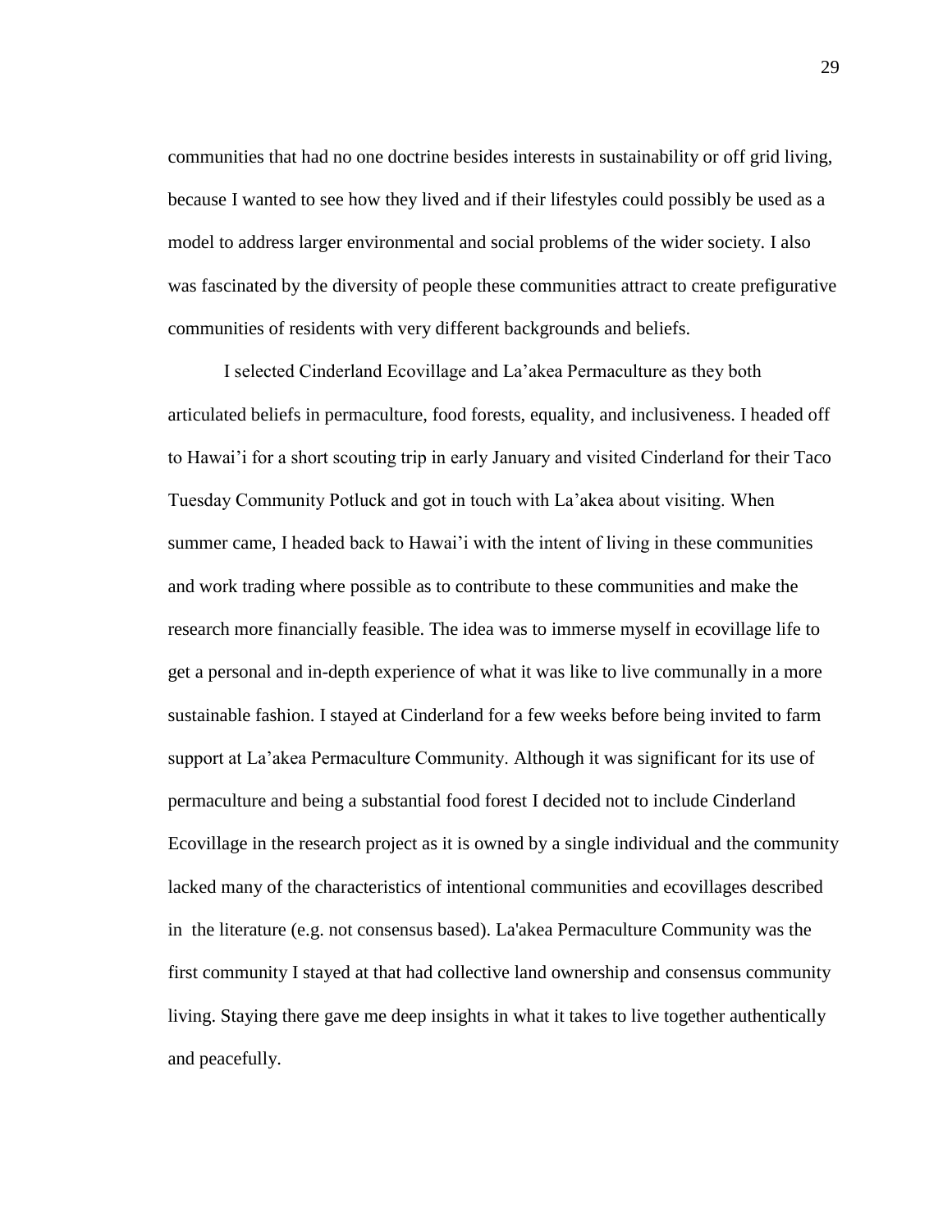communities that had no one doctrine besides interests in sustainability or off grid living, because I wanted to see how they lived and if their lifestyles could possibly be used as a model to address larger environmental and social problems of the wider society. I also was fascinated by the diversity of people these communities attract to create prefigurative communities of residents with very different backgrounds and beliefs.

I selected Cinderland Ecovillage and La'akea Permaculture as they both articulated beliefs in permaculture, food forests, equality, and inclusiveness. I headed off to Hawai'i for a short scouting trip in early January and visited Cinderland for their Taco Tuesday Community Potluck and got in touch with La'akea about visiting. When summer came, I headed back to Hawai'i with the intent of living in these communities and work trading where possible as to contribute to these communities and make the research more financially feasible. The idea was to immerse myself in ecovillage life to get a personal and in-depth experience of what it was like to live communally in a more sustainable fashion. I stayed at Cinderland for a few weeks before being invited to farm support at La'akea Permaculture Community. Although it was significant for its use of permaculture and being a substantial food forest I decided not to include Cinderland Ecovillage in the research project as it is owned by a single individual and the community lacked many of the characteristics of intentional communities and ecovillages described in the literature (e.g. not consensus based). La'akea Permaculture Community was the first community I stayed at that had collective land ownership and consensus community living. Staying there gave me deep insights in what it takes to live together authentically and peacefully.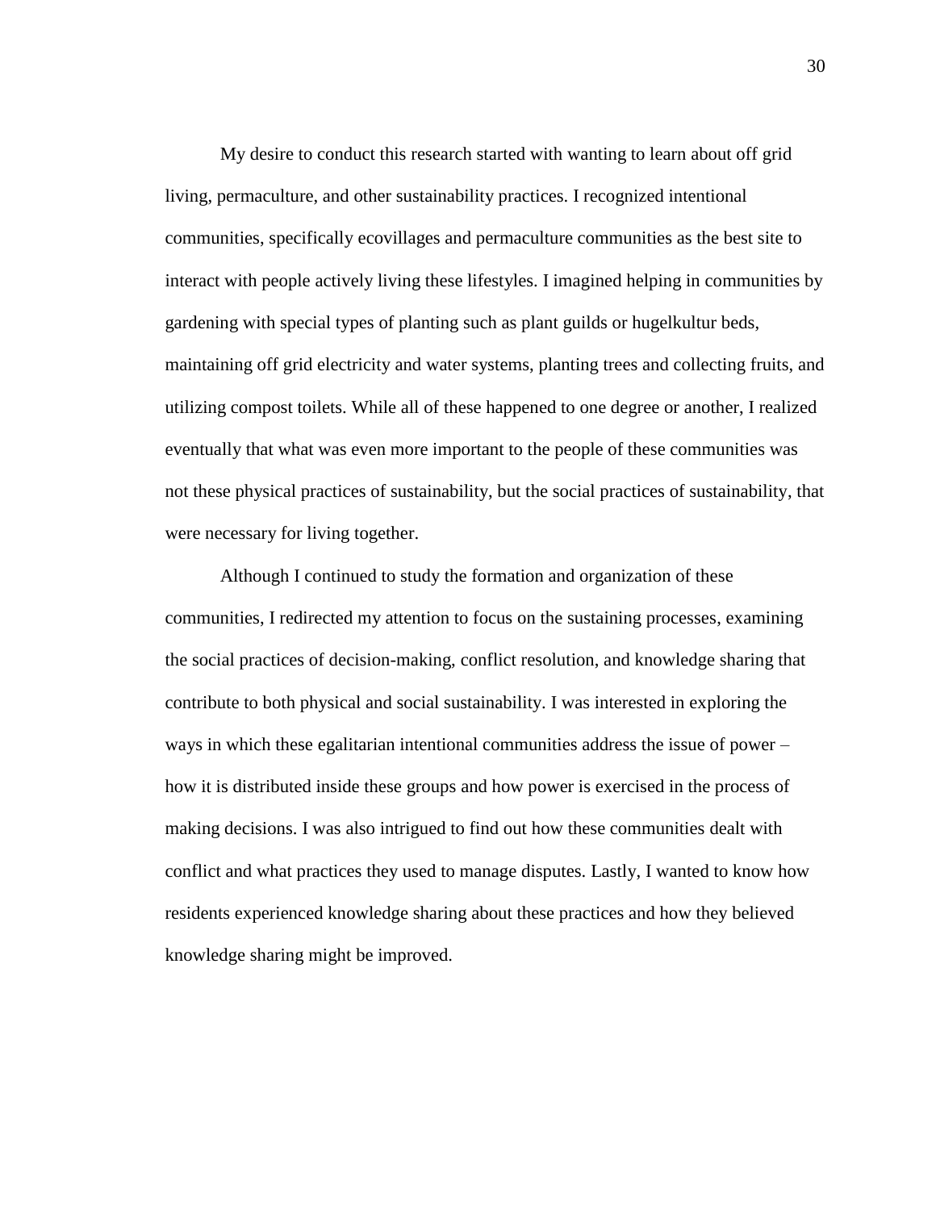My desire to conduct this research started with wanting to learn about off grid living, permaculture, and other sustainability practices. I recognized intentional communities, specifically ecovillages and permaculture communities as the best site to interact with people actively living these lifestyles. I imagined helping in communities by gardening with special types of planting such as plant guilds or hugelkultur beds, maintaining off grid electricity and water systems, planting trees and collecting fruits, and utilizing compost toilets. While all of these happened to one degree or another, I realized eventually that what was even more important to the people of these communities was not these physical practices of sustainability, but the social practices of sustainability, that were necessary for living together.

Although I continued to study the formation and organization of these communities, I redirected my attention to focus on the sustaining processes, examining the social practices of decision-making, conflict resolution, and knowledge sharing that contribute to both physical and social sustainability. I was interested in exploring the ways in which these egalitarian intentional communities address the issue of power – how it is distributed inside these groups and how power is exercised in the process of making decisions. I was also intrigued to find out how these communities dealt with conflict and what practices they used to manage disputes. Lastly, I wanted to know how residents experienced knowledge sharing about these practices and how they believed knowledge sharing might be improved.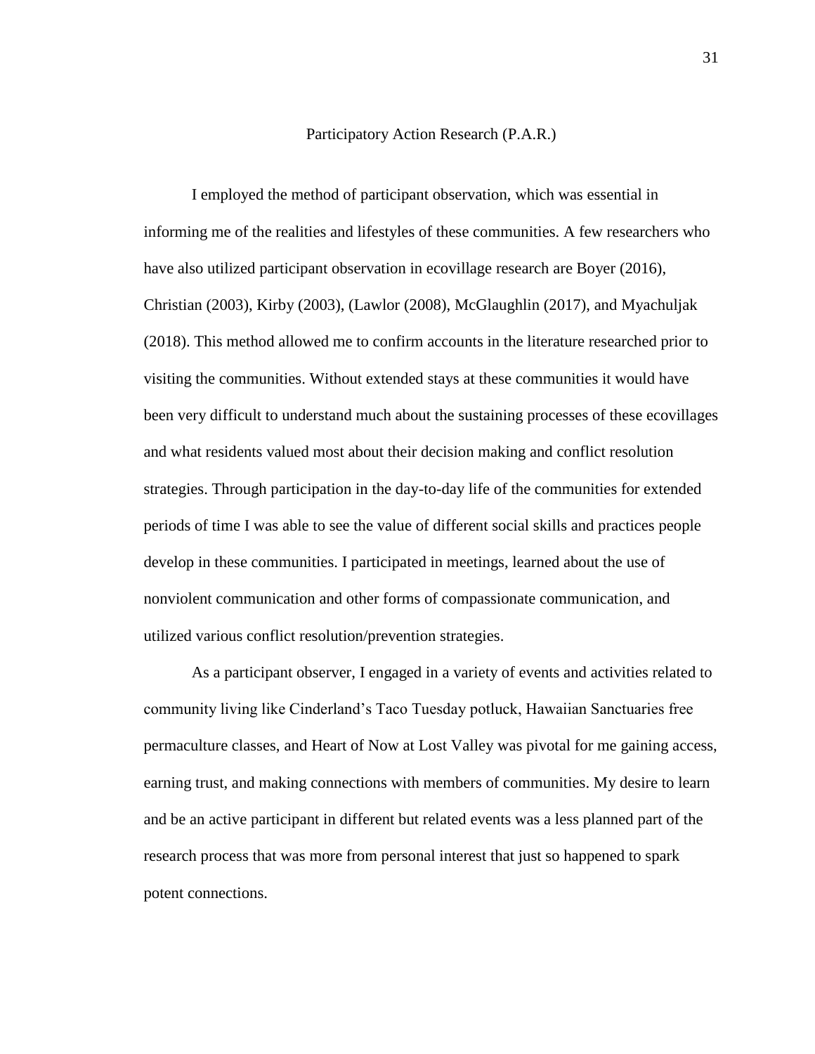## Participatory Action Research (P.A.R.)

I employed the method of participant observation, which was essential in informing me of the realities and lifestyles of these communities. A few researchers who have also utilized participant observation in ecovillage research are Boyer (2016), Christian (2003), Kirby (2003), (Lawlor (2008), McGlaughlin (2017), and Myachuljak (2018). This method allowed me to confirm accounts in the literature researched prior to visiting the communities. Without extended stays at these communities it would have been very difficult to understand much about the sustaining processes of these ecovillages and what residents valued most about their decision making and conflict resolution strategies. Through participation in the day-to-day life of the communities for extended periods of time I was able to see the value of different social skills and practices people develop in these communities. I participated in meetings, learned about the use of nonviolent communication and other forms of compassionate communication, and utilized various conflict resolution/prevention strategies.

As a participant observer, I engaged in a variety of events and activities related to community living like Cinderland's Taco Tuesday potluck, Hawaiian Sanctuaries free permaculture classes, and Heart of Now at Lost Valley was pivotal for me gaining access, earning trust, and making connections with members of communities. My desire to learn and be an active participant in different but related events was a less planned part of the research process that was more from personal interest that just so happened to spark potent connections.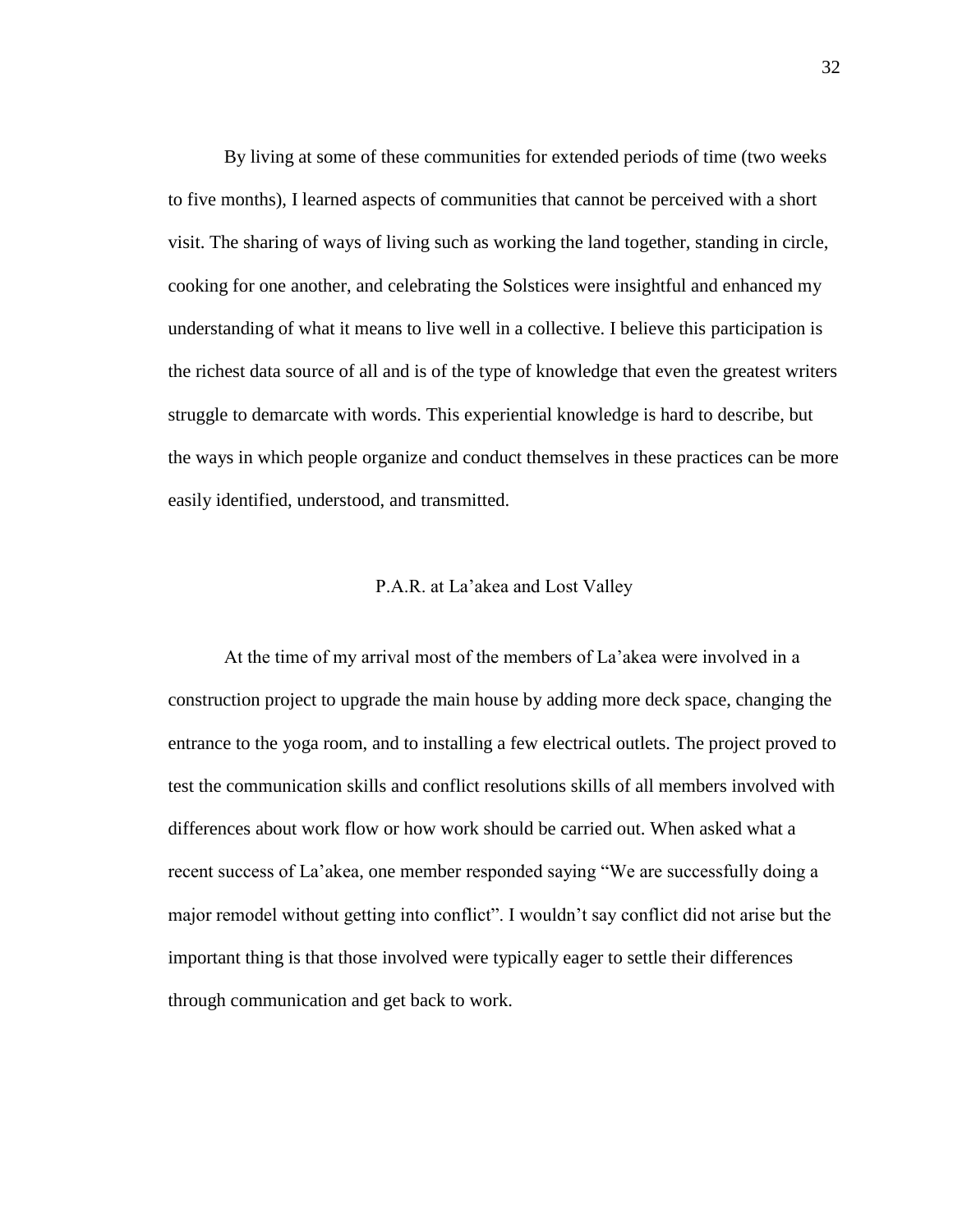By living at some of these communities for extended periods of time (two weeks to five months), I learned aspects of communities that cannot be perceived with a short visit. The sharing of ways of living such as working the land together, standing in circle, cooking for one another, and celebrating the Solstices were insightful and enhanced my understanding of what it means to live well in a collective. I believe this participation is the richest data source of all and is of the type of knowledge that even the greatest writers struggle to demarcate with words. This experiential knowledge is hard to describe, but the ways in which people organize and conduct themselves in these practices can be more easily identified, understood, and transmitted.

## P.A.R. at La'akea and Lost Valley

At the time of my arrival most of the members of La'akea were involved in a construction project to upgrade the main house by adding more deck space, changing the entrance to the yoga room, and to installing a few electrical outlets. The project proved to test the communication skills and conflict resolutions skills of all members involved with differences about work flow or how work should be carried out. When asked what a recent success of La'akea, one member responded saying "We are successfully doing a major remodel without getting into conflict". I wouldn't say conflict did not arise but the important thing is that those involved were typically eager to settle their differences through communication and get back to work.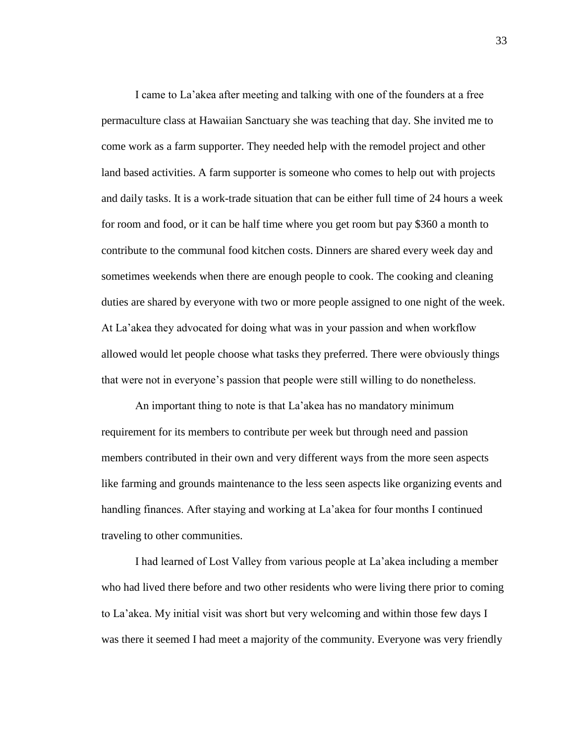I came to La'akea after meeting and talking with one of the founders at a free permaculture class at Hawaiian Sanctuary she was teaching that day. She invited me to come work as a farm supporter. They needed help with the remodel project and other land based activities. A farm supporter is someone who comes to help out with projects and daily tasks. It is a work-trade situation that can be either full time of 24 hours a week for room and food, or it can be half time where you get room but pay $360 a month to contribute to the communal food kitchen costs. Dinners are shared every week day and sometimes weekends when there are enough people to cook. The cooking and cleaning duties are shared by everyone with two or more people assigned to one night of the week. At La'akea they advocated for doing what was in your passion and when workflow allowed would let people choose what tasks they preferred. There were obviously things that were not in everyone's passion that people were still willing to do nonetheless.

An important thing to note is that La'akea has no mandatory minimum requirement for its members to contribute per week but through need and passion members contributed in their own and very different ways from the more seen aspects like farming and grounds maintenance to the less seen aspects like organizing events and handling finances. After staying and working at La'akea for four months I continued traveling to other communities.

I had learned of Lost Valley from various people at La'akea including a member who had lived there before and two other residents who were living there prior to coming to La'akea. My initial visit was short but very welcoming and within those few days I was there it seemed I had meet a majority of the community. Everyone was very friendly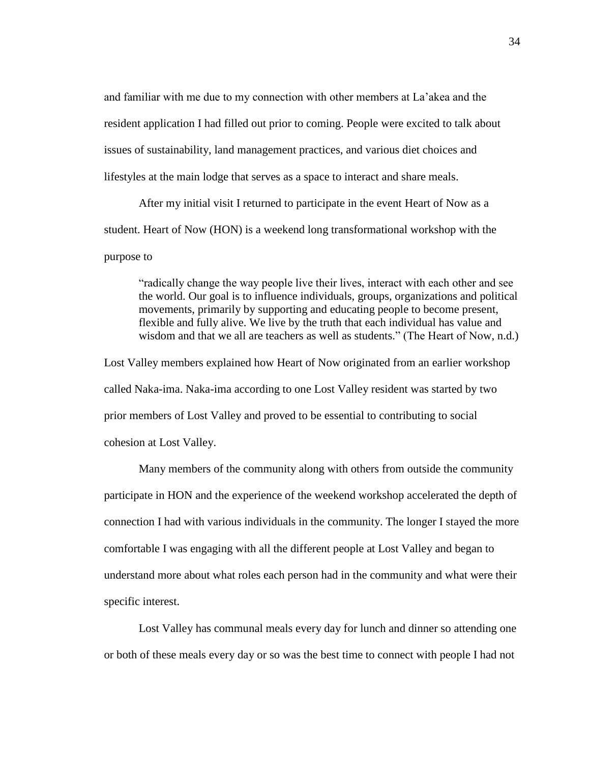and familiar with me due to my connection with other members at La'akea and the resident application I had filled out prior to coming. People were excited to talk about issues of sustainability, land management practices, and various diet choices and lifestyles at the main lodge that serves as a space to interact and share meals.

After my initial visit I returned to participate in the event Heart of Now as a student. Heart of Now (HON) is a weekend long transformational workshop with the purpose to

> "radically change the way people live their lives, interact with each other and see the world. Our goal is to influence individuals, groups, organizations and political movements, primarily by supporting and educating people to become present, flexible and fully alive. We live by the truth that each individual has value and wisdom and that we all are teachers as well as students." (The Heart of Now, n.d.)

Lost Valley members explained how Heart of Now originated from an earlier workshop called Naka-ima. Naka-ima according to one Lost Valley resident was started by two prior members of Lost Valley and proved to be essential to contributing to social cohesion at Lost Valley.

Many members of the community along with others from outside the community participate in HON and the experience of the weekend workshop accelerated the depth of connection I had with various individuals in the community. The longer I stayed the more comfortable I was engaging with all the different people at Lost Valley and began to understand more about what roles each person had in the community and what were their specific interest.

Lost Valley has communal meals every day for lunch and dinner so attending one or both of these meals every day or so was the best time to connect with people I had not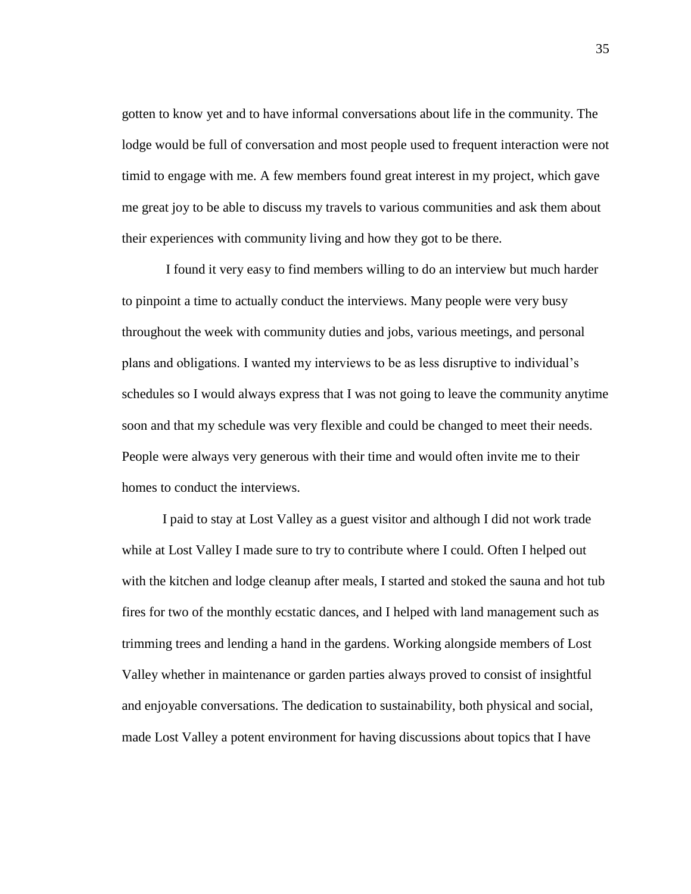gotten to know yet and to have informal conversations about life in the community. The lodge would be full of conversation and most people used to frequent interaction were not timid to engage with me. A few members found great interest in my project, which gave me great joy to be able to discuss my travels to various communities and ask them about their experiences with community living and how they got to be there.

I found it very easy to find members willing to do an interview but much harder to pinpoint a time to actually conduct the interviews. Many people were very busy throughout the week with community duties and jobs, various meetings, and personal plans and obligations. I wanted my interviews to be as less disruptive to individual's schedules so I would always express that I was not going to leave the community anytime soon and that my schedule was very flexible and could be changed to meet their needs. People were always very generous with their time and would often invite me to their homes to conduct the interviews.

I paid to stay at Lost Valley as a guest visitor and although I did not work trade while at Lost Valley I made sure to try to contribute where I could. Often I helped out with the kitchen and lodge cleanup after meals, I started and stoked the sauna and hot tub fires for two of the monthly ecstatic dances, and I helped with land management such as trimming trees and lending a hand in the gardens. Working alongside members of Lost Valley whether in maintenance or garden parties always proved to consist of insightful and enjoyable conversations. The dedication to sustainability, both physical and social, made Lost Valley a potent environment for having discussions about topics that I have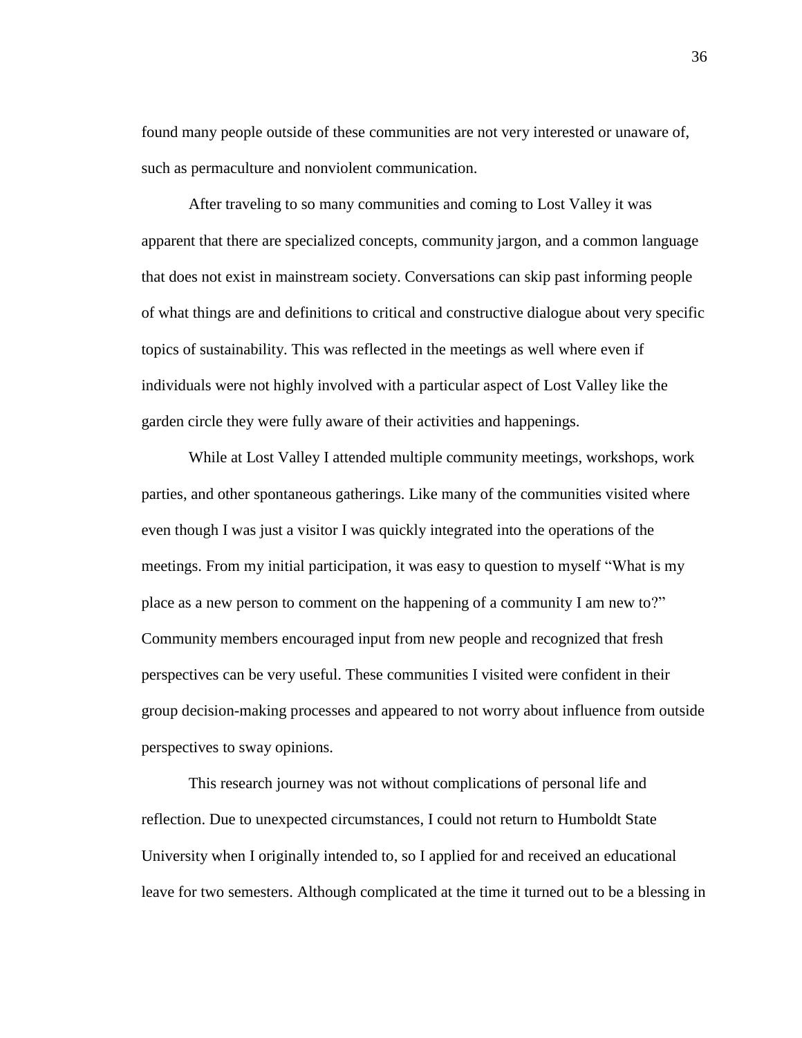found many people outside of these communities are not very interested or unaware of, such as permaculture and nonviolent communication.

After traveling to so many communities and coming to Lost Valley it was apparent that there are specialized concepts, community jargon, and a common language that does not exist in mainstream society. Conversations can skip past informing people of what things are and definitions to critical and constructive dialogue about very specific topics of sustainability. This was reflected in the meetings as well where even if individuals were not highly involved with a particular aspect of Lost Valley like the garden circle they were fully aware of their activities and happenings.

While at Lost Valley I attended multiple community meetings, workshops, work parties, and other spontaneous gatherings. Like many of the communities visited where even though I was just a visitor I was quickly integrated into the operations of the meetings. From my initial participation, it was easy to question to myself "What is my place as a new person to comment on the happening of a community I am new to?" Community members encouraged input from new people and recognized that fresh perspectives can be very useful. These communities I visited were confident in their group decision-making processes and appeared to not worry about influence from outside perspectives to sway opinions.

This research journey was not without complications of personal life and reflection. Due to unexpected circumstances, I could not return to Humboldt State University when I originally intended to, so I applied for and received an educational leave for two semesters. Although complicated at the time it turned out to be a blessing in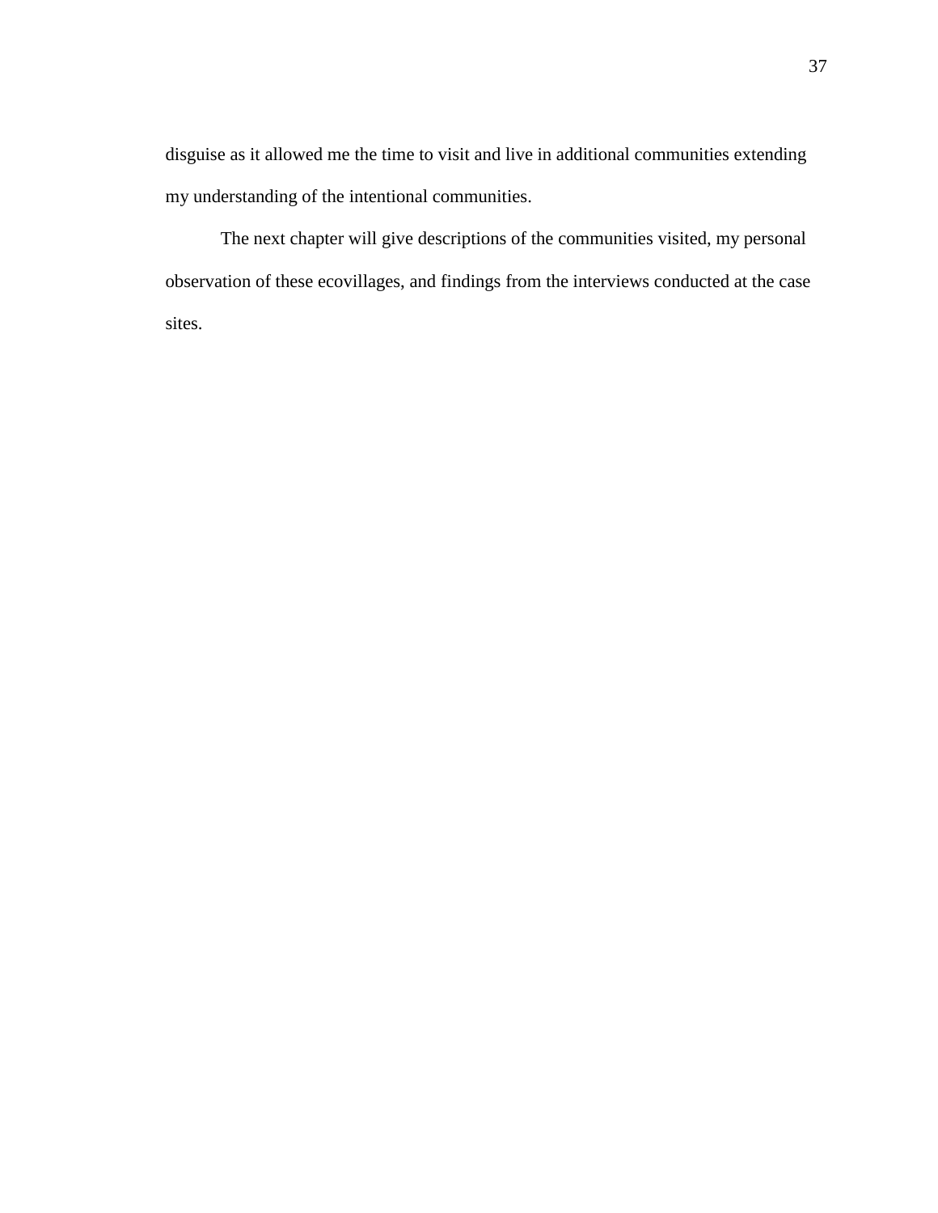disguise as it allowed me the time to visit and live in additional communities extending my understanding of the intentional communities.

The next chapter will give descriptions of the communities visited, my personal observation of these ecovillages, and findings from the interviews conducted at the case sites.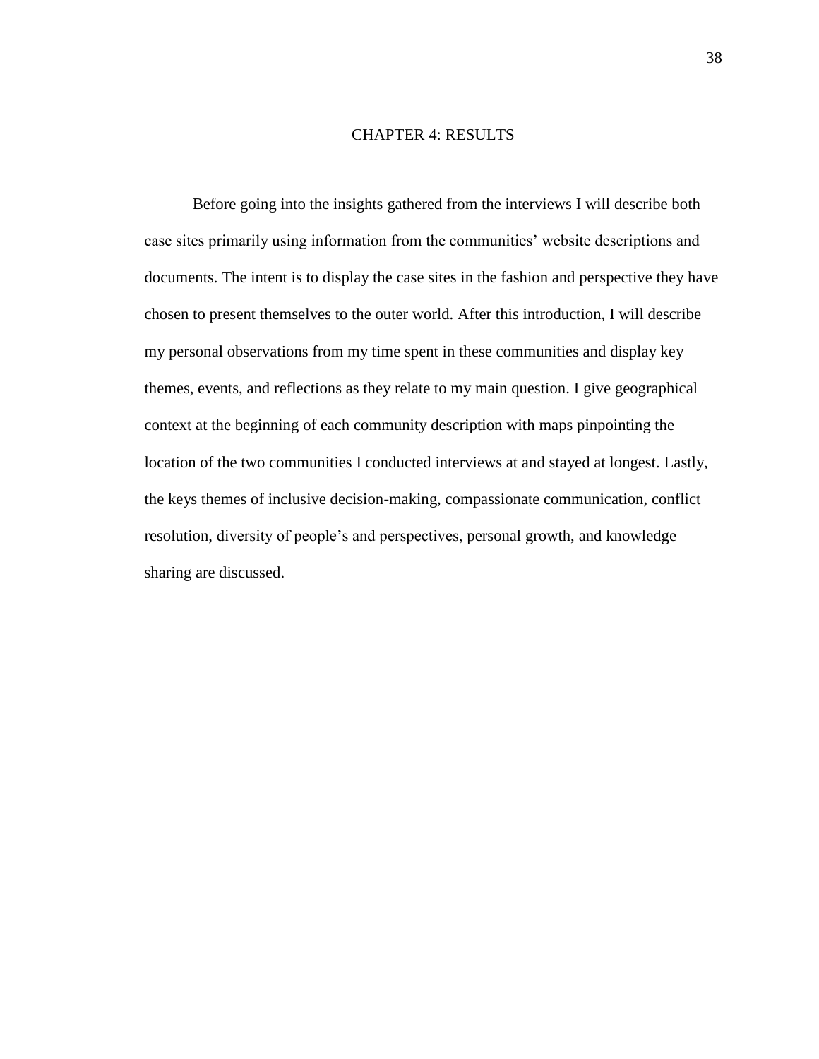# CHAPTER 4: RESULTS

Before going into the insights gathered from the interviews I will describe both case sites primarily using information from the communities' website descriptions and documents. The intent is to display the case sites in the fashion and perspective they have chosen to present themselves to the outer world. After this introduction, I will describe my personal observations from my time spent in these communities and display key themes, events, and reflections as they relate to my main question. I give geographical context at the beginning of each community description with maps pinpointing the location of the two communities I conducted interviews at and stayed at longest. Lastly, the keys themes of inclusive decision-making, compassionate communication, conflict resolution, diversity of people's and perspectives, personal growth, and knowledge sharing are discussed.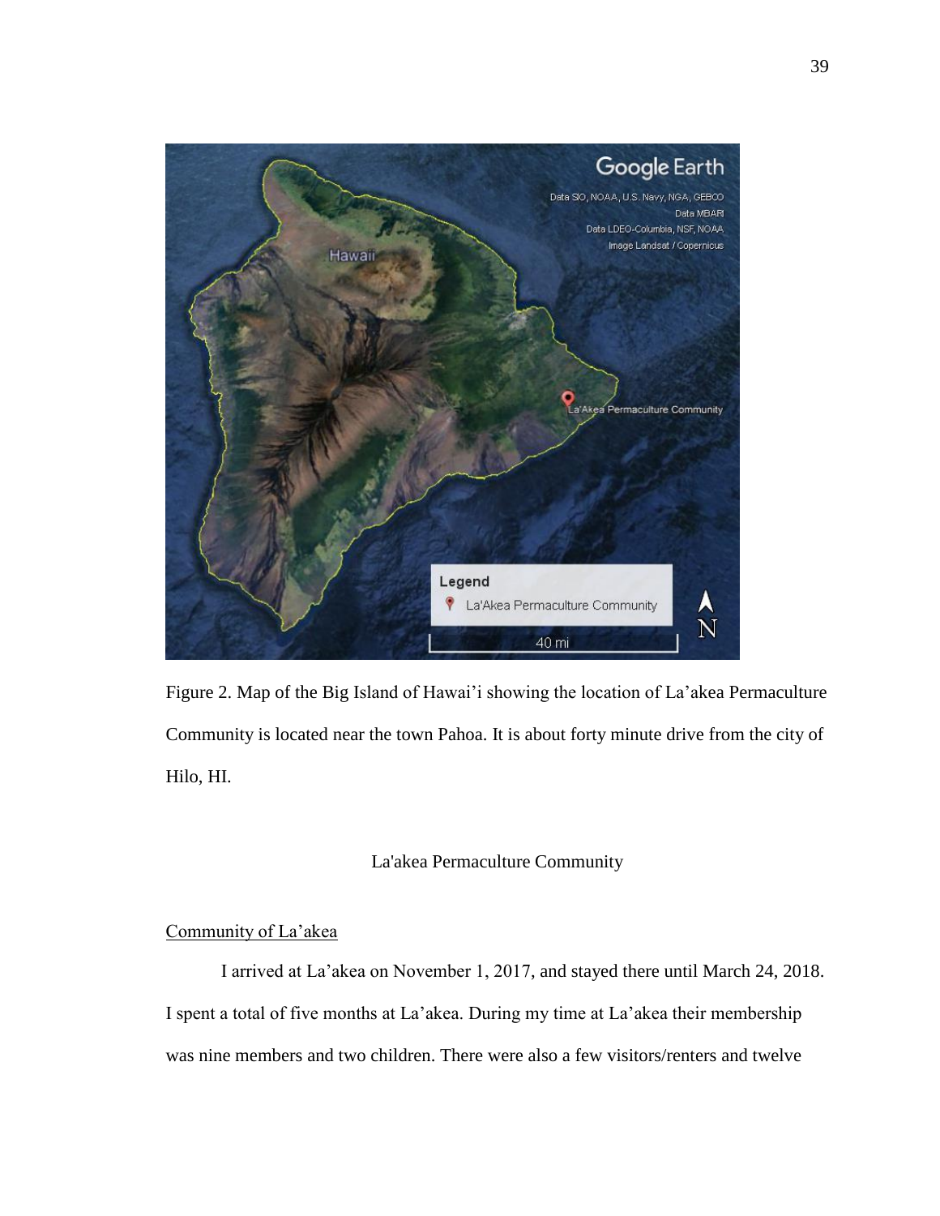Figure 2. Map of the Big Island of Hawai'i showing the location of La'akea Permaculture Community is located near the town Pahoa. It is about forty minute drive from the city of Hilo, HI.

## La'akea Permaculture Community

### Community of La'akea

I arrived at La'akea on November 1, 2017, and stayed there until March 24, 2018. I spent a total of five months at La'akea. During my time at La'akea their membership was nine members and two children. There were also a few visitors/renters and twelve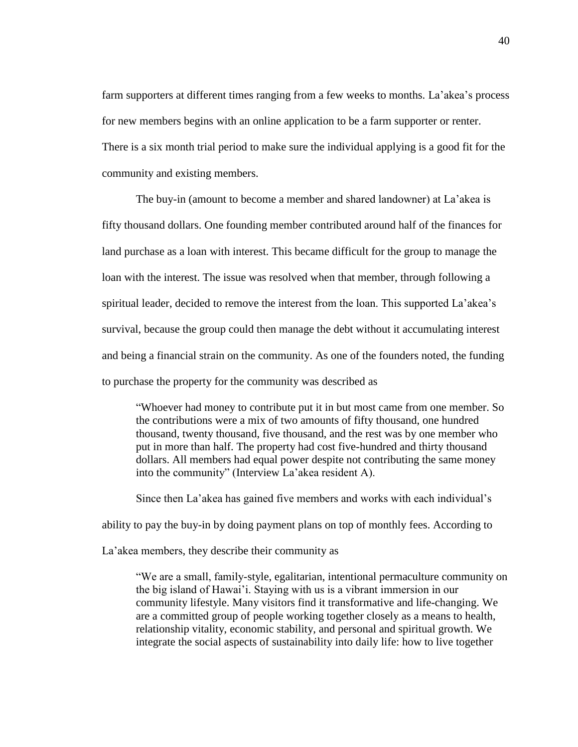farm supporters at different times ranging from a few weeks to months. La'akea's process for new members begins with an online application to be a farm supporter or renter. There is a six month trial period to make sure the individual applying is a good fit for the community and existing members.

The buy-in (amount to become a member and shared landowner) at La'akea is fifty thousand dollars. One founding member contributed around half of the finances for land purchase as a loan with interest. This became difficult for the group to manage the loan with the interest. The issue was resolved when that member, through following a spiritual leader, decided to remove the interest from the loan. This supported La'akea's survival, because the group could then manage the debt without it accumulating interest and being a financial strain on the community. As one of the founders noted, the funding to purchase the property for the community was described as

> "Whoever had money to contribute put it in but most came from one member. So the contributions were a mix of two amounts of fifty thousand, one hundred thousand, twenty thousand, five thousand, and the rest was by one member who put in more than half. The property had cost five-hundred and thirty thousand dollars. All members had equal power despite not contributing the same money into the community" (Interview La'akea resident A).

Since then La'akea has gained five members and works with each individual's ability to pay the buy-in by doing payment plans on top of monthly fees. According to La'akea members, they describe their community as

> "We are a small, family-style, egalitarian, intentional permaculture community on the big island of Hawai'i. Staying with us is a vibrant immersion in our community lifestyle. Many visitors find it transformative and life-changing. We are a committed group of people working together closely as a means to health, relationship vitality, economic stability, and personal and spiritual growth. We integrate the social aspects of sustainability into daily life: how to live together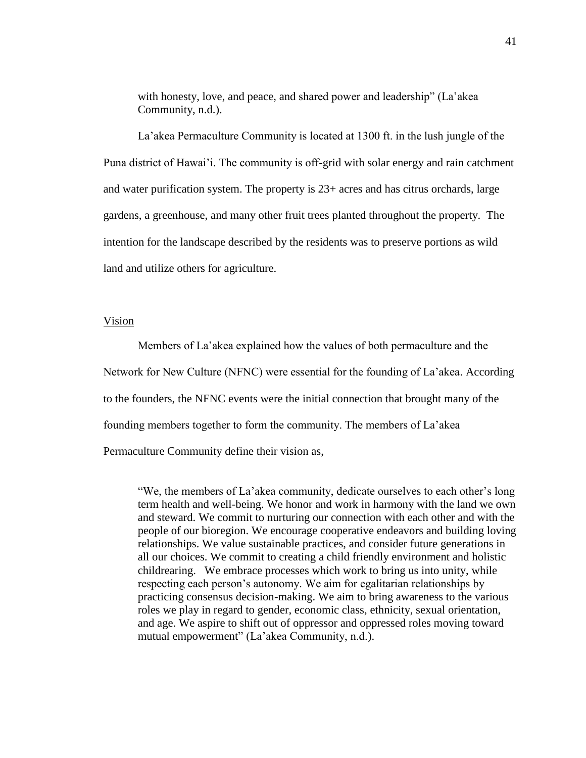> with honesty, love, and peace, and shared power and leadership" (La'akea Community, n.d.).

La'akea Permaculture Community is located at 1300 ft. in the lush jungle of the Puna district of Hawai'i. The community is off-grid with solar energy and rain catchment and water purification system. The property is 23+ acres and has citrus orchards, large gardens, a greenhouse, and many other fruit trees planted throughout the property. The intention for the landscape described by the residents was to preserve portions as wild land and utilize others for agriculture.

<u>Vision</u>

Members of La'akea explained how the values of both permaculture and the Network for New Culture (NFNC) were essential for the founding of La'akea. According to the founders, the NFNC events were the initial connection that brought many of the founding members together to form the community. The members of La'akea Permaculture Community define their vision as,

> "We, the members of La'akea community, dedicate ourselves to each other's long term health and well-being. We honor and work in harmony with the land we own and steward. We commit to nurturing our connection with each other and with the people of our bioregion. We encourage cooperative endeavors and building loving relationships. We value sustainable practices, and consider future generations in all our choices. We commit to creating a child friendly environment and holistic childrearing. We embrace processes which work to bring us into unity, while respecting each person's autonomy. We aim for egalitarian relationships by practicing consensus decision-making. We aim to bring awareness to the various roles we play in regard to gender, economic class, ethnicity, sexual orientation, and age. We aspire to shift out of oppressor and oppressed roles moving toward mutual empowerment" (La'akea Community, n.d.).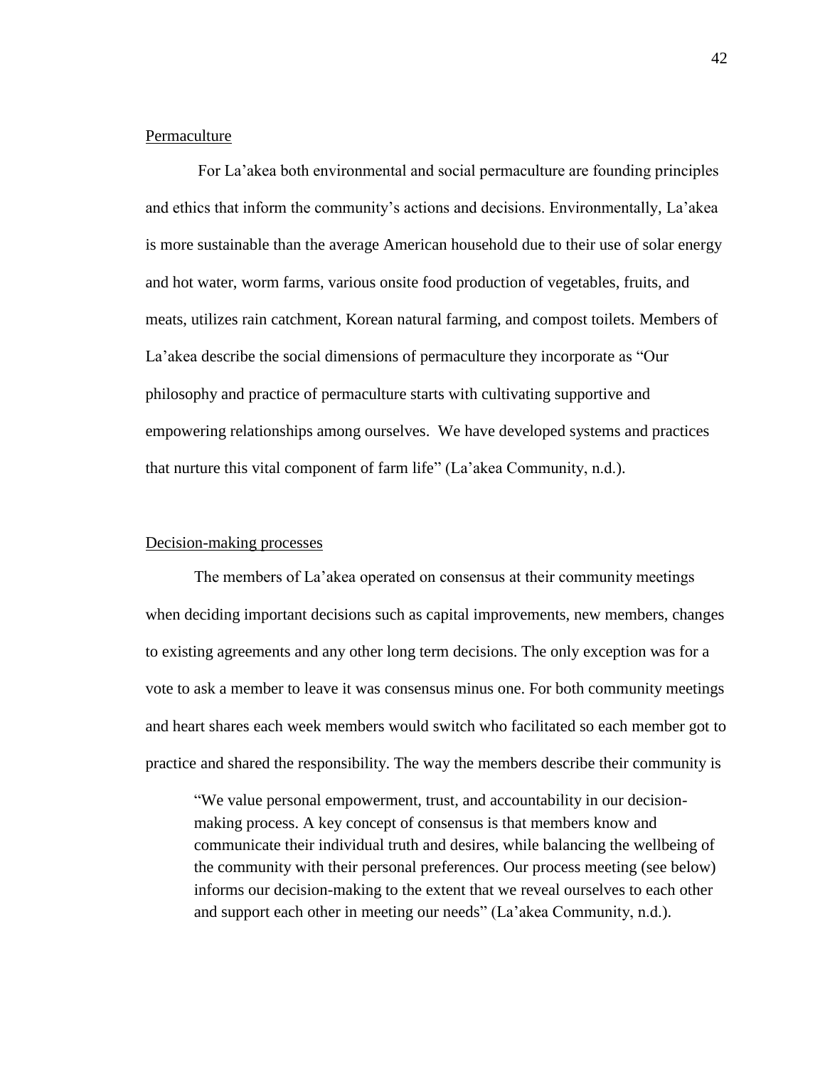Permaculture

For La'akea both environmental and social permaculture are founding principles and ethics that inform the community's actions and decisions. Environmentally, La'akea is more sustainable than the average American household due to their use of solar energy and hot water, worm farms, various onsite food production of vegetables, fruits, and meats, utilizes rain catchment, Korean natural farming, and compost toilets. Members of La'akea describe the social dimensions of permaculture they incorporate as "Our philosophy and practice of permaculture starts with cultivating supportive and empowering relationships among ourselves. We have developed systems and practices that nurture this vital component of farm life" (La'akea Community, n.d.).

Decision-making processes

The members of La'akea operated on consensus at their community meetings when deciding important decisions such as capital improvements, new members, changes to existing agreements and any other long term decisions. The only exception was for a vote to ask a member to leave it was consensus minus one. For both community meetings and heart shares each week members would switch who facilitated so each member got to practice and shared the responsibility. The way the members describe their community is

> "We value personal empowerment, trust, and accountability in our decision-making process. A key concept of consensus is that members know and communicate their individual truth and desires, while balancing the wellbeing of the community with their personal preferences. Our process meeting (see below) informs our decision-making to the extent that we reveal ourselves to each other and support each other in meeting our needs" (La'akea Community, n.d.).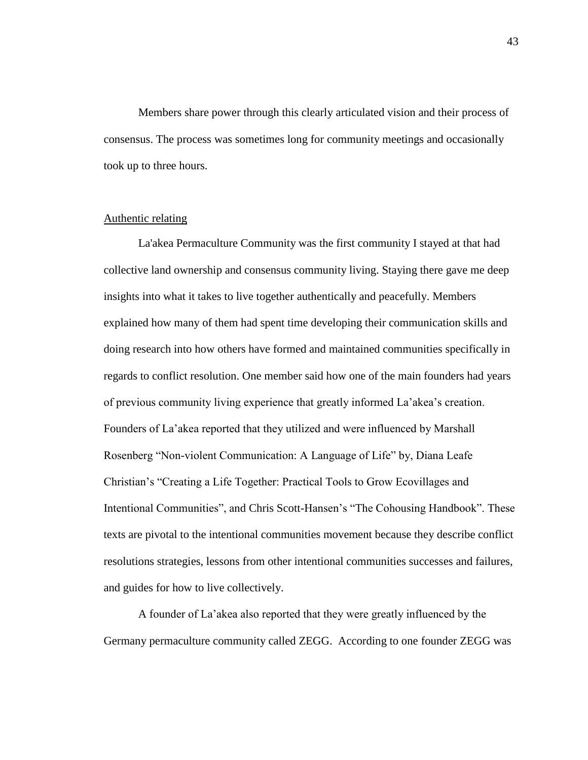Members share power through this clearly articulated vision and their process of consensus. The process was sometimes long for community meetings and occasionally took up to three hours.

<u>Authentic relating</u>

La'akea Permaculture Community was the first community I stayed at that had collective land ownership and consensus community living. Staying there gave me deep insights into what it takes to live together authentically and peacefully. Members explained how many of them had spent time developing their communication skills and doing research into how others have formed and maintained communities specifically in regards to conflict resolution. One member said how one of the main founders had years of previous community living experience that greatly informed La'akea's creation. Founders of La'akea reported that they utilized and were influenced by Marshall Rosenberg "Non-violent Communication: A Language of Life" by, Diana Leafe Christian's "Creating a Life Together: Practical Tools to Grow Ecovillages and Intentional Communities", and Chris Scott-Hansen's "The Cohousing Handbook". These texts are pivotal to the intentional communities movement because they describe conflict resolutions strategies, lessons from other intentional communities successes and failures, and guides for how to live collectively.

A founder of La'akea also reported that they were greatly influenced by the Germany permaculture community called ZEGG. According to one founder ZEGG was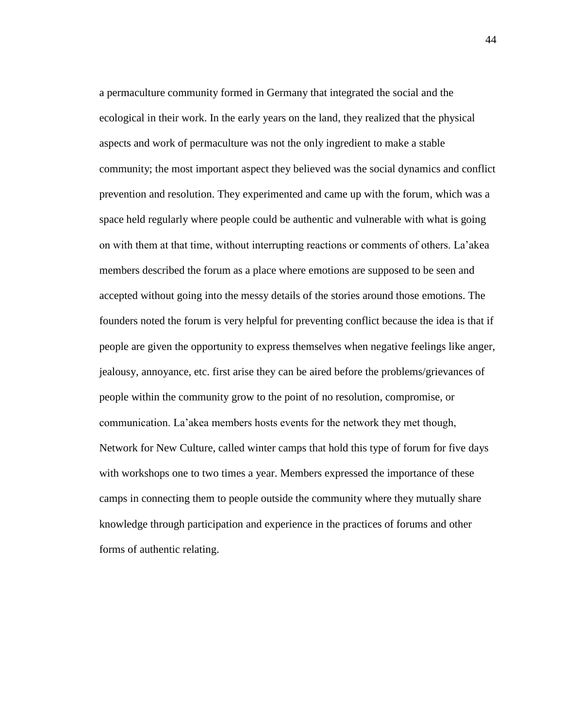a permaculture community formed in Germany that integrated the social and the ecological in their work. In the early years on the land, they realized that the physical aspects and work of permaculture was not the only ingredient to make a stable community; the most important aspect they believed was the social dynamics and conflict prevention and resolution. They experimented and came up with the forum, which was a space held regularly where people could be authentic and vulnerable with what is going on with them at that time, without interrupting reactions or comments of others. La'akea members described the forum as a place where emotions are supposed to be seen and accepted without going into the messy details of the stories around those emotions. The founders noted the forum is very helpful for preventing conflict because the idea is that if people are given the opportunity to express themselves when negative feelings like anger, jealousy, annoyance, etc. first arise they can be aired before the problems/grievances of people within the community grow to the point of no resolution, compromise, or communication. La'akea members hosts events for the network they met though, Network for New Culture, called winter camps that hold this type of forum for five days with workshops one to two times a year. Members expressed the importance of these camps in connecting them to people outside the community where they mutually share knowledge through participation and experience in the practices of forums and other forms of authentic relating.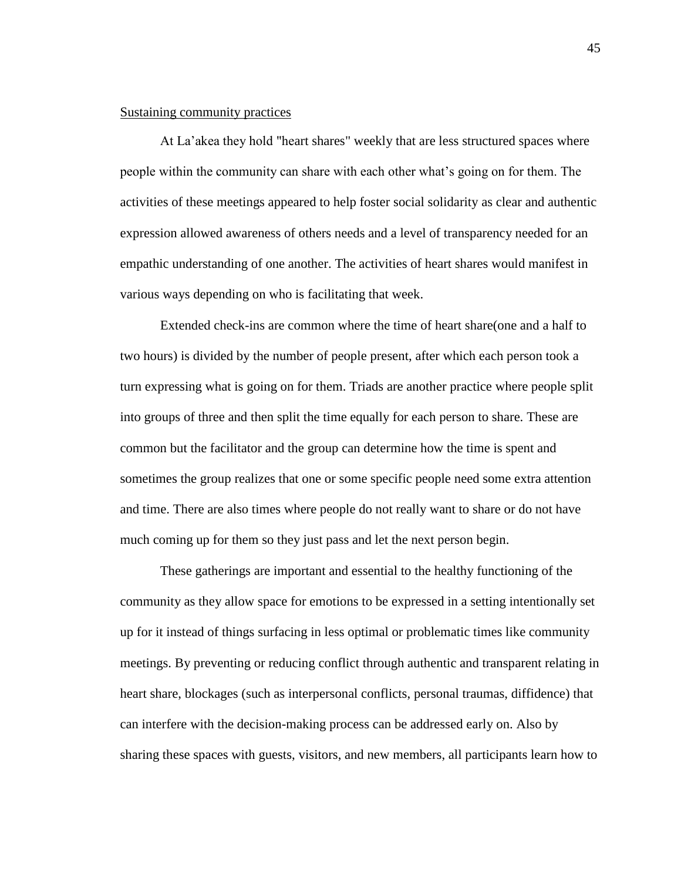Sustaining community practices

At La'akea they hold "heart shares" weekly that are less structured spaces where people within the community can share with each other what's going on for them. The activities of these meetings appeared to help foster social solidarity as clear and authentic expression allowed awareness of others needs and a level of transparency needed for an empathic understanding of one another. The activities of heart shares would manifest in various ways depending on who is facilitating that week.

Extended check-ins are common where the time of heart share(one and a half to two hours) is divided by the number of people present, after which each person took a turn expressing what is going on for them. Triads are another practice where people split into groups of three and then split the time equally for each person to share. These are common but the facilitator and the group can determine how the time is spent and sometimes the group realizes that one or some specific people need some extra attention and time. There are also times where people do not really want to share or do not have much coming up for them so they just pass and let the next person begin.

These gatherings are important and essential to the healthy functioning of the community as they allow space for emotions to be expressed in a setting intentionally set up for it instead of things surfacing in less optimal or problematic times like community meetings. By preventing or reducing conflict through authentic and transparent relating in heart share, blockages (such as interpersonal conflicts, personal traumas, diffidence) that can interfere with the decision-making process can be addressed early on. Also by sharing these spaces with guests, visitors, and new members, all participants learn how to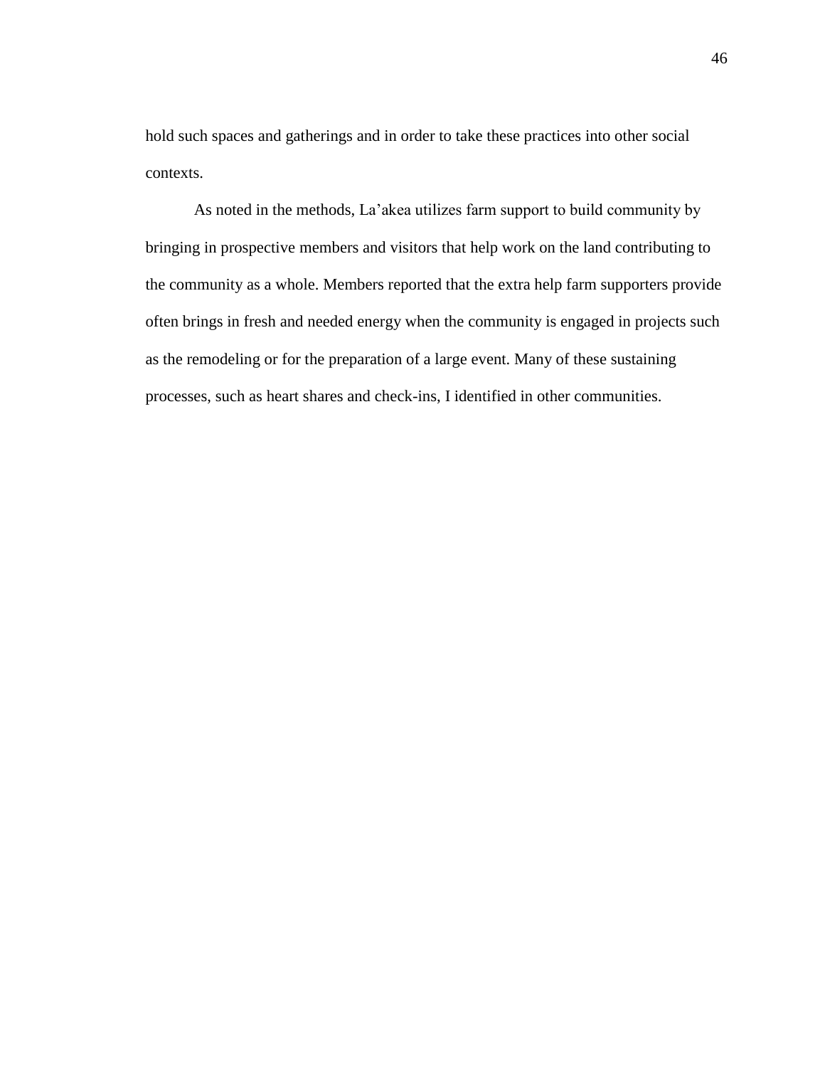hold such spaces and gatherings and in order to take these practices into other social contexts.

As noted in the methods, La'akea utilizes farm support to build community by bringing in prospective members and visitors that help work on the land contributing to the community as a whole. Members reported that the extra help farm supporters provide often brings in fresh and needed energy when the community is engaged in projects such as the remodeling or for the preparation of a large event. Many of these sustaining processes, such as heart shares and check-ins, I identified in other communities.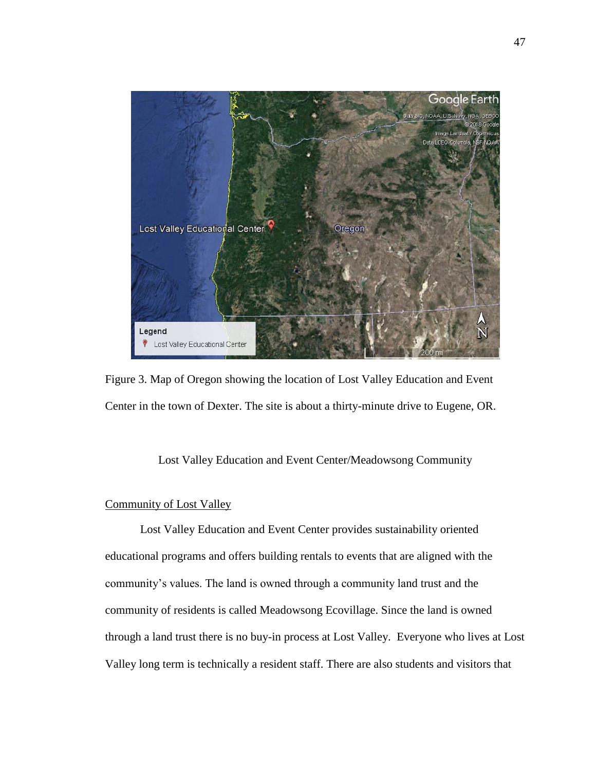Figure 3. Map of Oregon showing the location of Lost Valley Education and Event Center in the town of Dexter. The site is about a thirty-minute drive to Eugene, OR.

## Lost Valley Education and Event Center/Meadowsong Community

### Community of Lost Valley

Lost Valley Education and Event Center provides sustainability oriented educational programs and offers building rentals to events that are aligned with the community's values. The land is owned through a community land trust and the community of residents is called Meadowsong Ecovillage. Since the land is owned through a land trust there is no buy-in process at Lost Valley. Everyone who lives at Lost Valley long term is technically a resident staff. There are also students and visitors that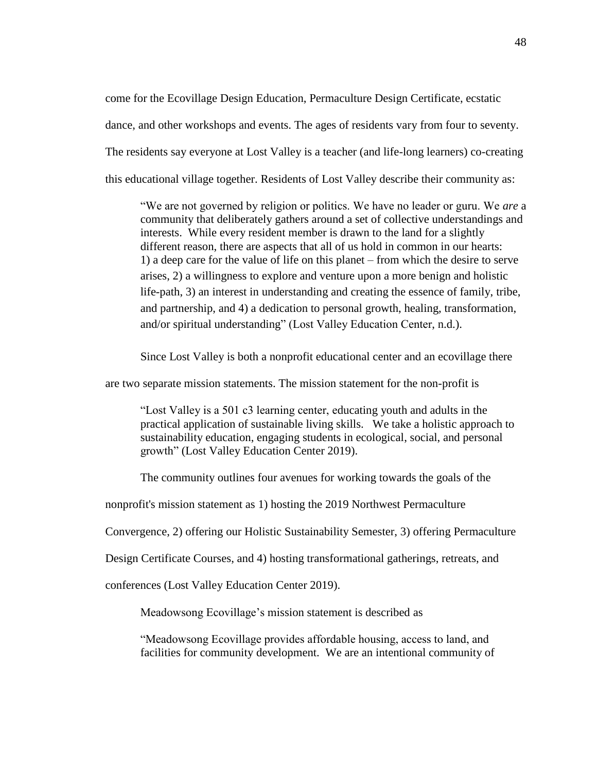come for the Ecovillage Design Education, Permaculture Design Certificate, ecstatic dance, and other workshops and events. The ages of residents vary from four to seventy. The residents say everyone at Lost Valley is a teacher (and life-long learners) co-creating this educational village together. Residents of Lost Valley describe their community as:

> "We are not governed by religion or politics. We have no leader or guru. We *are* a community that deliberately gathers around a set of collective understandings and interests. While every resident member is drawn to the land for a slightly different reason, there are aspects that all of us hold in common in our hearts: 1) a deep care for the value of life on this planet – from which the desire to serve arises, 2) a willingness to explore and venture upon a more benign and holistic life-path, 3) an interest in understanding and creating the essence of family, tribe, and partnership, and 4) a dedication to personal growth, healing, transformation, and/or spiritual understanding" (Lost Valley Education Center, n.d.).

Since Lost Valley is both a nonprofit educational center and an ecovillage there are two separate mission statements. The mission statement for the non-profit is

> "Lost Valley is a 501 c3 learning center, educating youth and adults in the practical application of sustainable living skills. We take a holistic approach to sustainability education, engaging students in ecological, social, and personal growth" (Lost Valley Education Center 2019).

The community outlines four avenues for working towards the goals of the nonprofit's mission statement as 1) hosting the 2019 Northwest Permaculture Convergence, 2) offering our Holistic Sustainability Semester, 3) offering Permaculture Design Certificate Courses, and 4) hosting transformational gatherings, retreats, and conferences (Lost Valley Education Center 2019).

Meadowsong Ecovillage's mission statement is described as

> "Meadowsong Ecovillage provides affordable housing, access to land, and facilities for community development. We are an intentional community of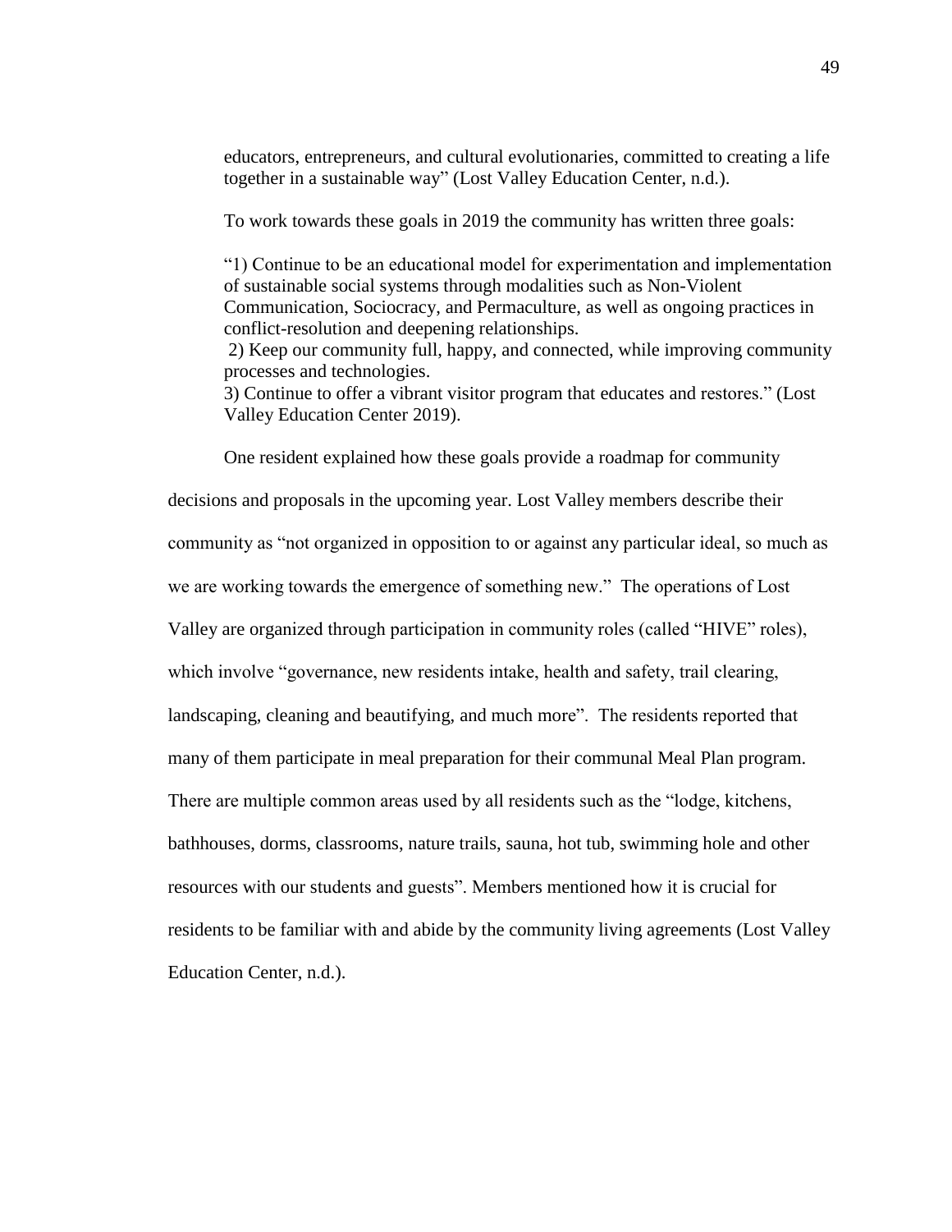educators, entrepreneurs, and cultural evolutionaries, committed to creating a life together in a sustainable way" (Lost Valley Education Center, n.d.).

To work towards these goals in 2019 the community has written three goals:

"1) Continue to be an educational model for experimentation and implementation of sustainable social systems through modalities such as Non-Violent Communication, Sociocracy, and Permaculture, as well as ongoing practices in conflict-resolution and deepening relationships.
2) Keep our community full, happy, and connected, while improving community processes and technologies.
3) Continue to offer a vibrant visitor program that educates and restores." (Lost Valley Education Center 2019).

One resident explained how these goals provide a roadmap for community decisions and proposals in the upcoming year. Lost Valley members describe their community as "not organized in opposition to or against any particular ideal, so much as we are working towards the emergence of something new." The operations of Lost Valley are organized through participation in community roles (called "HIVE" roles), which involve "governance, new residents intake, health and safety, trail clearing, landscaping, cleaning and beautifying, and much more". The residents reported that many of them participate in meal preparation for their communal Meal Plan program. There are multiple common areas used by all residents such as the "lodge, kitchens, bathhouses, dorms, classrooms, nature trails, sauna, hot tub, swimming hole and other resources with our students and guests". Members mentioned how it is crucial for residents to be familiar with and abide by the community living agreements (Lost Valley Education Center, n.d.).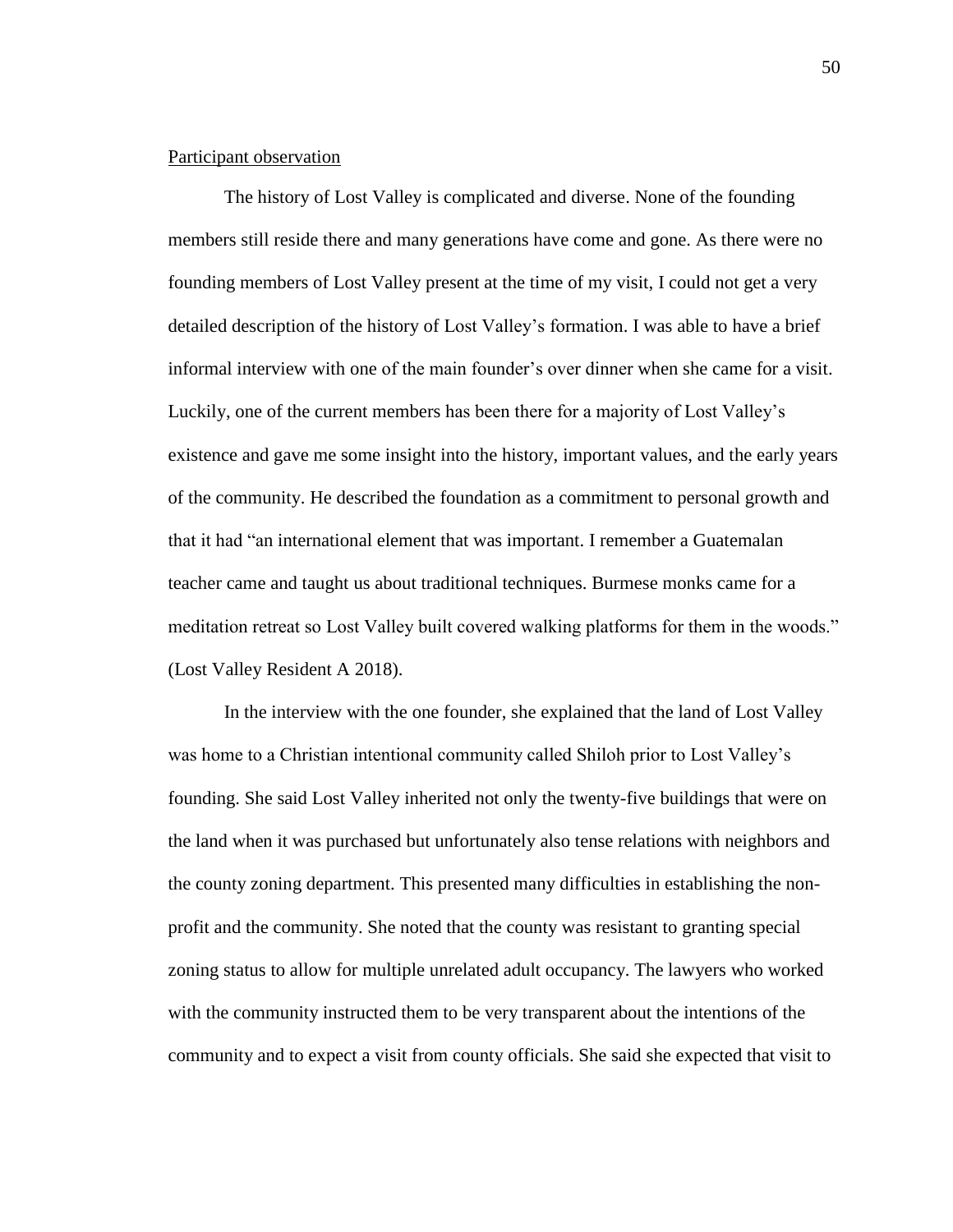<u>Participant observation</u>

The history of Lost Valley is complicated and diverse. None of the founding members still reside there and many generations have come and gone. As there were no founding members of Lost Valley present at the time of my visit, I could not get a very detailed description of the history of Lost Valley's formation. I was able to have a brief informal interview with one of the main founder's over dinner when she came for a visit. Luckily, one of the current members has been there for a majority of Lost Valley's existence and gave me some insight into the history, important values, and the early years of the community. He described the foundation as a commitment to personal growth and that it had "an international element that was important. I remember a Guatemalan teacher came and taught us about traditional techniques. Burmese monks came for a meditation retreat so Lost Valley built covered walking platforms for them in the woods." (Lost Valley Resident A 2018).

In the interview with the one founder, she explained that the land of Lost Valley was home to a Christian intentional community called Shiloh prior to Lost Valley's founding. She said Lost Valley inherited not only the twenty-five buildings that were on the land when it was purchased but unfortunately also tense relations with neighbors and the county zoning department. This presented many difficulties in establishing the non-profit and the community. She noted that the county was resistant to granting special zoning status to allow for multiple unrelated adult occupancy. The lawyers who worked with the community instructed them to be very transparent about the intentions of the community and to expect a visit from county officials. She said she expected that visit to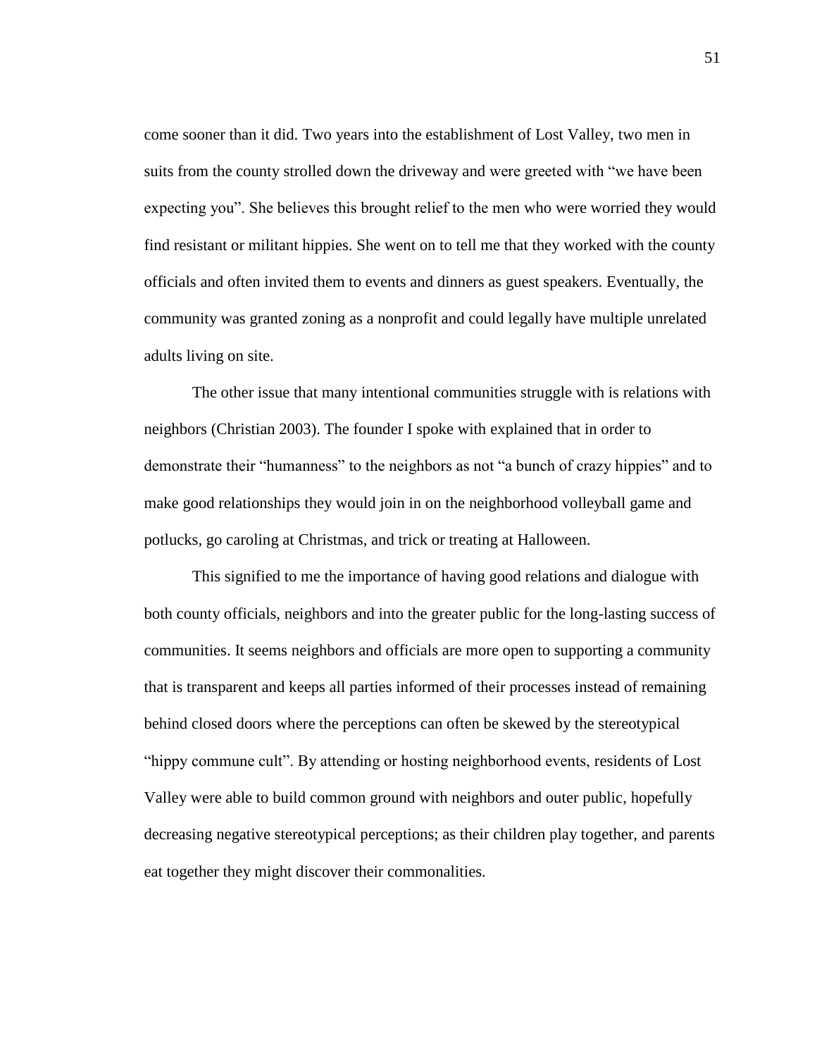come sooner than it did. Two years into the establishment of Lost Valley, two men in suits from the county strolled down the driveway and were greeted with "we have been expecting you". She believes this brought relief to the men who were worried they would find resistant or militant hippies. She went on to tell me that they worked with the county officials and often invited them to events and dinners as guest speakers. Eventually, the community was granted zoning as a nonprofit and could legally have multiple unrelated adults living on site.

The other issue that many intentional communities struggle with is relations with neighbors (Christian 2003). The founder I spoke with explained that in order to demonstrate their "humanness" to the neighbors as not "a bunch of crazy hippies" and to make good relationships they would join in on the neighborhood volleyball game and potlucks, go caroling at Christmas, and trick or treating at Halloween.

This signified to me the importance of having good relations and dialogue with both county officials, neighbors and into the greater public for the long-lasting success of communities. It seems neighbors and officials are more open to supporting a community that is transparent and keeps all parties informed of their processes instead of remaining behind closed doors where the perceptions can often be skewed by the stereotypical "hippy commune cult". By attending or hosting neighborhood events, residents of Lost Valley were able to build common ground with neighbors and outer public, hopefully decreasing negative stereotypical perceptions; as their children play together, and parents eat together they might discover their commonalities.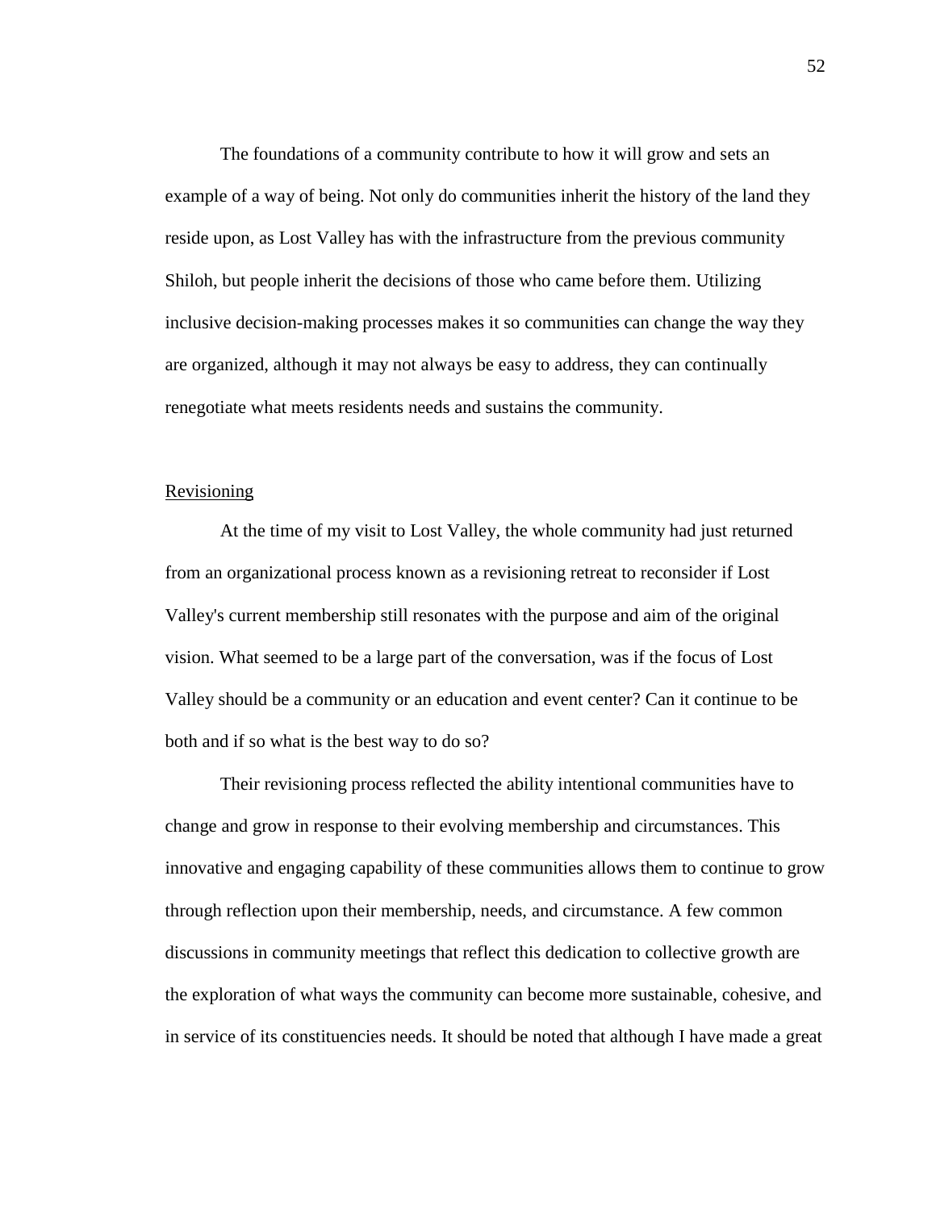The foundations of a community contribute to how it will grow and sets an example of a way of being. Not only do communities inherit the history of the land they reside upon, as Lost Valley has with the infrastructure from the previous community Shiloh, but people inherit the decisions of those who came before them. Utilizing inclusive decision-making processes makes it so communities can change the way they are organized, although it may not always be easy to address, they can continually renegotiate what meets residents needs and sustains the community.

<u>Revisioning</u>

At the time of my visit to Lost Valley, the whole community had just returned from an organizational process known as a revisioning retreat to reconsider if Lost Valley's current membership still resonates with the purpose and aim of the original vision. What seemed to be a large part of the conversation, was if the focus of Lost Valley should be a community or an education and event center? Can it continue to be both and if so what is the best way to do so?

Their revisioning process reflected the ability intentional communities have to change and grow in response to their evolving membership and circumstances. This innovative and engaging capability of these communities allows them to continue to grow through reflection upon their membership, needs, and circumstance. A few common discussions in community meetings that reflect this dedication to collective growth are the exploration of what ways the community can become more sustainable, cohesive, and in service of its constituencies needs. It should be noted that although I have made a great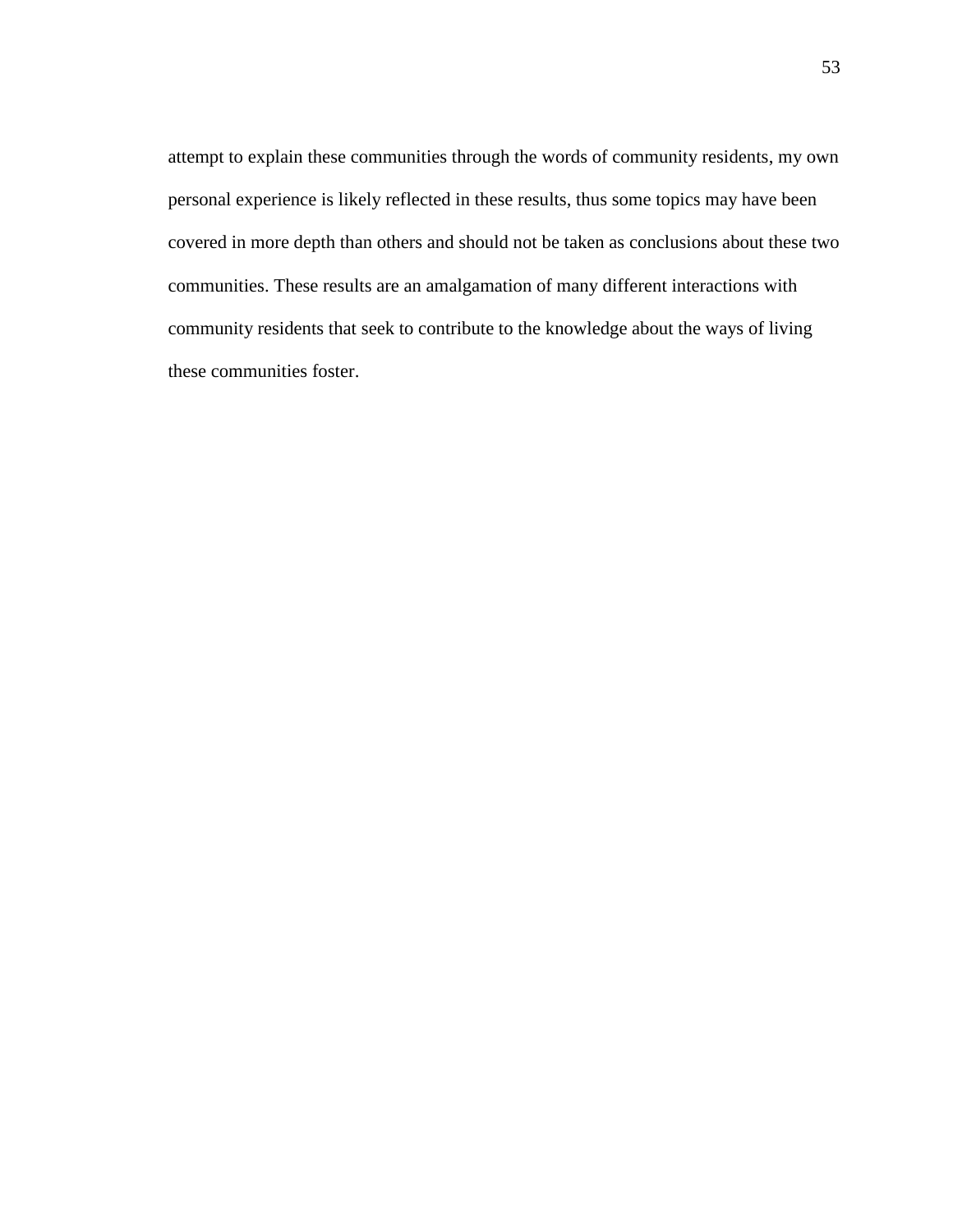attempt to explain these communities through the words of community residents, my own personal experience is likely reflected in these results, thus some topics may have been covered in more depth than others and should not be taken as conclusions about these two communities. These results are an amalgamation of many different interactions with community residents that seek to contribute to the knowledge about the ways of living these communities foster.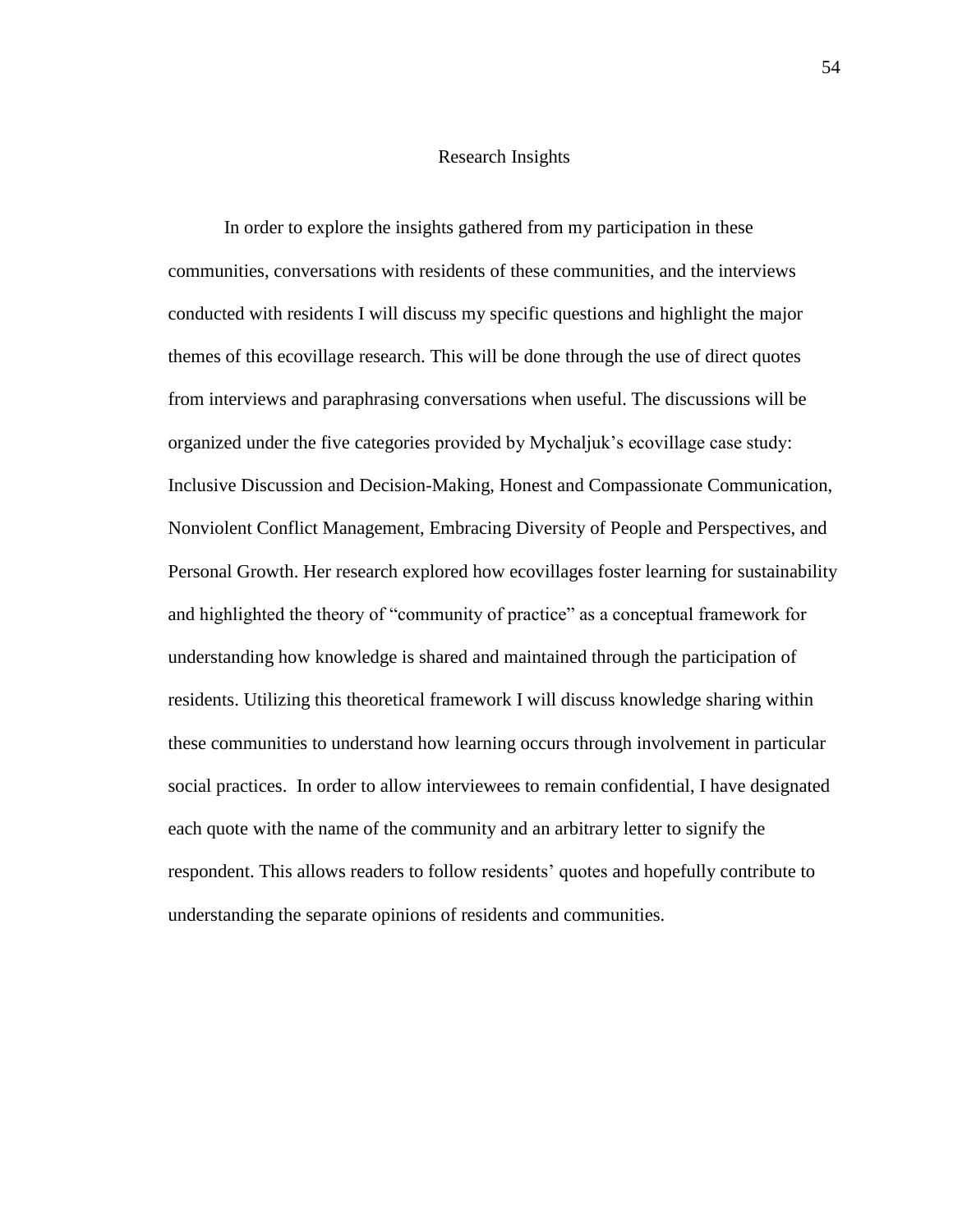## Research Insights

In order to explore the insights gathered from my participation in these communities, conversations with residents of these communities, and the interviews conducted with residents I will discuss my specific questions and highlight the major themes of this ecovillage research. This will be done through the use of direct quotes from interviews and paraphrasing conversations when useful. The discussions will be organized under the five categories provided by Mychaljuk's ecovillage case study: Inclusive Discussion and Decision-Making, Honest and Compassionate Communication, Nonviolent Conflict Management, Embracing Diversity of People and Perspectives, and Personal Growth. Her research explored how ecovillages foster learning for sustainability and highlighted the theory of "community of practice" as a conceptual framework for understanding how knowledge is shared and maintained through the participation of residents. Utilizing this theoretical framework I will discuss knowledge sharing within these communities to understand how learning occurs through involvement in particular social practices. In order to allow interviewees to remain confidential, I have designated each quote with the name of the community and an arbitrary letter to signify the respondent. This allows readers to follow residents' quotes and hopefully contribute to understanding the separate opinions of residents and communities.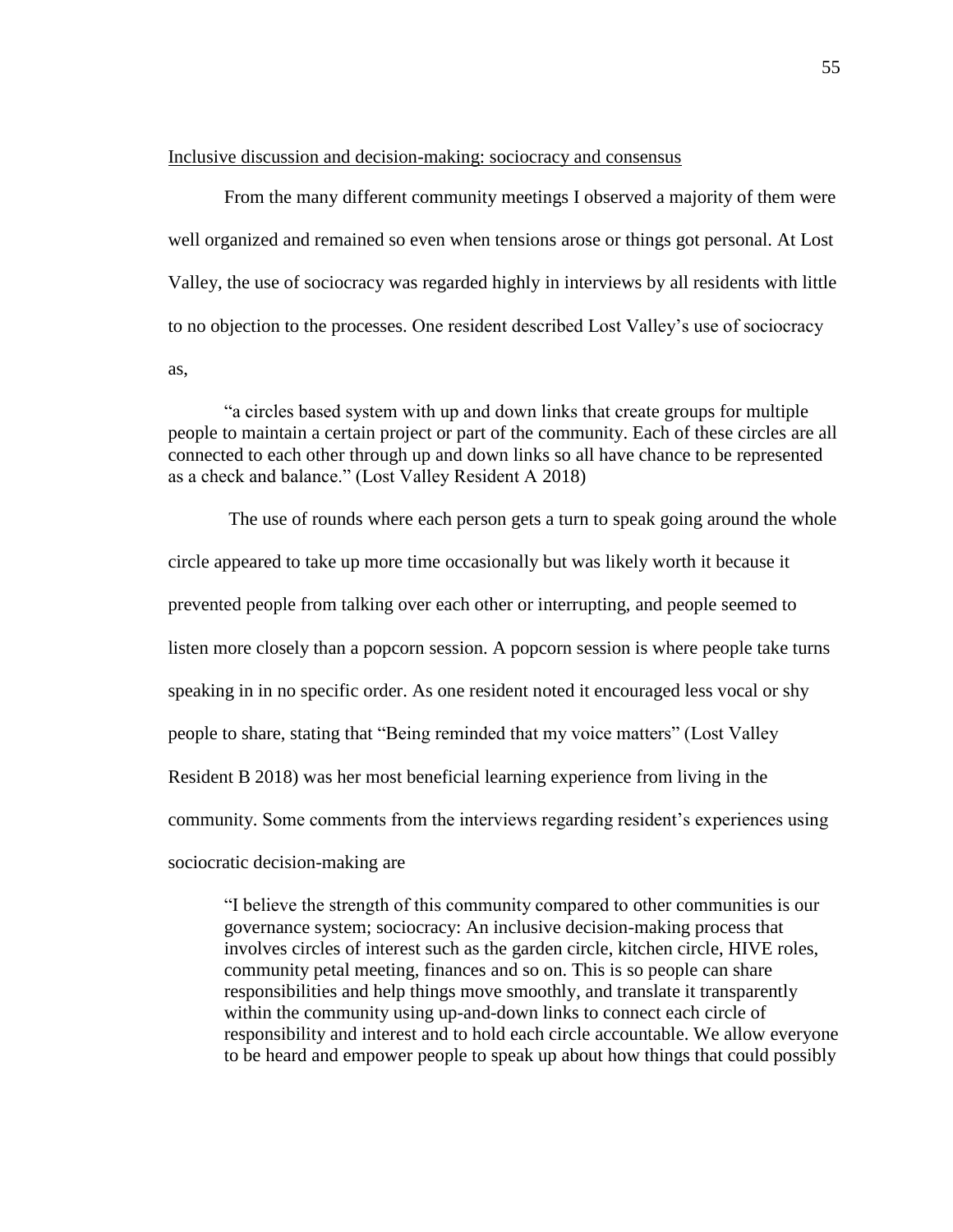Inclusive discussion and decision-making: sociocracy and consensus

From the many different community meetings I observed a majority of them were well organized and remained so even when tensions arose or things got personal. At Lost Valley, the use of sociocracy was regarded highly in interviews by all residents with little to no objection to the processes. One resident described Lost Valley's use of sociocracy as,

> "a circles based system with up and down links that create groups for multiple people to maintain a certain project or part of the community. Each of these circles are all connected to each other through up and down links so all have chance to be represented as a check and balance." (Lost Valley Resident A 2018)

The use of rounds where each person gets a turn to speak going around the whole circle appeared to take up more time occasionally but was likely worth it because it prevented people from talking over each other or interrupting, and people seemed to listen more closely than a popcorn session. A popcorn session is where people take turns speaking in in no specific order. As one resident noted it encouraged less vocal or shy people to share, stating that "Being reminded that my voice matters" (Lost Valley Resident B 2018) was her most beneficial learning experience from living in the community. Some comments from the interviews regarding resident's experiences using sociocratic decision-making are

> "I believe the strength of this community compared to other communities is our governance system; sociocracy: An inclusive decision-making process that involves circles of interest such as the garden circle, kitchen circle, HIVE roles, community petal meeting, finances and so on. This is so people can share responsibilities and help things move smoothly, and translate it transparently within the community using up-and-down links to connect each circle of responsibility and interest and to hold each circle accountable. We allow everyone to be heard and empower people to speak up about how things that could possibly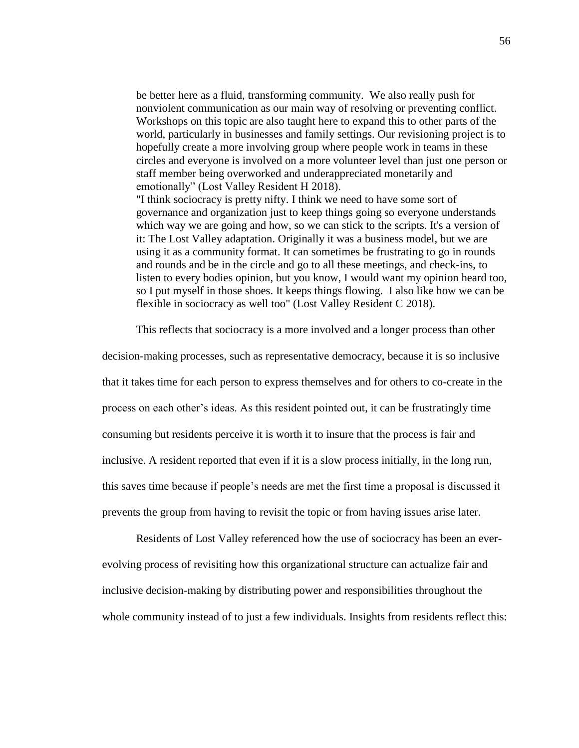> be better here as a fluid, transforming community. We also really push for nonviolent communication as our main way of resolving or preventing conflict. Workshops on this topic are also taught here to expand this to other parts of the world, particularly in businesses and family settings. Our revisioning project is to hopefully create a more involving group where people work in teams in these circles and everyone is involved on a more volunteer level than just one person or staff member being overworked and underappreciated monetarily and emotionally" (Lost Valley Resident H 2018).
>
> "I think sociocracy is pretty nifty. I think we need to have some sort of governance and organization just to keep things going so everyone understands which way we are going and how, so we can stick to the scripts. It's a version of it: The Lost Valley adaptation. Originally it was a business model, but we are using it as a community format. It can sometimes be frustrating to go in rounds and rounds and be in the circle and go to all these meetings, and check-ins, to listen to every bodies opinion, but you know, I would want my opinion heard too, so I put myself in those shoes. It keeps things flowing. I also like how we can be flexible in sociocracy as well too" (Lost Valley Resident C 2018).

This reflects that sociocracy is a more involved and a longer process than other decision-making processes, such as representative democracy, because it is so inclusive that it takes time for each person to express themselves and for others to co-create in the process on each other's ideas. As this resident pointed out, it can be frustratingly time consuming but residents perceive it is worth it to insure that the process is fair and inclusive. A resident reported that even if it is a slow process initially, in the long run, this saves time because if people's needs are met the first time a proposal is discussed it prevents the group from having to revisit the topic or from having issues arise later.

Residents of Lost Valley referenced how the use of sociocracy has been an ever-evolving process of revisiting how this organizational structure can actualize fair and inclusive decision-making by distributing power and responsibilities throughout the whole community instead of to just a few individuals. Insights from residents reflect this: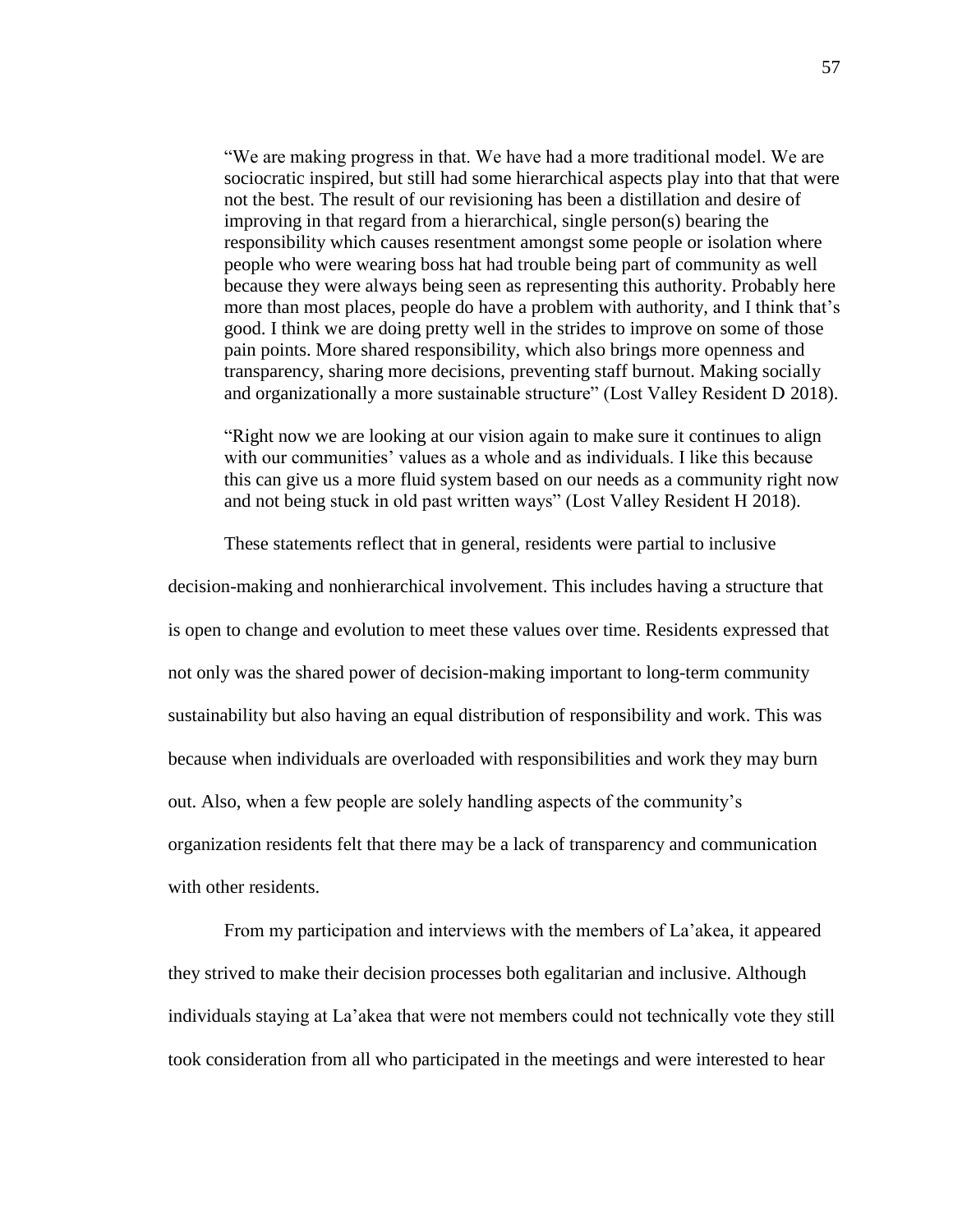> "We are making progress in that. We have had a more traditional model. We are sociocratic inspired, but still had some hierarchical aspects play into that that were not the best. The result of our revisioning has been a distillation and desire of improving in that regard from a hierarchical, single person(s) bearing the responsibility which causes resentment amongst some people or isolation where people who were wearing boss hat had trouble being part of community as well because they were always being seen as representing this authority. Probably here more than most places, people do have a problem with authority, and I think that's good. I think we are doing pretty well in the strides to improve on some of those pain points. More shared responsibility, which also brings more openness and transparency, sharing more decisions, preventing staff burnout. Making socially and organizationally a more sustainable structure" (Lost Valley Resident D 2018).

> "Right now we are looking at our vision again to make sure it continues to align with our communities' values as a whole and as individuals. I like this because this can give us a more fluid system based on our needs as a community right now and not being stuck in old past written ways" (Lost Valley Resident H 2018).

These statements reflect that in general, residents were partial to inclusive decision-making and nonhierarchical involvement. This includes having a structure that is open to change and evolution to meet these values over time. Residents expressed that not only was the shared power of decision-making important to long-term community sustainability but also having an equal distribution of responsibility and work. This was because when individuals are overloaded with responsibilities and work they may burn out. Also, when a few people are solely handling aspects of the community's organization residents felt that there may be a lack of transparency and communication with other residents.

From my participation and interviews with the members of La'akea, it appeared they strived to make their decision processes both egalitarian and inclusive. Although individuals staying at La'akea that were not members could not technically vote they still took consideration from all who participated in the meetings and were interested to hear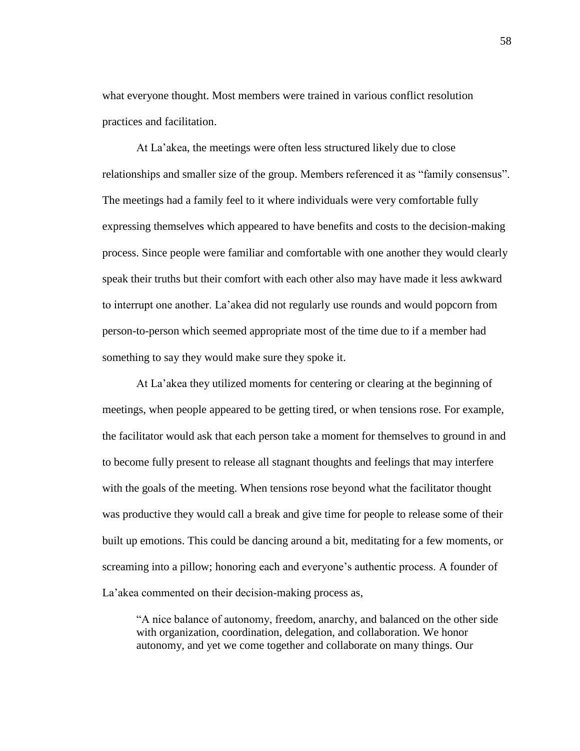what everyone thought. Most members were trained in various conflict resolution practices and facilitation.

At La'akea, the meetings were often less structured likely due to close relationships and smaller size of the group. Members referenced it as "family consensus". The meetings had a family feel to it where individuals were very comfortable fully expressing themselves which appeared to have benefits and costs to the decision-making process. Since people were familiar and comfortable with one another they would clearly speak their truths but their comfort with each other also may have made it less awkward to interrupt one another. La'akea did not regularly use rounds and would popcorn from person-to-person which seemed appropriate most of the time due to if a member had something to say they would make sure they spoke it.

At La'akea they utilized moments for centering or clearing at the beginning of meetings, when people appeared to be getting tired, or when tensions rose. For example, the facilitator would ask that each person take a moment for themselves to ground in and to become fully present to release all stagnant thoughts and feelings that may interfere with the goals of the meeting. When tensions rose beyond what the facilitator thought was productive they would call a break and give time for people to release some of their built up emotions. This could be dancing around a bit, meditating for a few moments, or screaming into a pillow; honoring each and everyone's authentic process. A founder of La'akea commented on their decision-making process as,

> "A nice balance of autonomy, freedom, anarchy, and balanced on the other side with organization, coordination, delegation, and collaboration. We honor autonomy, and yet we come together and collaborate on many things. Our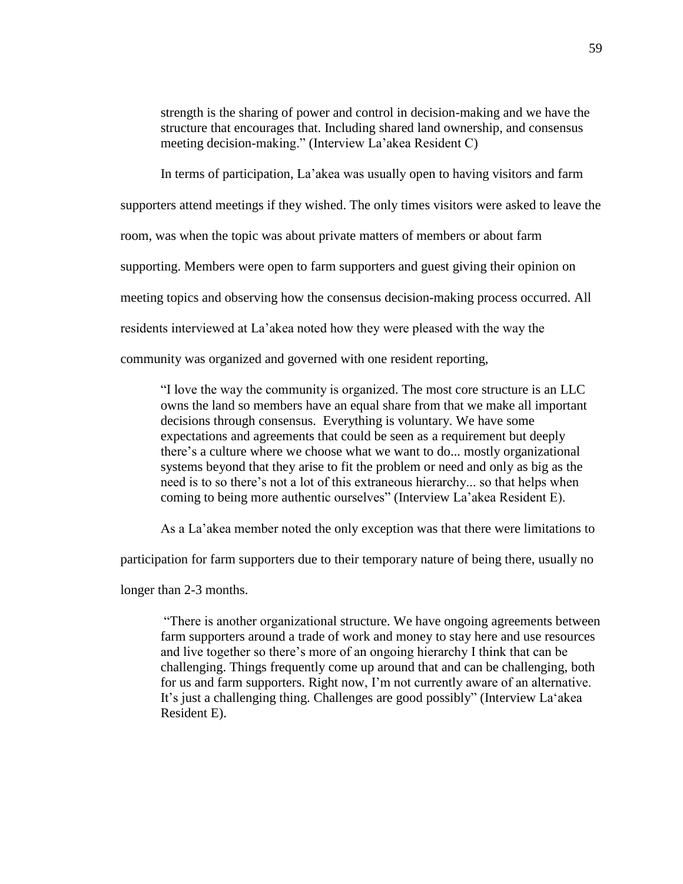> strength is the sharing of power and control in decision-making and we have the structure that encourages that. Including shared land ownership, and consensus meeting decision-making." (Interview La'akea Resident C)

In terms of participation, La'akea was usually open to having visitors and farm supporters attend meetings if they wished. The only times visitors were asked to leave the room, was when the topic was about private matters of members or about farm supporting. Members were open to farm supporters and guest giving their opinion on meeting topics and observing how the consensus decision-making process occurred. All residents interviewed at La'akea noted how they were pleased with the way the community was organized and governed with one resident reporting,

> "I love the way the community is organized. The most core structure is an LLC owns the land so members have an equal share from that we make all important decisions through consensus. Everything is voluntary. We have some expectations and agreements that could be seen as a requirement but deeply there's a culture where we choose what we want to do... mostly organizational systems beyond that they arise to fit the problem or need and only as big as the need is to so there's not a lot of this extraneous hierarchy... so that helps when coming to being more authentic ourselves" (Interview La'akea Resident E).

As a La'akea member noted the only exception was that there were limitations to participation for farm supporters due to their temporary nature of being there, usually no longer than 2-3 months.

> "There is another organizational structure. We have ongoing agreements between farm supporters around a trade of work and money to stay here and use resources and live together so there's more of an ongoing hierarchy I think that can be challenging. Things frequently come up around that and can be challenging, both for us and farm supporters. Right now, I'm not currently aware of an alternative. It's just a challenging thing. Challenges are good possibly" (Interview La'akea Resident E).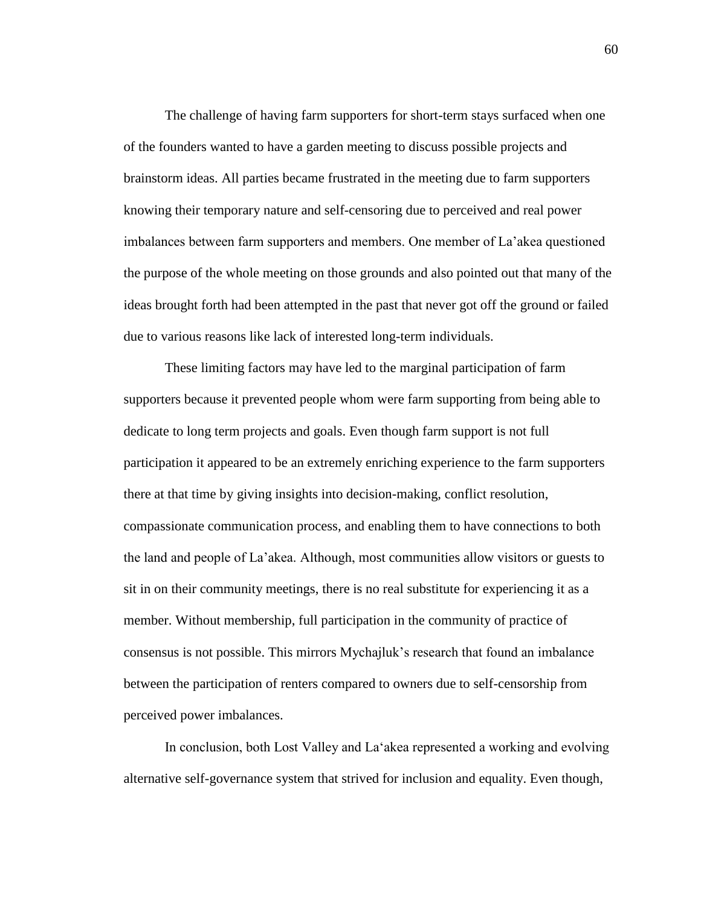The challenge of having farm supporters for short-term stays surfaced when one of the founders wanted to have a garden meeting to discuss possible projects and brainstorm ideas. All parties became frustrated in the meeting due to farm supporters knowing their temporary nature and self-censoring due to perceived and real power imbalances between farm supporters and members. One member of La'akea questioned the purpose of the whole meeting on those grounds and also pointed out that many of the ideas brought forth had been attempted in the past that never got off the ground or failed due to various reasons like lack of interested long-term individuals.

These limiting factors may have led to the marginal participation of farm supporters because it prevented people whom were farm supporting from being able to dedicate to long term projects and goals. Even though farm support is not full participation it appeared to be an extremely enriching experience to the farm supporters there at that time by giving insights into decision-making, conflict resolution, compassionate communication process, and enabling them to have connections to both the land and people of La'akea. Although, most communities allow visitors or guests to sit in on their community meetings, there is no real substitute for experiencing it as a member. Without membership, full participation in the community of practice of consensus is not possible. This mirrors Mychajluk's research that found an imbalance between the participation of renters compared to owners due to self-censorship from perceived power imbalances.

In conclusion, both Lost Valley and La'akea represented a working and evolving alternative self-governance system that strived for inclusion and equality. Even though,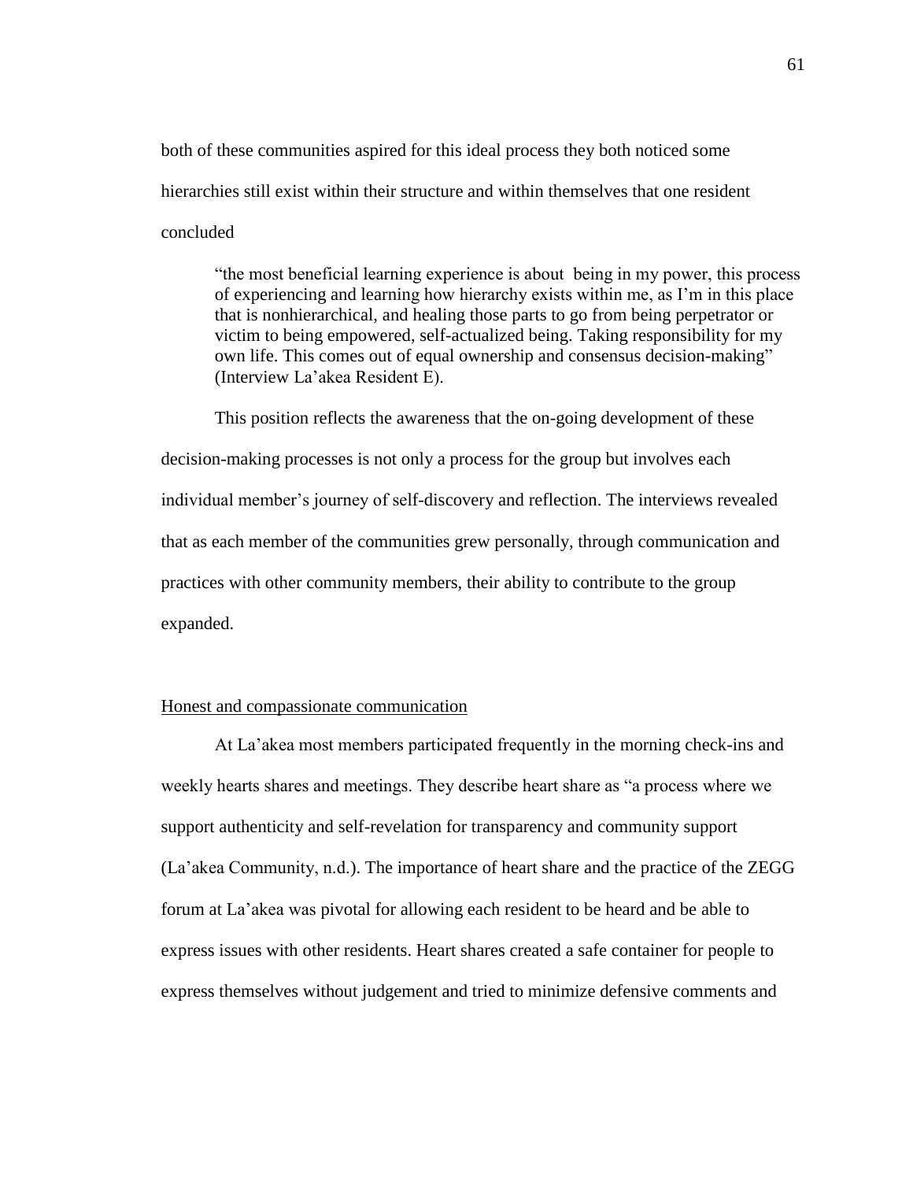both of these communities aspired for this ideal process they both noticed some hierarchies still exist within their structure and within themselves that one resident concluded

> "the most beneficial learning experience is about being in my power, this process of experiencing and learning how hierarchy exists within me, as I'm in this place that is nonhierarchical, and healing those parts to go from being perpetrator or victim to being empowered, self-actualized being. Taking responsibility for my own life. This comes out of equal ownership and consensus decision-making" (Interview La'akea Resident E).

This position reflects the awareness that the on-going development of these decision-making processes is not only a process for the group but involves each individual member's journey of self-discovery and reflection. The interviews revealed that as each member of the communities grew personally, through communication and practices with other community members, their ability to contribute to the group expanded.

<u>Honest and compassionate communication</u>

At La'akea most members participated frequently in the morning check-ins and weekly hearts shares and meetings. They describe heart share as "a process where we support authenticity and self-revelation for transparency and community support (La'akea Community, n.d.). The importance of heart share and the practice of the ZEGG forum at La'akea was pivotal for allowing each resident to be heard and be able to express issues with other residents. Heart shares created a safe container for people to express themselves without judgement and tried to minimize defensive comments and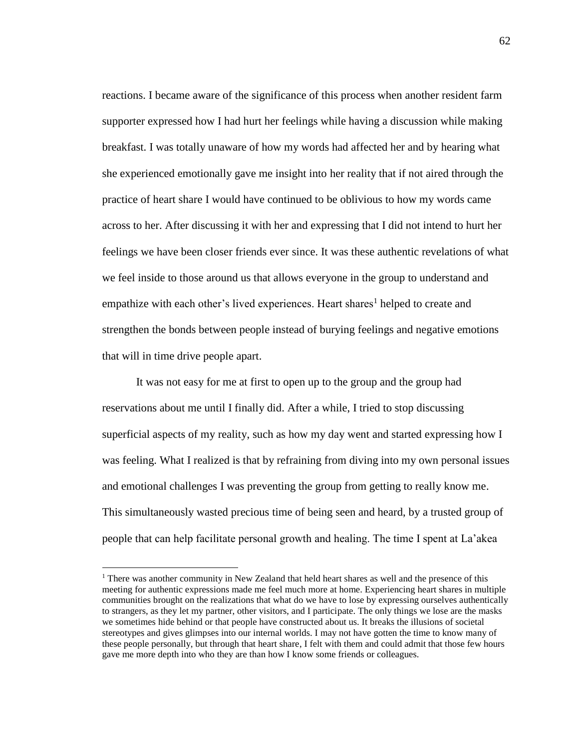reactions. I became aware of the significance of this process when another resident farm supporter expressed how I had hurt her feelings while having a discussion while making breakfast. I was totally unaware of how my words had affected her and by hearing what she experienced emotionally gave me insight into her reality that if not aired through the practice of heart share I would have continued to be oblivious to how my words came across to her. After discussing it with her and expressing that I did not intend to hurt her feelings we have been closer friends ever since. It was these authentic revelations of what we feel inside to those around us that allows everyone in the group to understand and empathize with each other's lived experiences. Heart shares[1] helped to create and strengthen the bonds between people instead of burying feelings and negative emotions that will in time drive people apart.

It was not easy for me at first to open up to the group and the group had reservations about me until I finally did. After a while, I tried to stop discussing superficial aspects of my reality, such as how my day went and started expressing how I was feeling. What I realized is that by refraining from diving into my own personal issues and emotional challenges I was preventing the group from getting to really know me. This simultaneously wasted precious time of being seen and heard, by a trusted group of people that can help facilitate personal growth and healing. The time I spent at La'akea

---

[1] There was another community in New Zealand that held heart shares as well and the presence of this meeting for authentic expressions made me feel much more at home. Experiencing heart shares in multiple communities brought on the realizations that what do we have to lose by expressing ourselves authentically to strangers, as they let my partner, other visitors, and I participate. The only things we lose are the masks we sometimes hide behind or that people have constructed about us. It breaks the illusions of societal stereotypes and gives glimpses into our internal worlds. I may not have gotten the time to know many of these people personally, but through that heart share, I felt with them and could admit that those few hours gave me more depth into who they are than how I know some friends or colleagues.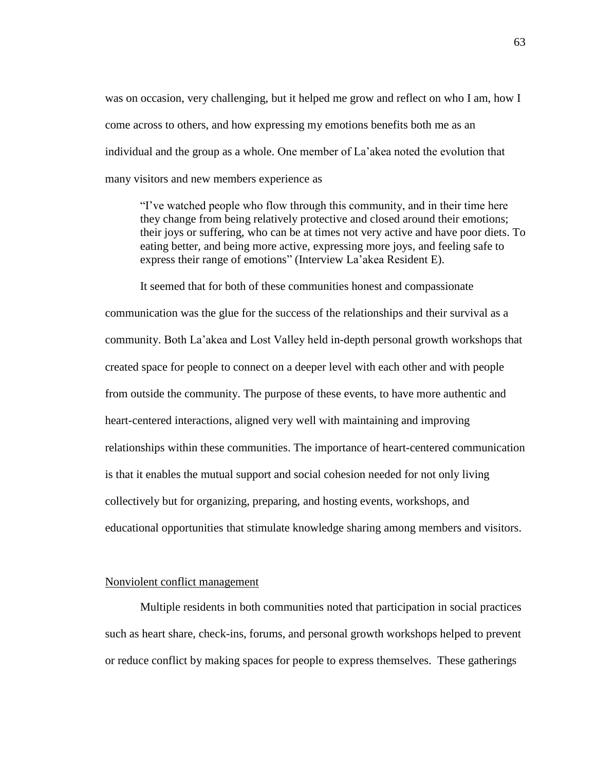was on occasion, very challenging, but it helped me grow and reflect on who I am, how I come across to others, and how expressing my emotions benefits both me as an individual and the group as a whole. One member of La'akea noted the evolution that many visitors and new members experience as

> "I've watched people who flow through this community, and in their time here they change from being relatively protective and closed around their emotions; their joys or suffering, who can be at times not very active and have poor diets. To eating better, and being more active, expressing more joys, and feeling safe to express their range of emotions" (Interview La'akea Resident E).

It seemed that for both of these communities honest and compassionate communication was the glue for the success of the relationships and their survival as a community. Both La'akea and Lost Valley held in-depth personal growth workshops that created space for people to connect on a deeper level with each other and with people from outside the community. The purpose of these events, to have more authentic and heart-centered interactions, aligned very well with maintaining and improving relationships within these communities. The importance of heart-centered communication is that it enables the mutual support and social cohesion needed for not only living collectively but for organizing, preparing, and hosting events, workshops, and educational opportunities that stimulate knowledge sharing among members and visitors.

<u>Nonviolent conflict management</u>

Multiple residents in both communities noted that participation in social practices such as heart share, check-ins, forums, and personal growth workshops helped to prevent or reduce conflict by making spaces for people to express themselves. These gatherings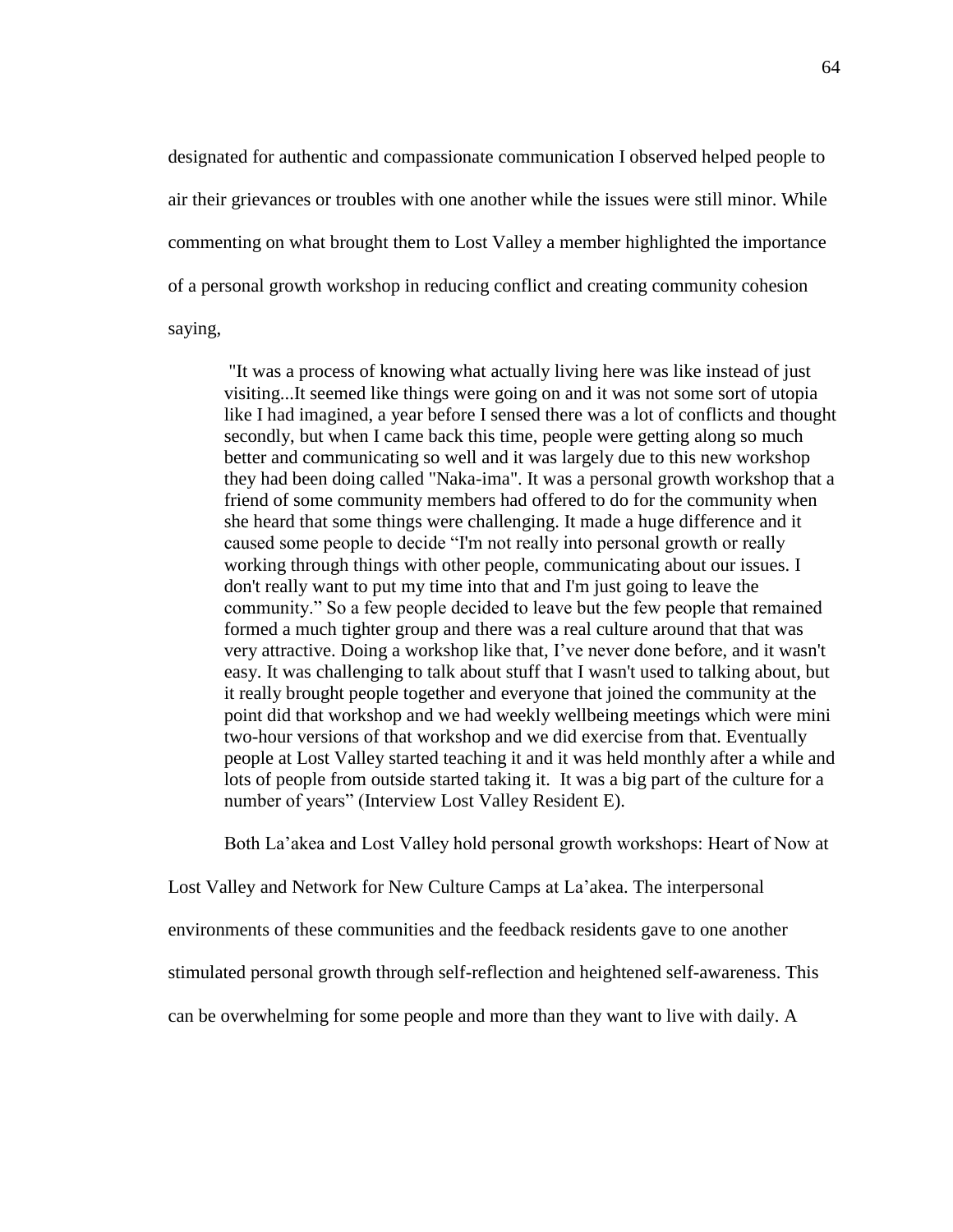designated for authentic and compassionate communication I observed helped people to air their grievances or troubles with one another while the issues were still minor. While commenting on what brought them to Lost Valley a member highlighted the importance of a personal growth workshop in reducing conflict and creating community cohesion saying,

> "It was a process of knowing what actually living here was like instead of just visiting...It seemed like things were going on and it was not some sort of utopia like I had imagined, a year before I sensed there was a lot of conflicts and thought secondly, but when I came back this time, people were getting along so much better and communicating so well and it was largely due to this new workshop they had been doing called "Naka-ima". It was a personal growth workshop that a friend of some community members had offered to do for the community when she heard that some things were challenging. It made a huge difference and it caused some people to decide "I'm not really into personal growth or really working through things with other people, communicating about our issues. I don't really want to put my time into that and I'm just going to leave the community." So a few people decided to leave but the few people that remained formed a much tighter group and there was a real culture around that that was very attractive. Doing a workshop like that, I've never done before, and it wasn't easy. It was challenging to talk about stuff that I wasn't used to talking about, but it really brought people together and everyone that joined the community at the point did that workshop and we had weekly wellbeing meetings which were mini two-hour versions of that workshop and we did exercise from that. Eventually people at Lost Valley started teaching it and it was held monthly after a while and lots of people from outside started taking it. It was a big part of the culture for a number of years" (Interview Lost Valley Resident E).

Both La'akea and Lost Valley hold personal growth workshops: Heart of Now at Lost Valley and Network for New Culture Camps at La'akea. The interpersonal environments of these communities and the feedback residents gave to one another stimulated personal growth through self-reflection and heightened self-awareness. This can be overwhelming for some people and more than they want to live with daily. A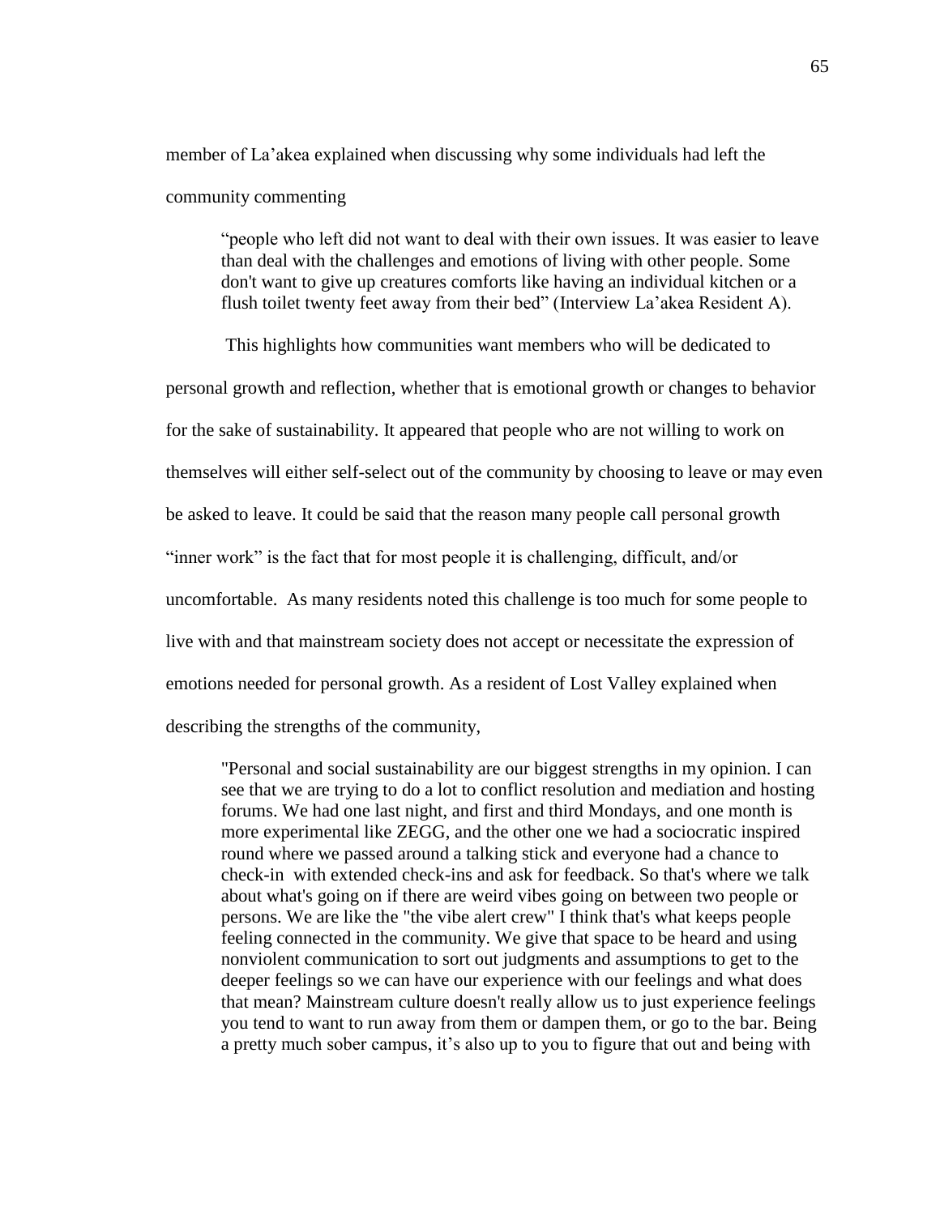member of La'akea explained when discussing why some individuals had left the community commenting

> "people who left did not want to deal with their own issues. It was easier to leave than deal with the challenges and emotions of living with other people. Some don't want to give up creatures comforts like having an individual kitchen or a flush toilet twenty feet away from their bed" (Interview La'akea Resident A).

This highlights how communities want members who will be dedicated to personal growth and reflection, whether that is emotional growth or changes to behavior for the sake of sustainability. It appeared that people who are not willing to work on themselves will either self-select out of the community by choosing to leave or may even be asked to leave. It could be said that the reason many people call personal growth "inner work" is the fact that for most people it is challenging, difficult, and/or uncomfortable. As many residents noted this challenge is too much for some people to live with and that mainstream society does not accept or necessitate the expression of emotions needed for personal growth. As a resident of Lost Valley explained when describing the strengths of the community,

> "Personal and social sustainability are our biggest strengths in my opinion. I can see that we are trying to do a lot to conflict resolution and mediation and hosting forums. We had one last night, and first and third Mondays, and one month is more experimental like ZEGG, and the other one we had a sociocratic inspired round where we passed around a talking stick and everyone had a chance to check-in with extended check-ins and ask for feedback. So that's where we talk about what's going on if there are weird vibes going on between two people or persons. We are like the "the vibe alert crew" I think that's what keeps people feeling connected in the community. We give that space to be heard and using nonviolent communication to sort out judgments and assumptions to get to the deeper feelings so we can have our experience with our feelings and what does that mean? Mainstream culture doesn't really allow us to just experience feelings you tend to want to run away from them or dampen them, or go to the bar. Being a pretty much sober campus, it's also up to you to figure that out and being with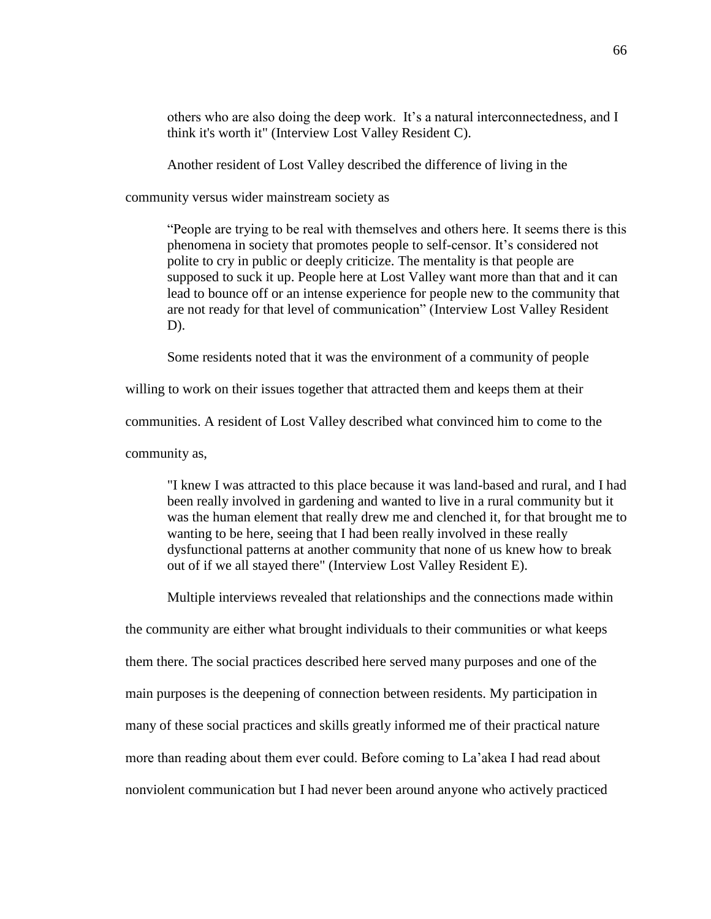> others who are also doing the deep work. It's a natural interconnectedness, and I think it's worth it" (Interview Lost Valley Resident C).

Another resident of Lost Valley described the difference of living in the community versus wider mainstream society as

> "People are trying to be real with themselves and others here. It seems there is this phenomena in society that promotes people to self-censor. It's considered not polite to cry in public or deeply criticize. The mentality is that people are supposed to suck it up. People here at Lost Valley want more than that and it can lead to bounce off or an intense experience for people new to the community that are not ready for that level of communication" (Interview Lost Valley Resident D).

Some residents noted that it was the environment of a community of people willing to work on their issues together that attracted them and keeps them at their communities. A resident of Lost Valley described what convinced him to come to the community as,

> "I knew I was attracted to this place because it was land-based and rural, and I had been really involved in gardening and wanted to live in a rural community but it was the human element that really drew me and clenched it, for that brought me to wanting to be here, seeing that I had been really involved in these really dysfunctional patterns at another community that none of us knew how to break out of if we all stayed there" (Interview Lost Valley Resident E).

Multiple interviews revealed that relationships and the connections made within the community are either what brought individuals to their communities or what keeps them there. The social practices described here served many purposes and one of the main purposes is the deepening of connection between residents. My participation in many of these social practices and skills greatly informed me of their practical nature more than reading about them ever could. Before coming to La'akea I had read about nonviolent communication but I had never been around anyone who actively practiced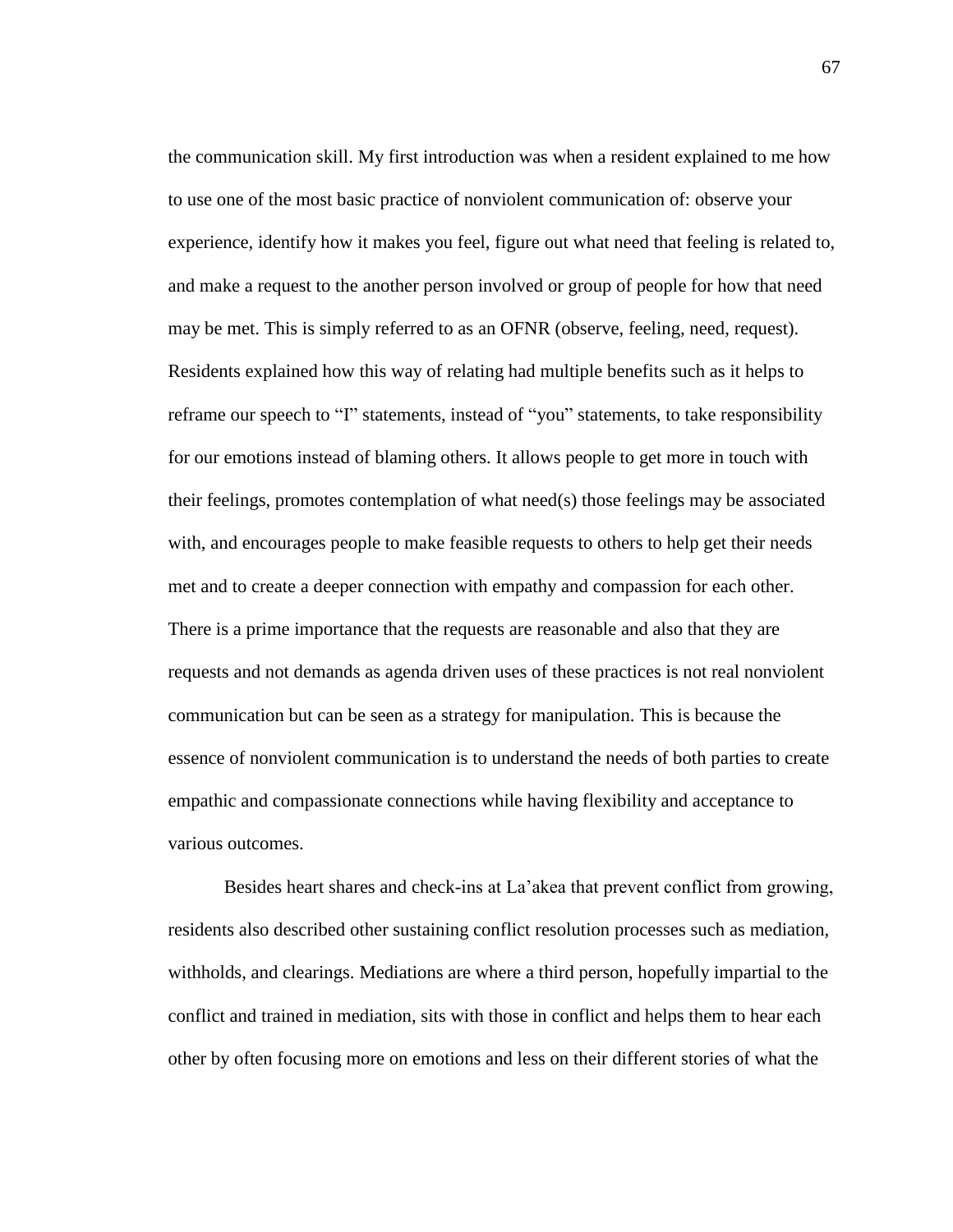the communication skill. My first introduction was when a resident explained to me how to use one of the most basic practice of nonviolent communication of: observe your experience, identify how it makes you feel, figure out what need that feeling is related to, and make a request to the another person involved or group of people for how that need may be met. This is simply referred to as an OFNR (observe, feeling, need, request). Residents explained how this way of relating had multiple benefits such as it helps to reframe our speech to "I" statements, instead of "you" statements, to take responsibility for our emotions instead of blaming others. It allows people to get more in touch with their feelings, promotes contemplation of what need(s) those feelings may be associated with, and encourages people to make feasible requests to others to help get their needs met and to create a deeper connection with empathy and compassion for each other. There is a prime importance that the requests are reasonable and also that they are requests and not demands as agenda driven uses of these practices is not real nonviolent communication but can be seen as a strategy for manipulation. This is because the essence of nonviolent communication is to understand the needs of both parties to create empathic and compassionate connections while having flexibility and acceptance to various outcomes.

Besides heart shares and check-ins at La'akea that prevent conflict from growing, residents also described other sustaining conflict resolution processes such as mediation, withholds, and clearings. Mediations are where a third person, hopefully impartial to the conflict and trained in mediation, sits with those in conflict and helps them to hear each other by often focusing more on emotions and less on their different stories of what the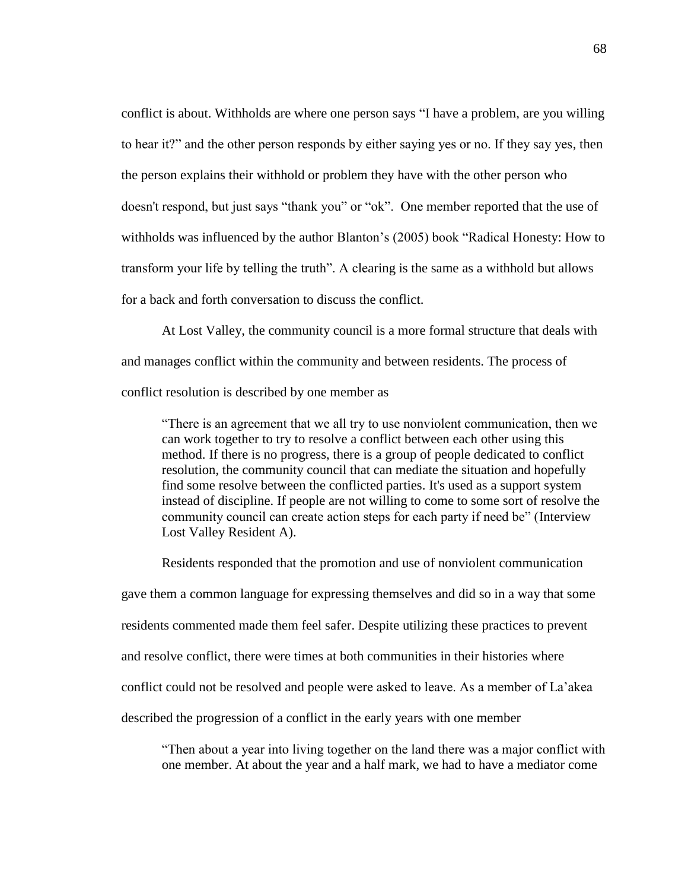conflict is about. Withholds are where one person says "I have a problem, are you willing to hear it?" and the other person responds by either saying yes or no. If they say yes, then the person explains their withhold or problem they have with the other person who doesn't respond, but just says "thank you" or "ok". One member reported that the use of withholds was influenced by the author Blanton's (2005) book "Radical Honesty: How to transform your life by telling the truth". A clearing is the same as a withhold but allows for a back and forth conversation to discuss the conflict.

At Lost Valley, the community council is a more formal structure that deals with and manages conflict within the community and between residents. The process of conflict resolution is described by one member as

> "There is an agreement that we all try to use nonviolent communication, then we can work together to try to resolve a conflict between each other using this method. If there is no progress, there is a group of people dedicated to conflict resolution, the community council that can mediate the situation and hopefully find some resolve between the conflicted parties. It's used as a support system instead of discipline. If people are not willing to come to some sort of resolve the community council can create action steps for each party if need be" (Interview Lost Valley Resident A).

Residents responded that the promotion and use of nonviolent communication gave them a common language for expressing themselves and did so in a way that some residents commented made them feel safer. Despite utilizing these practices to prevent and resolve conflict, there were times at both communities in their histories where conflict could not be resolved and people were asked to leave. As a member of La'akea described the progression of a conflict in the early years with one member

> "Then about a year into living together on the land there was a major conflict with one member. At about the year and a half mark, we had to have a mediator come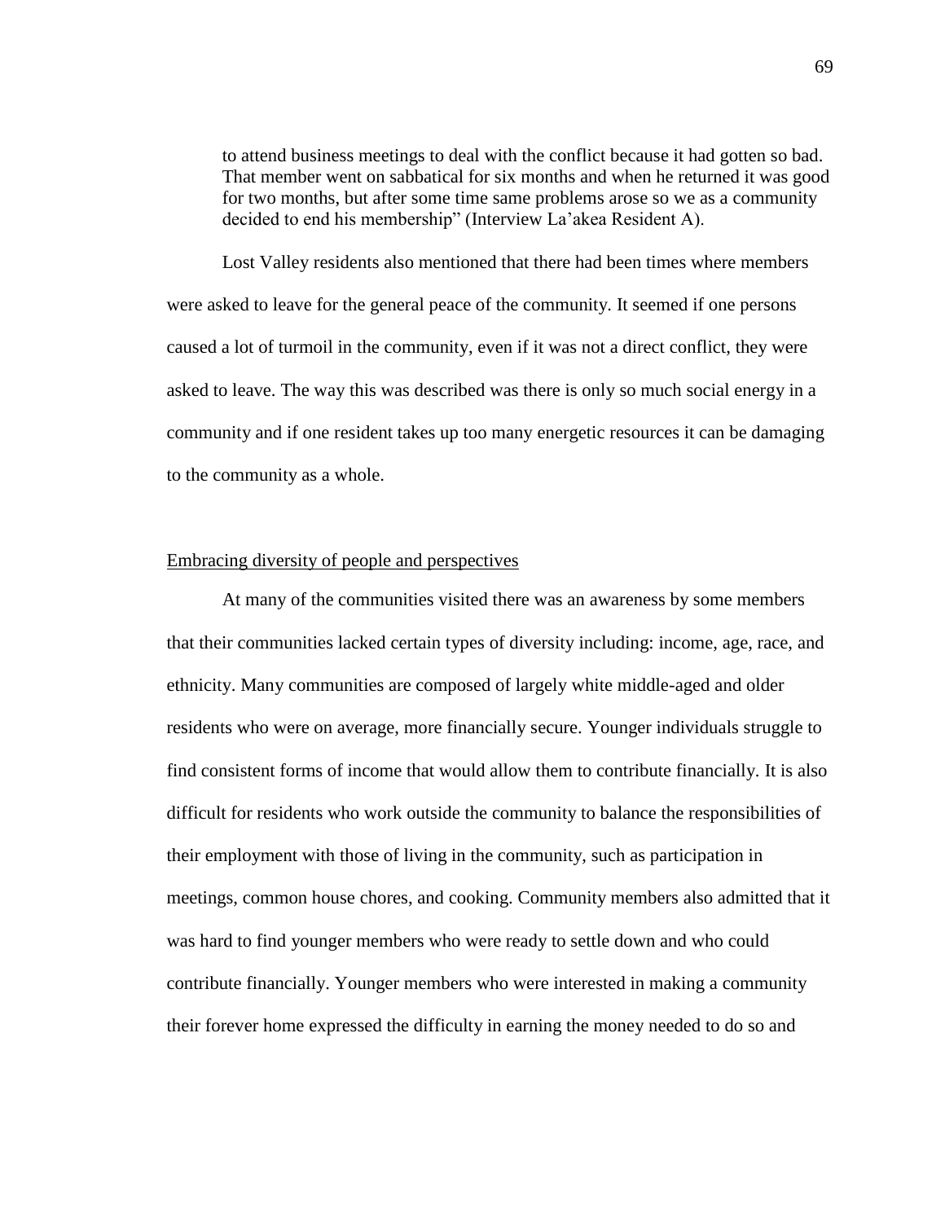> to attend business meetings to deal with the conflict because it had gotten so bad. That member went on sabbatical for six months and when he returned it was good for two months, but after some time same problems arose so we as a community decided to end his membership" (Interview La'akea Resident A).

Lost Valley residents also mentioned that there had been times where members were asked to leave for the general peace of the community. It seemed if one persons caused a lot of turmoil in the community, even if it was not a direct conflict, they were asked to leave. The way this was described was there is only so much social energy in a community and if one resident takes up too many energetic resources it can be damaging to the community as a whole.

<u>Embracing diversity of people and perspectives</u>

At many of the communities visited there was an awareness by some members that their communities lacked certain types of diversity including: income, age, race, and ethnicity. Many communities are composed of largely white middle-aged and older residents who were on average, more financially secure. Younger individuals struggle to find consistent forms of income that would allow them to contribute financially. It is also difficult for residents who work outside the community to balance the responsibilities of their employment with those of living in the community, such as participation in meetings, common house chores, and cooking. Community members also admitted that it was hard to find younger members who were ready to settle down and who could contribute financially. Younger members who were interested in making a community their forever home expressed the difficulty in earning the money needed to do so and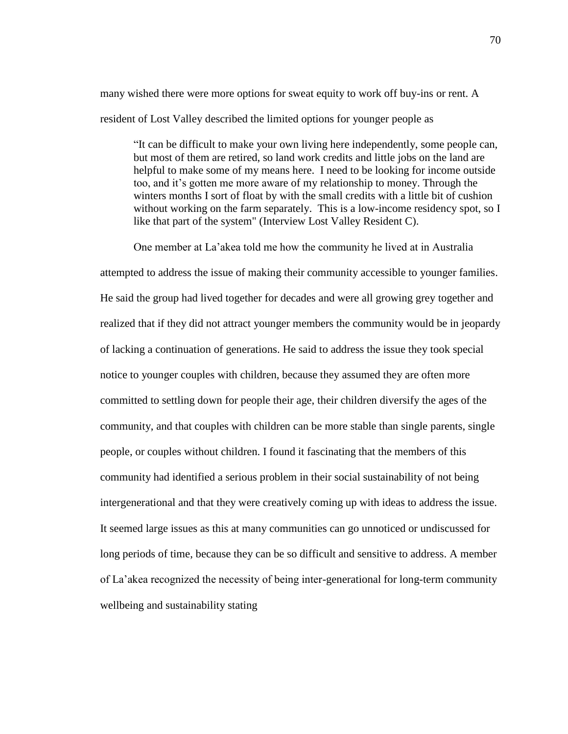many wished there were more options for sweat equity to work off buy-ins or rent. A resident of Lost Valley described the limited options for younger people as

> "It can be difficult to make your own living here independently, some people can, but most of them are retired, so land work credits and little jobs on the land are helpful to make some of my means here. I need to be looking for income outside too, and it's gotten me more aware of my relationship to money. Through the winters months I sort of float by with the small credits with a little bit of cushion without working on the farm separately. This is a low-income residency spot, so I like that part of the system" (Interview Lost Valley Resident C).

One member at La'akea told me how the community he lived at in Australia attempted to address the issue of making their community accessible to younger families. He said the group had lived together for decades and were all growing grey together and realized that if they did not attract younger members the community would be in jeopardy of lacking a continuation of generations. He said to address the issue they took special notice to younger couples with children, because they assumed they are often more committed to settling down for people their age, their children diversify the ages of the community, and that couples with children can be more stable than single parents, single people, or couples without children. I found it fascinating that the members of this community had identified a serious problem in their social sustainability of not being intergenerational and that they were creatively coming up with ideas to address the issue. It seemed large issues as this at many communities can go unnoticed or undiscussed for long periods of time, because they can be so difficult and sensitive to address. A member of La'akea recognized the necessity of being inter-generational for long-term community wellbeing and sustainability stating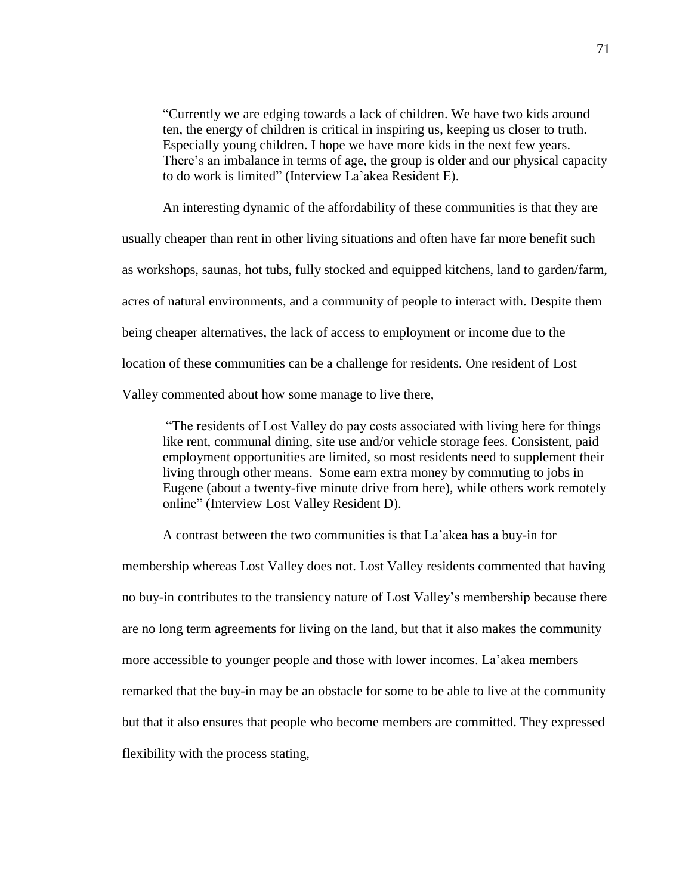> "Currently we are edging towards a lack of children. We have two kids around ten, the energy of children is critical in inspiring us, keeping us closer to truth. Especially young children. I hope we have more kids in the next few years. There's an imbalance in terms of age, the group is older and our physical capacity to do work is limited" (Interview La'akea Resident E).

An interesting dynamic of the affordability of these communities is that they are usually cheaper than rent in other living situations and often have far more benefit such as workshops, saunas, hot tubs, fully stocked and equipped kitchens, land to garden/farm, acres of natural environments, and a community of people to interact with. Despite them being cheaper alternatives, the lack of access to employment or income due to the location of these communities can be a challenge for residents. One resident of Lost Valley commented about how some manage to live there,

> "The residents of Lost Valley do pay costs associated with living here for things like rent, communal dining, site use and/or vehicle storage fees. Consistent, paid employment opportunities are limited, so most residents need to supplement their living through other means. Some earn extra money by commuting to jobs in Eugene (about a twenty-five minute drive from here), while others work remotely online" (Interview Lost Valley Resident D).

A contrast between the two communities is that La'akea has a buy-in for membership whereas Lost Valley does not. Lost Valley residents commented that having no buy-in contributes to the transiency nature of Lost Valley's membership because there are no long term agreements for living on the land, but that it also makes the community more accessible to younger people and those with lower incomes. La'akea members remarked that the buy-in may be an obstacle for some to be able to live at the community but that it also ensures that people who become members are committed. They expressed flexibility with the process stating,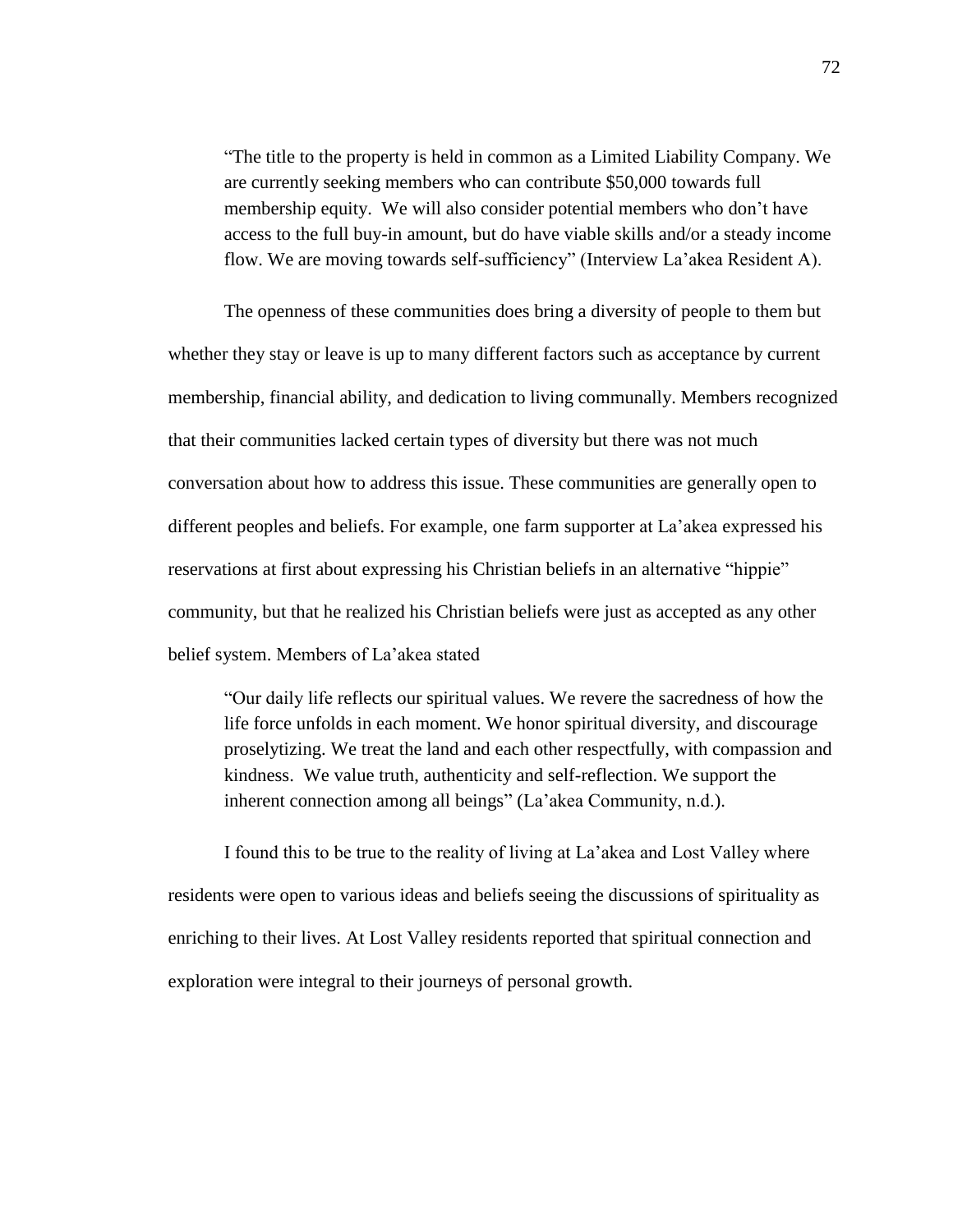> "The title to the property is held in common as a Limited Liability Company. We are currently seeking members who can contribute $50,000 towards full membership equity. We will also consider potential members who don't have access to the full buy-in amount, but do have viable skills and/or a steady income flow. We are moving towards self-sufficiency" (Interview La'akea Resident A).

The openness of these communities does bring a diversity of people to them but whether they stay or leave is up to many different factors such as acceptance by current membership, financial ability, and dedication to living communally. Members recognized that their communities lacked certain types of diversity but there was not much conversation about how to address this issue. These communities are generally open to different peoples and beliefs. For example, one farm supporter at La'akea expressed his reservations at first about expressing his Christian beliefs in an alternative "hippie" community, but that he realized his Christian beliefs were just as accepted as any other belief system. Members of La'akea stated

> "Our daily life reflects our spiritual values. We revere the sacredness of how the life force unfolds in each moment. We honor spiritual diversity, and discourage proselytizing. We treat the land and each other respectfully, with compassion and kindness. We value truth, authenticity and self-reflection. We support the inherent connection among all beings" (La'akea Community, n.d.).

I found this to be true to the reality of living at La'akea and Lost Valley where residents were open to various ideas and beliefs seeing the discussions of spirituality as enriching to their lives. At Lost Valley residents reported that spiritual connection and exploration were integral to their journeys of personal growth.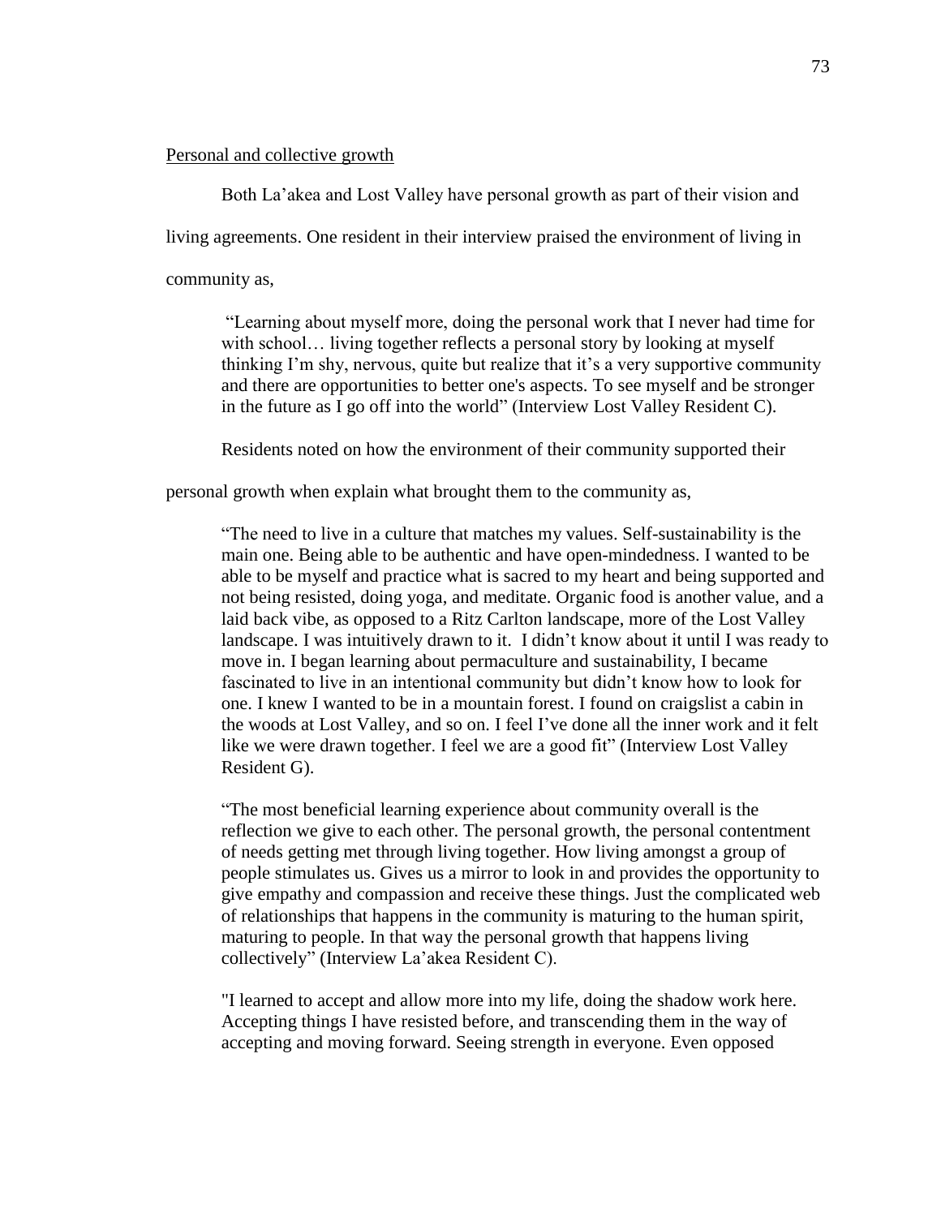Personal and collective growth

Both La'akea and Lost Valley have personal growth as part of their vision and living agreements. One resident in their interview praised the environment of living in community as,

> "Learning about myself more, doing the personal work that I never had time for with school… living together reflects a personal story by looking at myself thinking I'm shy, nervous, quite but realize that it's a very supportive community and there are opportunities to better one's aspects. To see myself and be stronger in the future as I go off into the world" (Interview Lost Valley Resident C).

Residents noted on how the environment of their community supported their personal growth when explain what brought them to the community as,

> "The need to live in a culture that matches my values. Self-sustainability is the main one. Being able to be authentic and have open-mindedness. I wanted to be able to be myself and practice what is sacred to my heart and being supported and not being resisted, doing yoga, and meditate. Organic food is another value, and a laid back vibe, as opposed to a Ritz Carlton landscape, more of the Lost Valley landscape. I was intuitively drawn to it. I didn't know about it until I was ready to move in. I began learning about permaculture and sustainability, I became fascinated to live in an intentional community but didn't know how to look for one. I knew I wanted to be in a mountain forest. I found on craigslist a cabin in the woods at Lost Valley, and so on. I feel I've done all the inner work and it felt like we were drawn together. I feel we are a good fit" (Interview Lost Valley Resident G).

> "The most beneficial learning experience about community overall is the reflection we give to each other. The personal growth, the personal contentment of needs getting met through living together. How living amongst a group of people stimulates us. Gives us a mirror to look in and provides the opportunity to give empathy and compassion and receive these things. Just the complicated web of relationships that happens in the community is maturing to the human spirit, maturing to people. In that way the personal growth that happens living collectively" (Interview La'akea Resident C).

> "I learned to accept and allow more into my life, doing the shadow work here. Accepting things I have resisted before, and transcending them in the way of accepting and moving forward. Seeing strength in everyone. Even opposed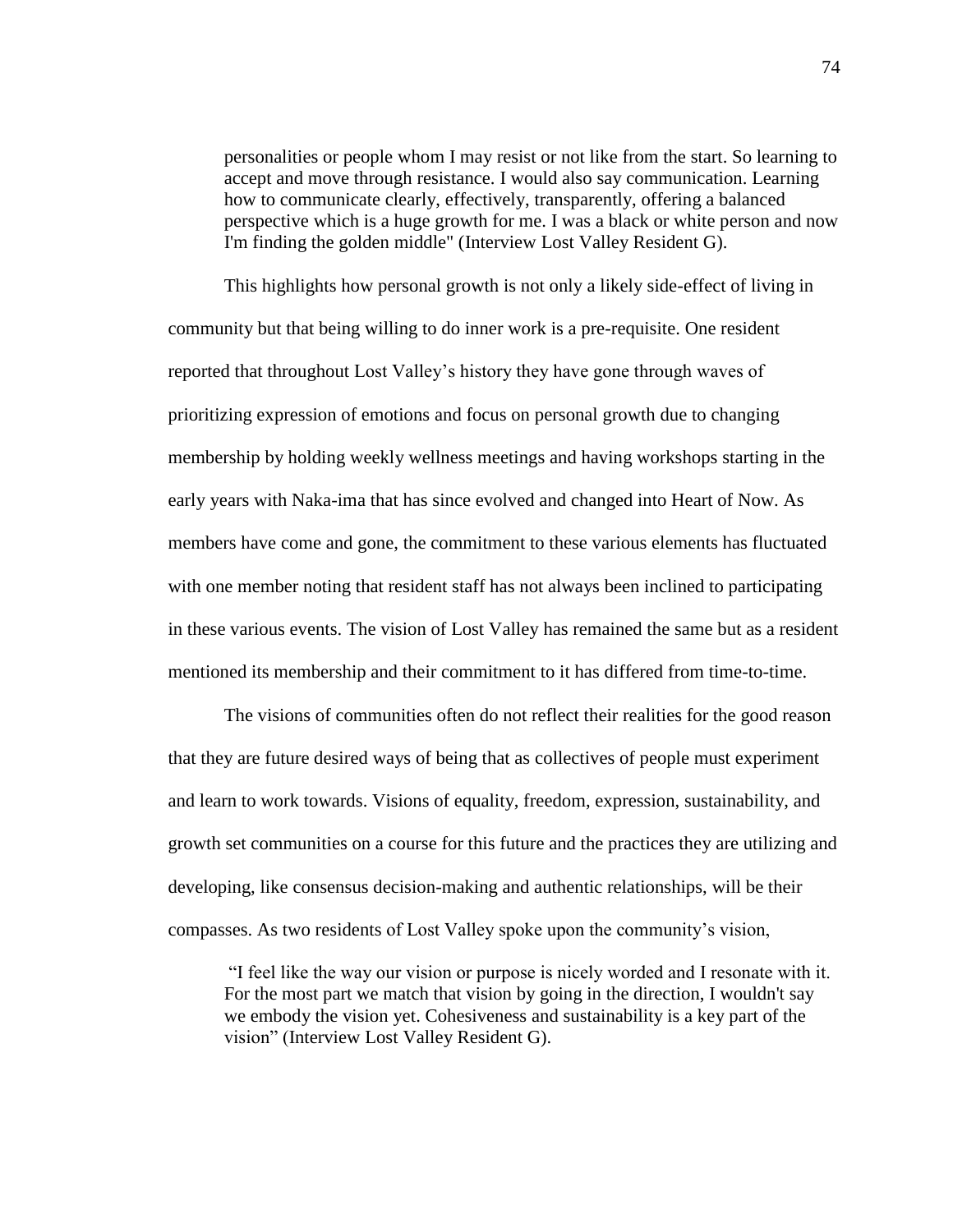> personalities or people whom I may resist or not like from the start. So learning to accept and move through resistance. I would also say communication. Learning how to communicate clearly, effectively, transparently, offering a balanced perspective which is a huge growth for me. I was a black or white person and now I'm finding the golden middle" (Interview Lost Valley Resident G).

This highlights how personal growth is not only a likely side-effect of living in community but that being willing to do inner work is a pre-requisite. One resident reported that throughout Lost Valley's history they have gone through waves of prioritizing expression of emotions and focus on personal growth due to changing membership by holding weekly wellness meetings and having workshops starting in the early years with Naka-ima that has since evolved and changed into Heart of Now. As members have come and gone, the commitment to these various elements has fluctuated with one member noting that resident staff has not always been inclined to participating in these various events. The vision of Lost Valley has remained the same but as a resident mentioned its membership and their commitment to it has differed from time-to-time.

The visions of communities often do not reflect their realities for the good reason that they are future desired ways of being that as collectives of people must experiment and learn to work towards. Visions of equality, freedom, expression, sustainability, and growth set communities on a course for this future and the practices they are utilizing and developing, like consensus decision-making and authentic relationships, will be their compasses. As two residents of Lost Valley spoke upon the community's vision,

> "I feel like the way our vision or purpose is nicely worded and I resonate with it. For the most part we match that vision by going in the direction, I wouldn't say we embody the vision yet. Cohesiveness and sustainability is a key part of the vision" (Interview Lost Valley Resident G).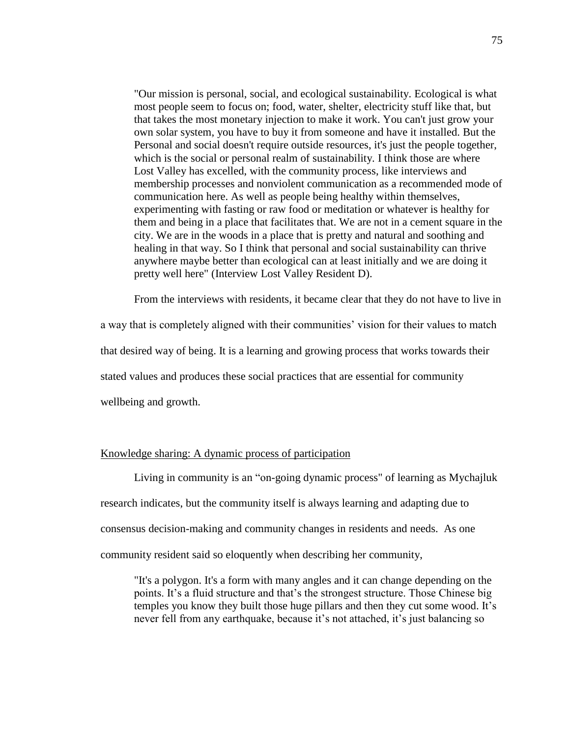> "Our mission is personal, social, and ecological sustainability. Ecological is what most people seem to focus on; food, water, shelter, electricity stuff like that, but that takes the most monetary injection to make it work. You can't just grow your own solar system, you have to buy it from someone and have it installed. But the Personal and social doesn't require outside resources, it's just the people together, which is the social or personal realm of sustainability. I think those are where Lost Valley has excelled, with the community process, like interviews and membership processes and nonviolent communication as a recommended mode of communication here. As well as people being healthy within themselves, experimenting with fasting or raw food or meditation or whatever is healthy for them and being in a place that facilitates that. We are not in a cement square in the city. We are in the woods in a place that is pretty and natural and soothing and healing in that way. So I think that personal and social sustainability can thrive anywhere maybe better than ecological can at least initially and we are doing it pretty well here" (Interview Lost Valley Resident D).

From the interviews with residents, it became clear that they do not have to live in a way that is completely aligned with their communities' vision for their values to match that desired way of being. It is a learning and growing process that works towards their stated values and produces these social practices that are essential for community wellbeing and growth.

<u>Knowledge sharing: A dynamic process of participation</u>

Living in community is an "on-going dynamic process" of learning as Mychajluk research indicates, but the community itself is always learning and adapting due to consensus decision-making and community changes in residents and needs. As one community resident said so eloquently when describing her community,

> "It's a polygon. It's a form with many angles and it can change depending on the points. It's a fluid structure and that's the strongest structure. Those Chinese big temples you know they built those huge pillars and then they cut some wood. It's never fell from any earthquake, because it's not attached, it's just balancing so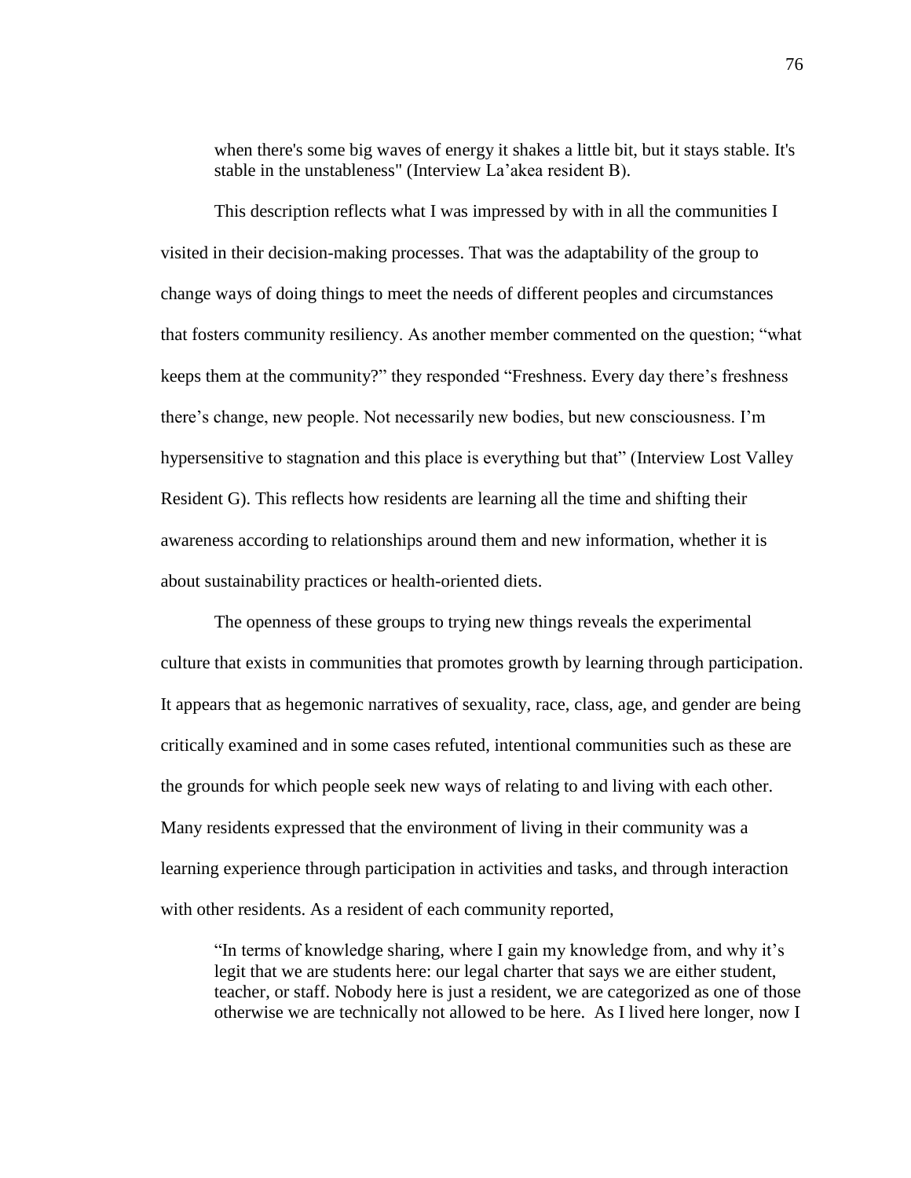> when there's some big waves of energy it shakes a little bit, but it stays stable. It's stable in the unstableness" (Interview La'akea resident B).

This description reflects what I was impressed by with in all the communities I visited in their decision-making processes. That was the adaptability of the group to change ways of doing things to meet the needs of different peoples and circumstances that fosters community resiliency. As another member commented on the question; "what keeps them at the community?" they responded "Freshness. Every day there's freshness there's change, new people. Not necessarily new bodies, but new consciousness. I'm hypersensitive to stagnation and this place is everything but that" (Interview Lost Valley Resident G). This reflects how residents are learning all the time and shifting their awareness according to relationships around them and new information, whether it is about sustainability practices or health-oriented diets.

The openness of these groups to trying new things reveals the experimental culture that exists in communities that promotes growth by learning through participation. It appears that as hegemonic narratives of sexuality, race, class, age, and gender are being critically examined and in some cases refuted, intentional communities such as these are the grounds for which people seek new ways of relating to and living with each other. Many residents expressed that the environment of living in their community was a learning experience through participation in activities and tasks, and through interaction with other residents. As a resident of each community reported,

> "In terms of knowledge sharing, where I gain my knowledge from, and why it's legit that we are students here: our legal charter that says we are either student, teacher, or staff. Nobody here is just a resident, we are categorized as one of those otherwise we are technically not allowed to be here. As I lived here longer, now I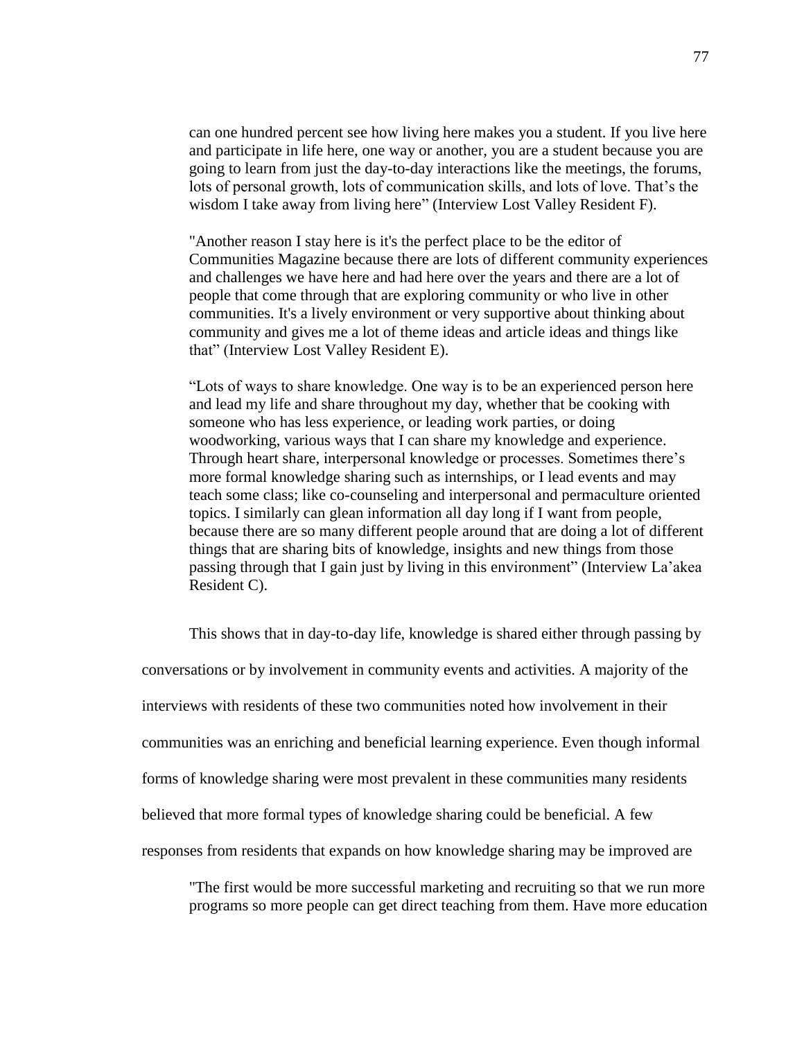> can one hundred percent see how living here makes you a student. If you live here and participate in life here, one way or another, you are a student because you are going to learn from just the day-to-day interactions like the meetings, the forums, lots of personal growth, lots of communication skills, and lots of love. That's the wisdom I take away from living here" (Interview Lost Valley Resident F).

> "Another reason I stay here is it's the perfect place to be the editor of Communities Magazine because there are lots of different community experiences and challenges we have here and had here over the years and there are a lot of people that come through that are exploring community or who live in other communities. It's a lively environment or very supportive about thinking about community and gives me a lot of theme ideas and article ideas and things like that" (Interview Lost Valley Resident E).

> "Lots of ways to share knowledge. One way is to be an experienced person here and lead my life and share throughout my day, whether that be cooking with someone who has less experience, or leading work parties, or doing woodworking, various ways that I can share my knowledge and experience. Through heart share, interpersonal knowledge or processes. Sometimes there's more formal knowledge sharing such as internships, or I lead events and may teach some class; like co-counseling and interpersonal and permaculture oriented topics. I similarly can glean information all day long if I want from people, because there are so many different people around that are doing a lot of different things that are sharing bits of knowledge, insights and new things from those passing through that I gain just by living in this environment" (Interview La'akea Resident C).

This shows that in day-to-day life, knowledge is shared either through passing by conversations or by involvement in community events and activities. A majority of the interviews with residents of these two communities noted how involvement in their communities was an enriching and beneficial learning experience. Even though informal forms of knowledge sharing were most prevalent in these communities many residents believed that more formal types of knowledge sharing could be beneficial. A few responses from residents that expands on how knowledge sharing may be improved are

> "The first would be more successful marketing and recruiting so that we run more programs so more people can get direct teaching from them. Have more education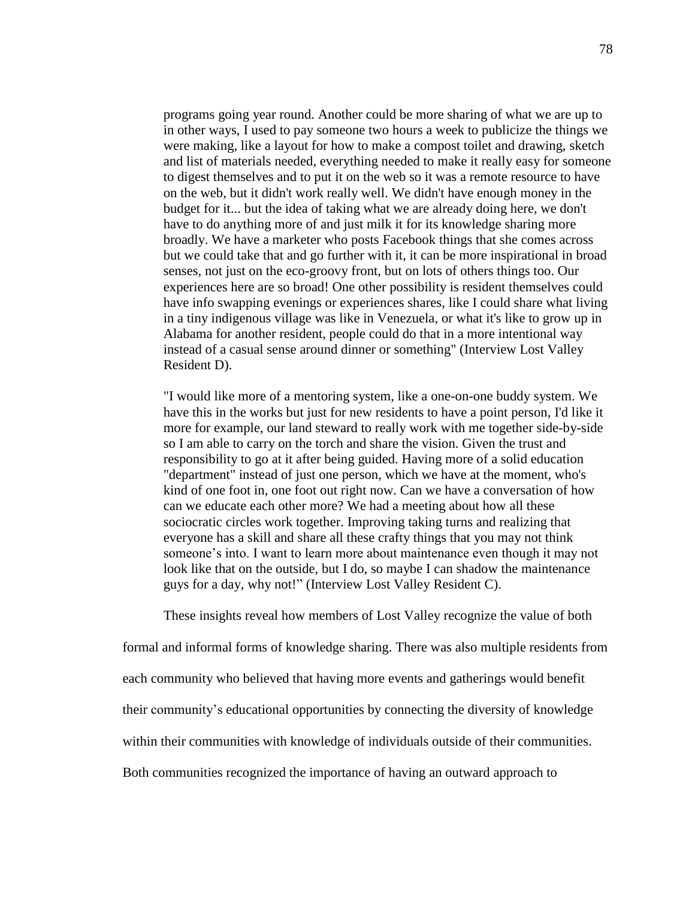programs going year round. Another could be more sharing of what we are up to in other ways, I used to pay someone two hours a week to publicize the things we were making, like a layout for how to make a compost toilet and drawing, sketch and list of materials needed, everything needed to make it really easy for someone to digest themselves and to put it on the web so it was a remote resource to have on the web, but it didn't work really well. We didn't have enough money in the budget for it... but the idea of taking what we are already doing here, we don't have to do anything more of and just milk it for its knowledge sharing more broadly. We have a marketer who posts Facebook things that she comes across but we could take that and go further with it, it can be more inspirational in broad senses, not just on the eco-groovy front, but on lots of others things too. Our experiences here are so broad! One other possibility is resident themselves could have info swapping evenings or experiences shares, like I could share what living in a tiny indigenous village was like in Venezuela, or what it's like to grow up in Alabama for another resident, people could do that in a more intentional way instead of a casual sense around dinner or something" (Interview Lost Valley Resident D).

> "I would like more of a mentoring system, like a one-on-one buddy system. We have this in the works but just for new residents to have a point person, I'd like it more for example, our land steward to really work with me together side-by-side so I am able to carry on the torch and share the vision. Given the trust and responsibility to go at it after being guided. Having more of a solid education "department" instead of just one person, which we have at the moment, who's kind of one foot in, one foot out right now. Can we have a conversation of how can we educate each other more? We had a meeting about how all these sociocratic circles work together. Improving taking turns and realizing that everyone has a skill and share all these crafty things that you may not think someone's into. I want to learn more about maintenance even though it may not look like that on the outside, but I do, so maybe I can shadow the maintenance guys for a day, why not!" (Interview Lost Valley Resident C).

These insights reveal how members of Lost Valley recognize the value of both formal and informal forms of knowledge sharing. There was also multiple residents from each community who believed that having more events and gatherings would benefit their community's educational opportunities by connecting the diversity of knowledge within their communities with knowledge of individuals outside of their communities. Both communities recognized the importance of having an outward approach to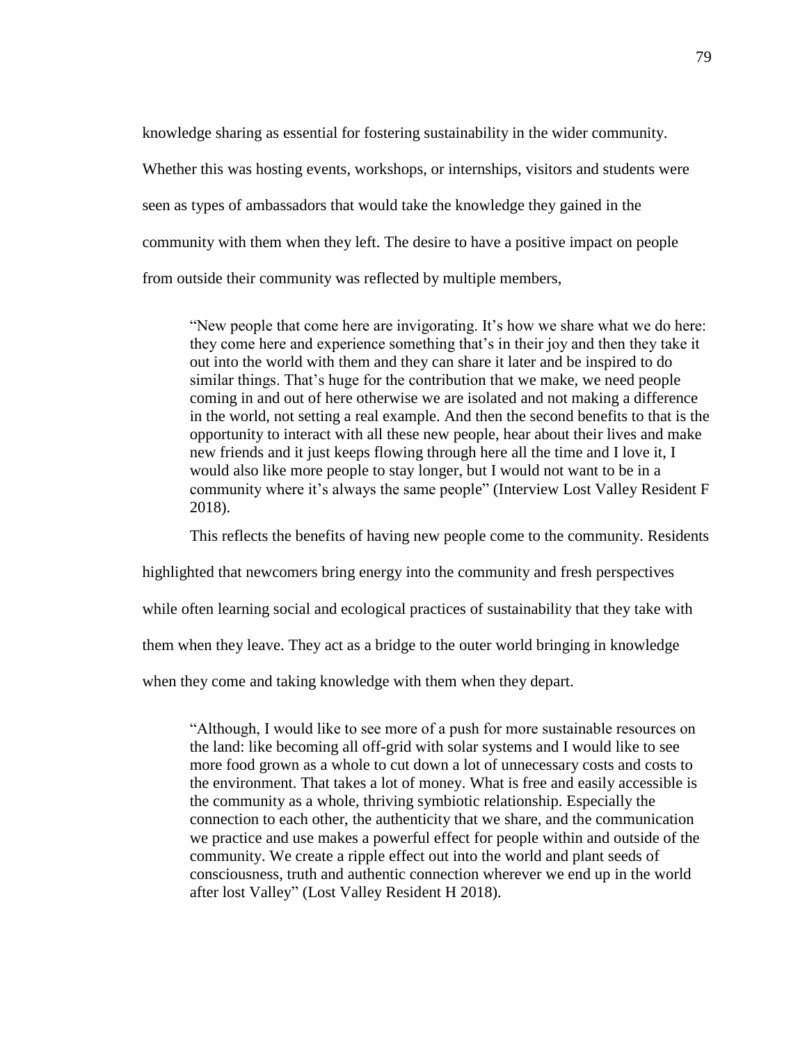knowledge sharing as essential for fostering sustainability in the wider community. Whether this was hosting events, workshops, or internships, visitors and students were seen as types of ambassadors that would take the knowledge they gained in the community with them when they left. The desire to have a positive impact on people from outside their community was reflected by multiple members,

> "New people that come here are invigorating. It's how we share what we do here: they come here and experience something that's in their joy and then they take it out into the world with them and they can share it later and be inspired to do similar things. That's huge for the contribution that we make, we need people coming in and out of here otherwise we are isolated and not making a difference in the world, not setting a real example. And then the second benefits to that is the opportunity to interact with all these new people, hear about their lives and make new friends and it just keeps flowing through here all the time and I love it, I would also like more people to stay longer, but I would not want to be in a community where it's always the same people" (Interview Lost Valley Resident F 2018).

This reflects the benefits of having new people come to the community. Residents highlighted that newcomers bring energy into the community and fresh perspectives while often learning social and ecological practices of sustainability that they take with them when they leave. They act as a bridge to the outer world bringing in knowledge when they come and taking knowledge with them when they depart.

> "Although, I would like to see more of a push for more sustainable resources on the land: like becoming all off-grid with solar systems and I would like to see more food grown as a whole to cut down a lot of unnecessary costs and costs to the environment. That takes a lot of money. What is free and easily accessible is the community as a whole, thriving symbiotic relationship. Especially the connection to each other, the authenticity that we share, and the communication we practice and use makes a powerful effect for people within and outside of the community. We create a ripple effect out into the world and plant seeds of consciousness, truth and authentic connection wherever we end up in the world after lost Valley" (Lost Valley Resident H 2018).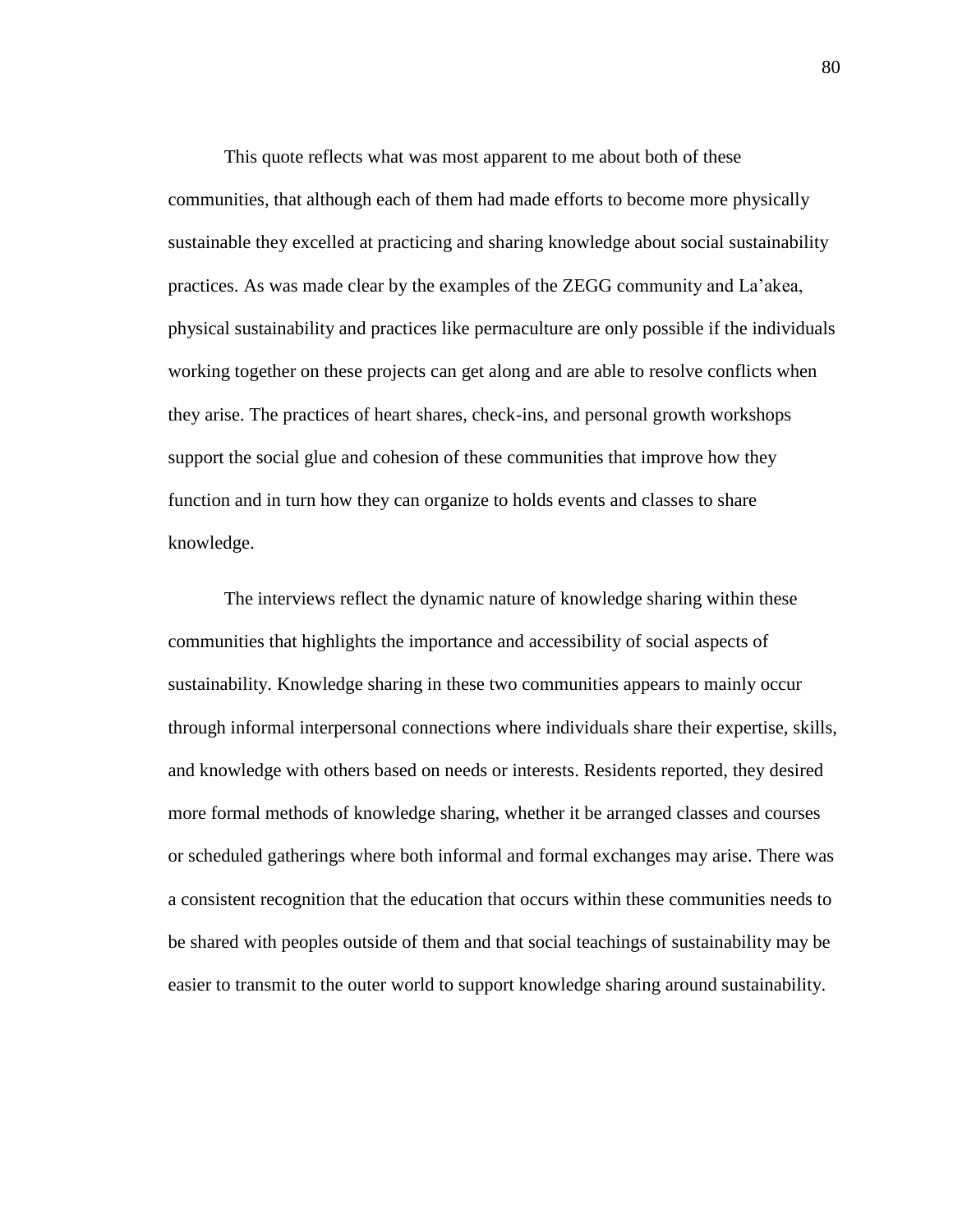This quote reflects what was most apparent to me about both of these communities, that although each of them had made efforts to become more physically sustainable they excelled at practicing and sharing knowledge about social sustainability practices. As was made clear by the examples of the ZEGG community and La'akea, physical sustainability and practices like permaculture are only possible if the individuals working together on these projects can get along and are able to resolve conflicts when they arise. The practices of heart shares, check-ins, and personal growth workshops support the social glue and cohesion of these communities that improve how they function and in turn how they can organize to holds events and classes to share knowledge.

The interviews reflect the dynamic nature of knowledge sharing within these communities that highlights the importance and accessibility of social aspects of sustainability. Knowledge sharing in these two communities appears to mainly occur through informal interpersonal connections where individuals share their expertise, skills, and knowledge with others based on needs or interests. Residents reported, they desired more formal methods of knowledge sharing, whether it be arranged classes and courses or scheduled gatherings where both informal and formal exchanges may arise. There was a consistent recognition that the education that occurs within these communities needs to be shared with peoples outside of them and that social teachings of sustainability may be easier to transmit to the outer world to support knowledge sharing around sustainability.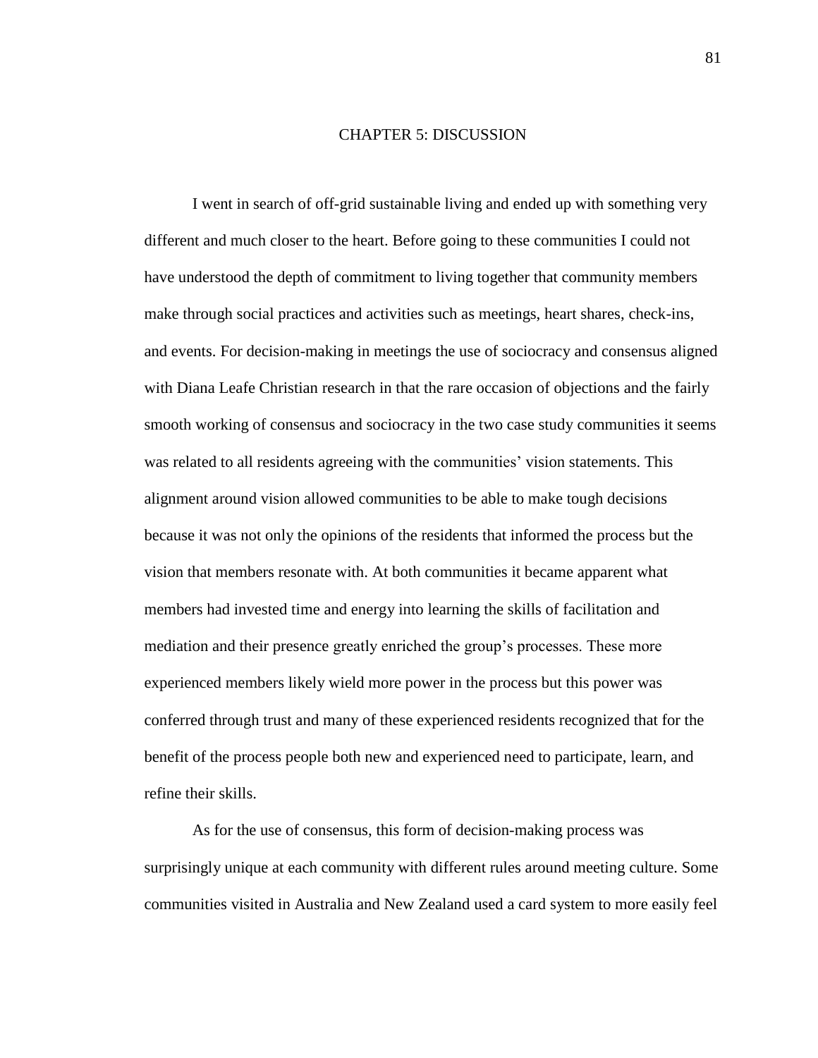# CHAPTER 5: DISCUSSION

I went in search of off-grid sustainable living and ended up with something very different and much closer to the heart. Before going to these communities I could not have understood the depth of commitment to living together that community members make through social practices and activities such as meetings, heart shares, check-ins, and events. For decision-making in meetings the use of sociocracy and consensus aligned with Diana Leafe Christian research in that the rare occasion of objections and the fairly smooth working of consensus and sociocracy in the two case study communities it seems was related to all residents agreeing with the communities' vision statements. This alignment around vision allowed communities to be able to make tough decisions because it was not only the opinions of the residents that informed the process but the vision that members resonate with. At both communities it became apparent what members had invested time and energy into learning the skills of facilitation and mediation and their presence greatly enriched the group's processes. These more experienced members likely wield more power in the process but this power was conferred through trust and many of these experienced residents recognized that for the benefit of the process people both new and experienced need to participate, learn, and refine their skills.

As for the use of consensus, this form of decision-making process was surprisingly unique at each community with different rules around meeting culture. Some communities visited in Australia and New Zealand used a card system to more easily feel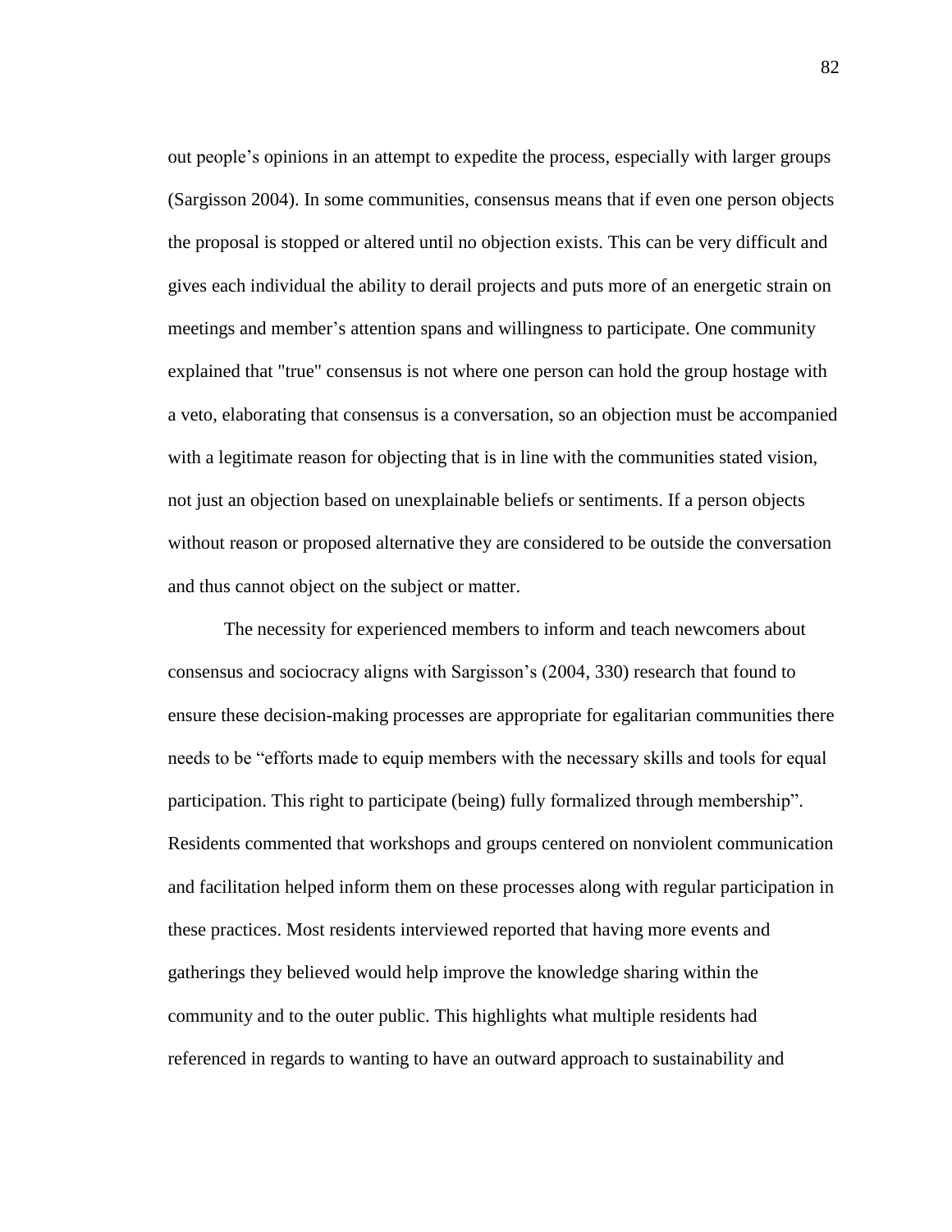out people's opinions in an attempt to expedite the process, especially with larger groups (Sargisson 2004). In some communities, consensus means that if even one person objects the proposal is stopped or altered until no objection exists. This can be very difficult and gives each individual the ability to derail projects and puts more of an energetic strain on meetings and member's attention spans and willingness to participate. One community explained that "true" consensus is not where one person can hold the group hostage with a veto, elaborating that consensus is a conversation, so an objection must be accompanied with a legitimate reason for objecting that is in line with the communities stated vision, not just an objection based on unexplainable beliefs or sentiments. If a person objects without reason or proposed alternative they are considered to be outside the conversation and thus cannot object on the subject or matter.

The necessity for experienced members to inform and teach newcomers about consensus and sociocracy aligns with Sargisson's (2004, 330) research that found to ensure these decision-making processes are appropriate for egalitarian communities there needs to be "efforts made to equip members with the necessary skills and tools for equal participation. This right to participate (being) fully formalized through membership". Residents commented that workshops and groups centered on nonviolent communication and facilitation helped inform them on these processes along with regular participation in these practices. Most residents interviewed reported that having more events and gatherings they believed would help improve the knowledge sharing within the community and to the outer public. This highlights what multiple residents had referenced in regards to wanting to have an outward approach to sustainability and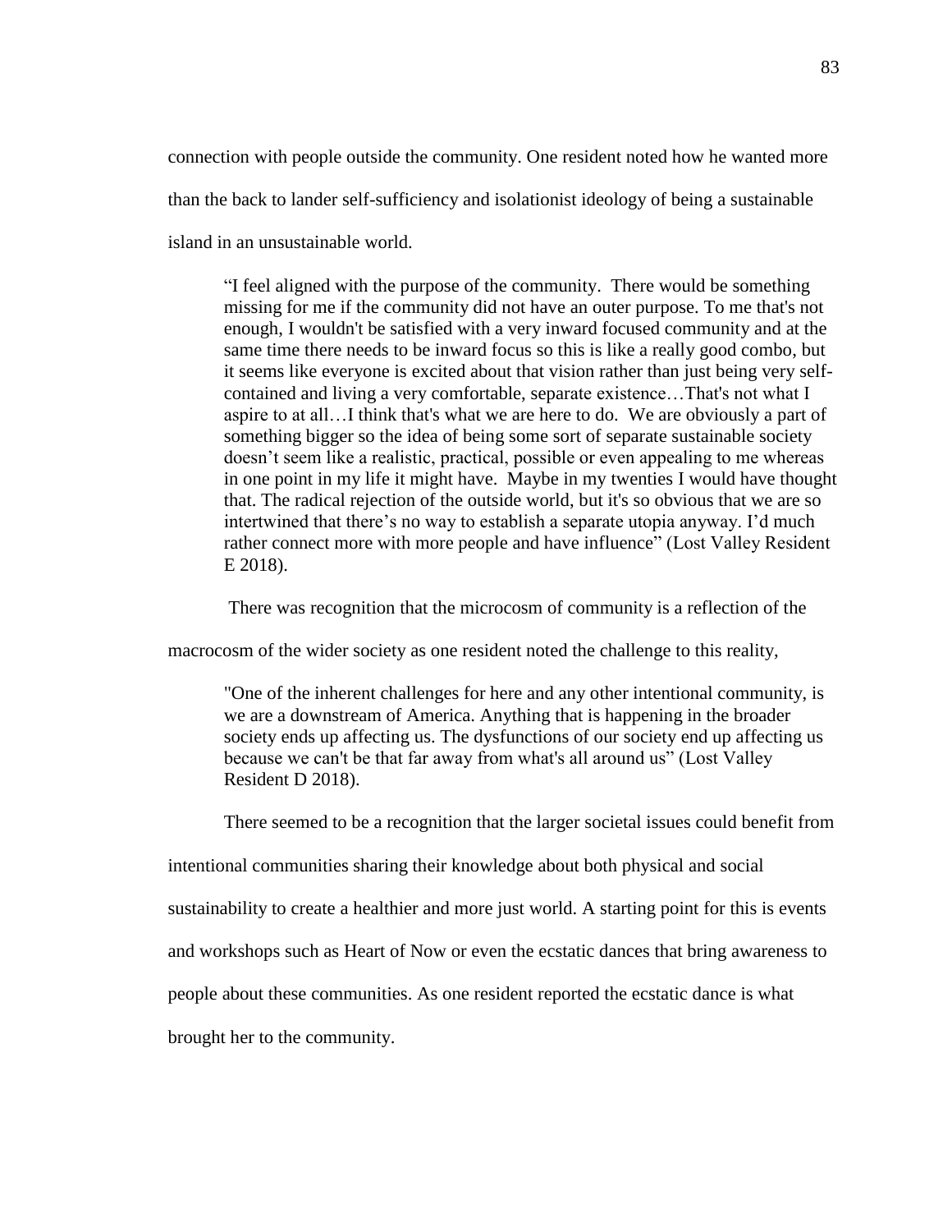connection with people outside the community. One resident noted how he wanted more than the back to lander self-sufficiency and isolationist ideology of being a sustainable island in an unsustainable world.

> "I feel aligned with the purpose of the community. There would be something missing for me if the community did not have an outer purpose. To me that's not enough, I wouldn't be satisfied with a very inward focused community and at the same time there needs to be inward focus so this is like a really good combo, but it seems like everyone is excited about that vision rather than just being very self-contained and living a very comfortable, separate existence…That's not what I aspire to at all…I think that's what we are here to do. We are obviously a part of something bigger so the idea of being some sort of separate sustainable society doesn't seem like a realistic, practical, possible or even appealing to me whereas in one point in my life it might have. Maybe in my twenties I would have thought that. The radical rejection of the outside world, but it's so obvious that we are so intertwined that there's no way to establish a separate utopia anyway. I'd much rather connect more with more people and have influence" (Lost Valley Resident E 2018).

There was recognition that the microcosm of community is a reflection of the macrocosm of the wider society as one resident noted the challenge to this reality,

> "One of the inherent challenges for here and any other intentional community, is we are a downstream of America. Anything that is happening in the broader society ends up affecting us. The dysfunctions of our society end up affecting us because we can't be that far away from what's all around us" (Lost Valley Resident D 2018).

There seemed to be a recognition that the larger societal issues could benefit from intentional communities sharing their knowledge about both physical and social sustainability to create a healthier and more just world. A starting point for this is events and workshops such as Heart of Now or even the ecstatic dances that bring awareness to people about these communities. As one resident reported the ecstatic dance is what brought her to the community.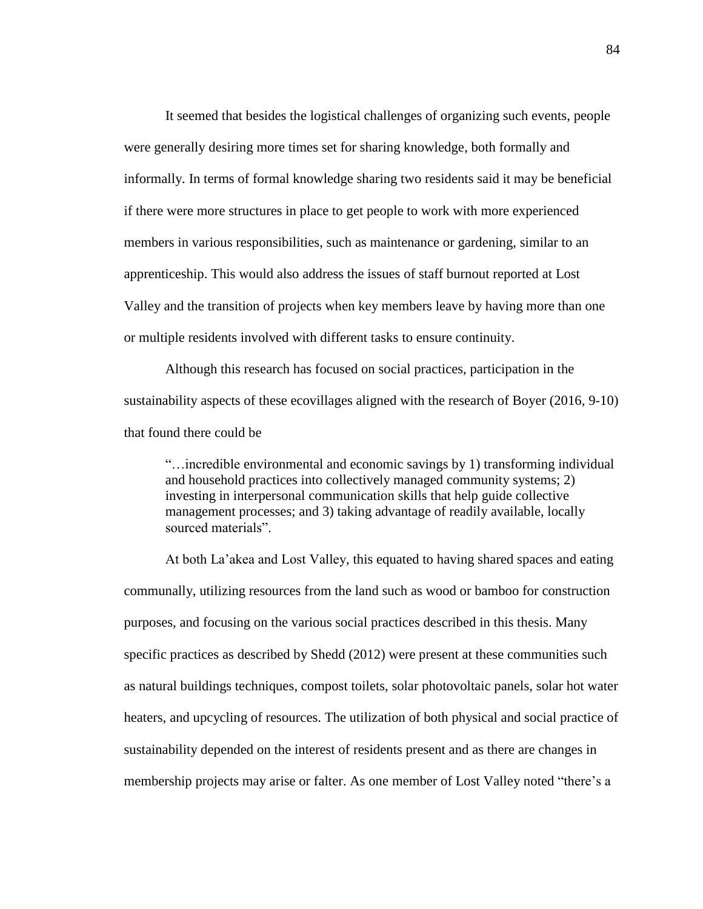It seemed that besides the logistical challenges of organizing such events, people were generally desiring more times set for sharing knowledge, both formally and informally. In terms of formal knowledge sharing two residents said it may be beneficial if there were more structures in place to get people to work with more experienced members in various responsibilities, such as maintenance or gardening, similar to an apprenticeship. This would also address the issues of staff burnout reported at Lost Valley and the transition of projects when key members leave by having more than one or multiple residents involved with different tasks to ensure continuity.

Although this research has focused on social practices, participation in the sustainability aspects of these ecovillages aligned with the research of Boyer (2016, 9-10) that found there could be

> "…incredible environmental and economic savings by 1) transforming individual and household practices into collectively managed community systems; 2) investing in interpersonal communication skills that help guide collective management processes; and 3) taking advantage of readily available, locally sourced materials".

At both La'akea and Lost Valley, this equated to having shared spaces and eating communally, utilizing resources from the land such as wood or bamboo for construction purposes, and focusing on the various social practices described in this thesis. Many specific practices as described by Shedd (2012) were present at these communities such as natural buildings techniques, compost toilets, solar photovoltaic panels, solar hot water heaters, and upcycling of resources. The utilization of both physical and social practice of sustainability depended on the interest of residents present and as there are changes in membership projects may arise or falter. As one member of Lost Valley noted "there's a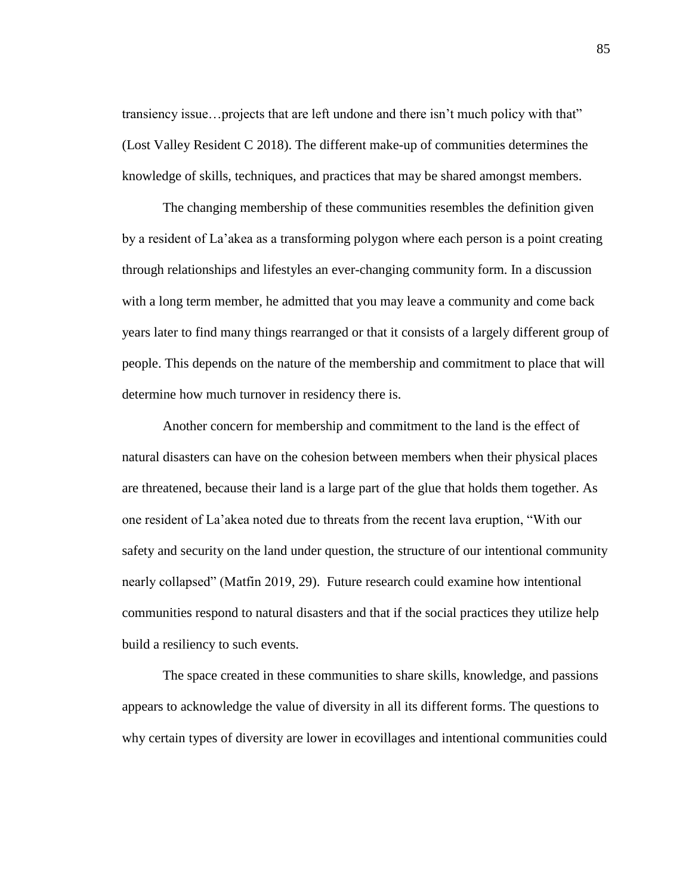transiency issue…projects that are left undone and there isn't much policy with that" (Lost Valley Resident C 2018). The different make-up of communities determines the knowledge of skills, techniques, and practices that may be shared amongst members.

The changing membership of these communities resembles the definition given by a resident of La'akea as a transforming polygon where each person is a point creating through relationships and lifestyles an ever-changing community form. In a discussion with a long term member, he admitted that you may leave a community and come back years later to find many things rearranged or that it consists of a largely different group of people. This depends on the nature of the membership and commitment to place that will determine how much turnover in residency there is.

Another concern for membership and commitment to the land is the effect of natural disasters can have on the cohesion between members when their physical places are threatened, because their land is a large part of the glue that holds them together. As one resident of La'akea noted due to threats from the recent lava eruption, "With our safety and security on the land under question, the structure of our intentional community nearly collapsed" (Matfin 2019, 29). Future research could examine how intentional communities respond to natural disasters and that if the social practices they utilize help build a resiliency to such events.

The space created in these communities to share skills, knowledge, and passions appears to acknowledge the value of diversity in all its different forms. The questions to why certain types of diversity are lower in ecovillages and intentional communities could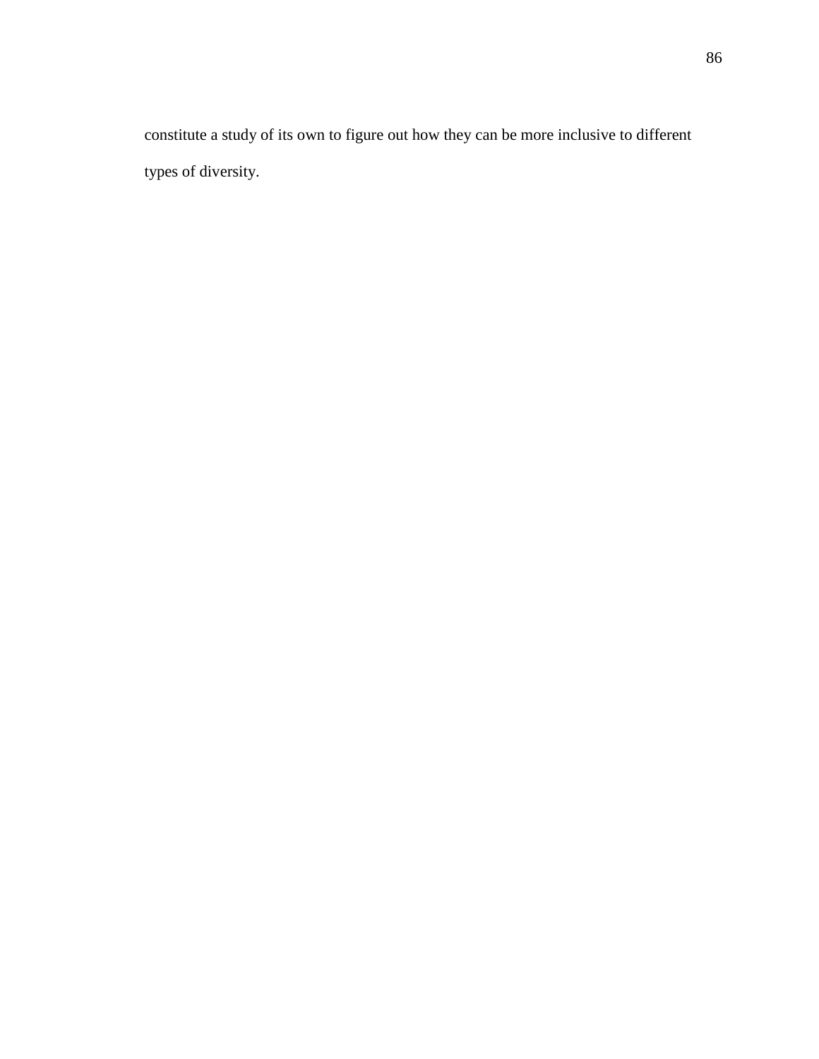constitute a study of its own to figure out how they can be more inclusive to different types of diversity.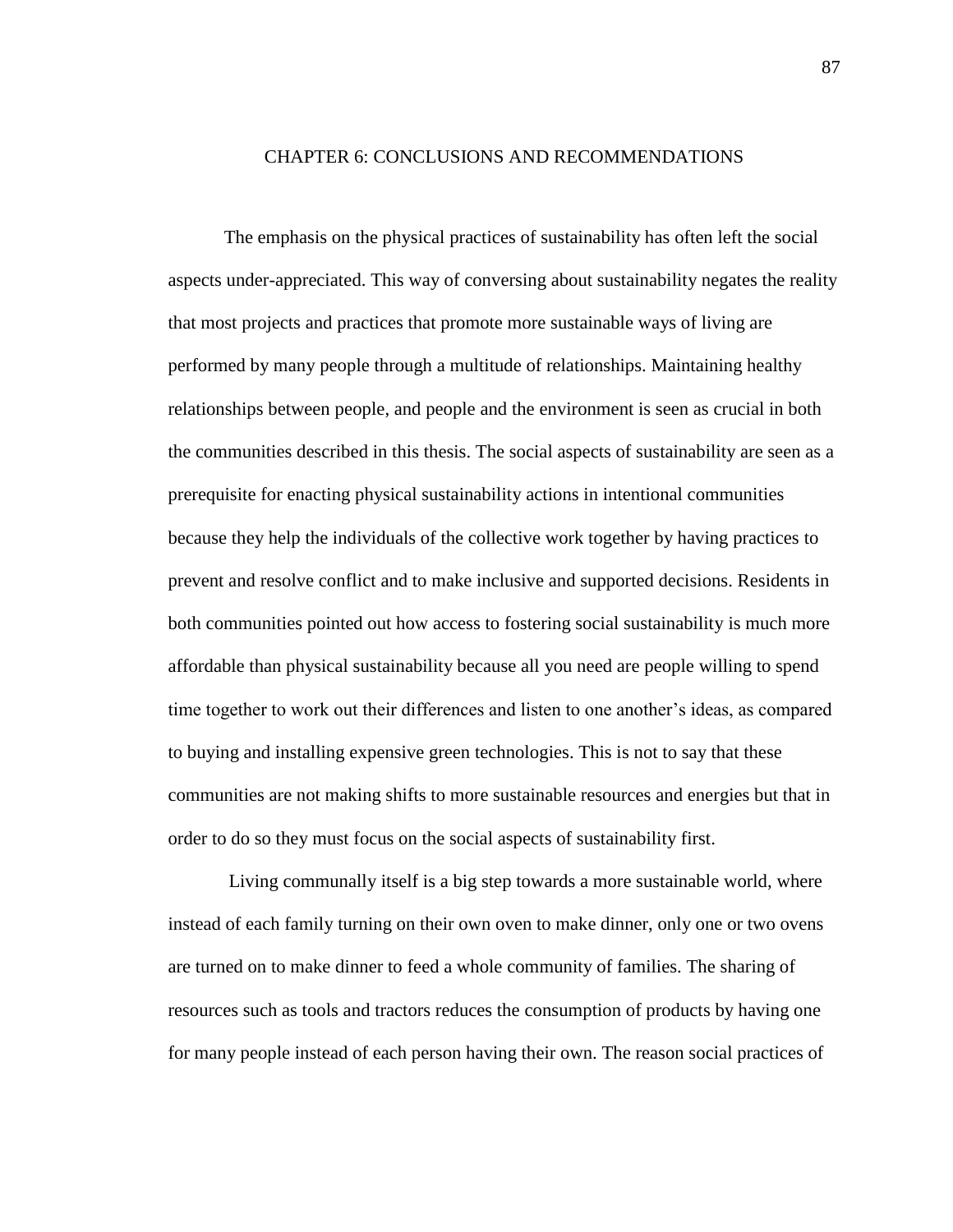# CHAPTER 6: CONCLUSIONS AND RECOMMENDATIONS

The emphasis on the physical practices of sustainability has often left the social aspects under-appreciated. This way of conversing about sustainability negates the reality that most projects and practices that promote more sustainable ways of living are performed by many people through a multitude of relationships. Maintaining healthy relationships between people, and people and the environment is seen as crucial in both the communities described in this thesis. The social aspects of sustainability are seen as a prerequisite for enacting physical sustainability actions in intentional communities because they help the individuals of the collective work together by having practices to prevent and resolve conflict and to make inclusive and supported decisions. Residents in both communities pointed out how access to fostering social sustainability is much more affordable than physical sustainability because all you need are people willing to spend time together to work out their differences and listen to one another's ideas, as compared to buying and installing expensive green technologies. This is not to say that these communities are not making shifts to more sustainable resources and energies but that in order to do so they must focus on the social aspects of sustainability first.

Living communally itself is a big step towards a more sustainable world, where instead of each family turning on their own oven to make dinner, only one or two ovens are turned on to make dinner to feed a whole community of families. The sharing of resources such as tools and tractors reduces the consumption of products by having one for many people instead of each person having their own. The reason social practices of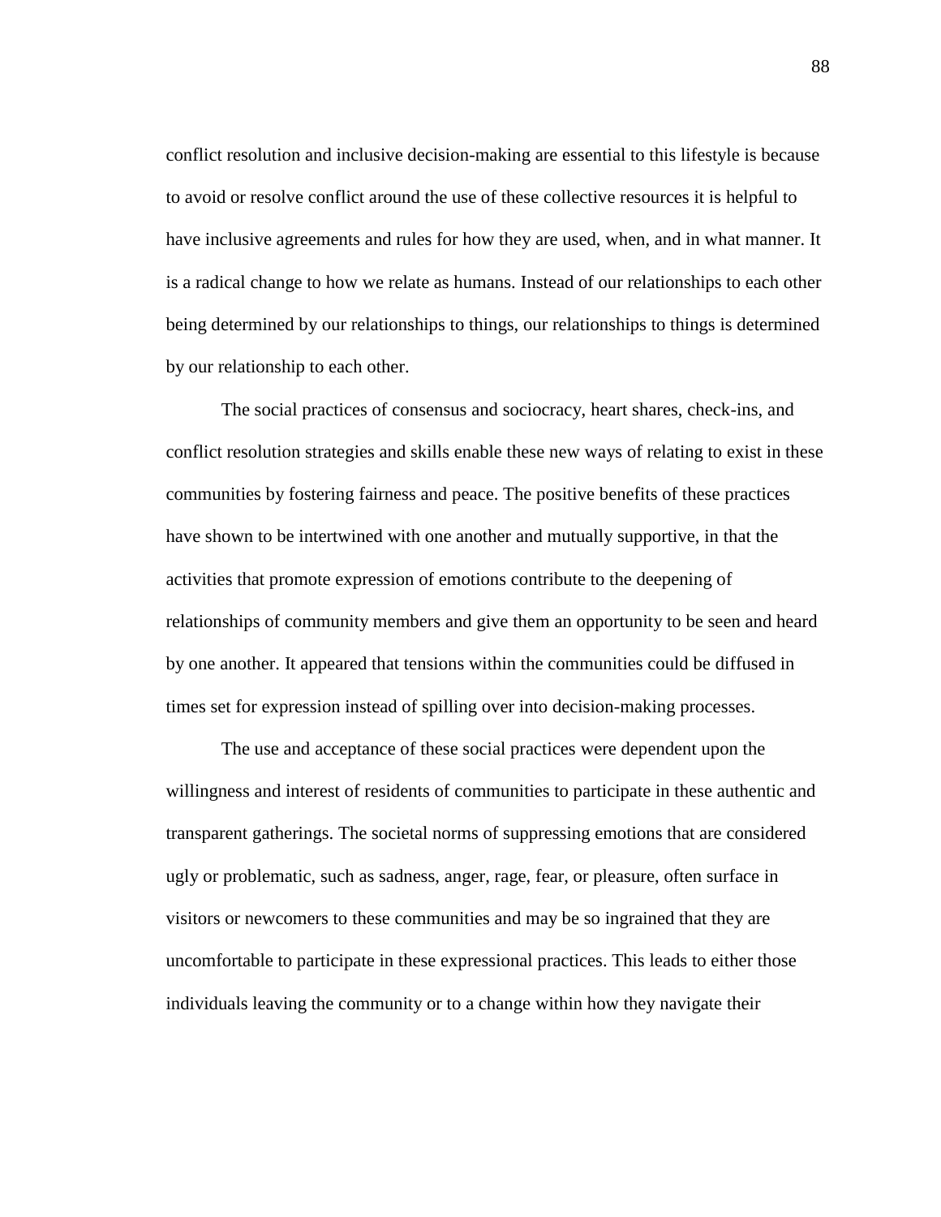conflict resolution and inclusive decision-making are essential to this lifestyle is because to avoid or resolve conflict around the use of these collective resources it is helpful to have inclusive agreements and rules for how they are used, when, and in what manner. It is a radical change to how we relate as humans. Instead of our relationships to each other being determined by our relationships to things, our relationships to things is determined by our relationship to each other.

The social practices of consensus and sociocracy, heart shares, check-ins, and conflict resolution strategies and skills enable these new ways of relating to exist in these communities by fostering fairness and peace. The positive benefits of these practices have shown to be intertwined with one another and mutually supportive, in that the activities that promote expression of emotions contribute to the deepening of relationships of community members and give them an opportunity to be seen and heard by one another. It appeared that tensions within the communities could be diffused in times set for expression instead of spilling over into decision-making processes.

The use and acceptance of these social practices were dependent upon the willingness and interest of residents of communities to participate in these authentic and transparent gatherings. The societal norms of suppressing emotions that are considered ugly or problematic, such as sadness, anger, rage, fear, or pleasure, often surface in visitors or newcomers to these communities and may be so ingrained that they are uncomfortable to participate in these expressional practices. This leads to either those individuals leaving the community or to a change within how they navigate their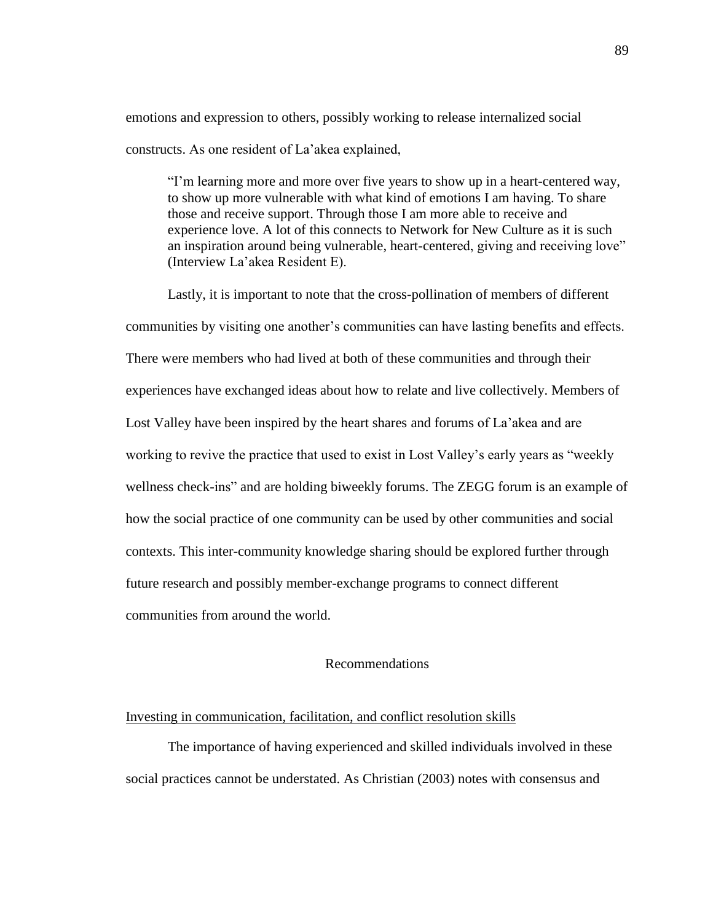emotions and expression to others, possibly working to release internalized social constructs. As one resident of La'akea explained,

> "I'm learning more and more over five years to show up in a heart-centered way, to show up more vulnerable with what kind of emotions I am having. To share those and receive support. Through those I am more able to receive and experience love. A lot of this connects to Network for New Culture as it is such an inspiration around being vulnerable, heart-centered, giving and receiving love" (Interview La'akea Resident E).

Lastly, it is important to note that the cross-pollination of members of different communities by visiting one another's communities can have lasting benefits and effects. There were members who had lived at both of these communities and through their experiences have exchanged ideas about how to relate and live collectively. Members of Lost Valley have been inspired by the heart shares and forums of La'akea and are working to revive the practice that used to exist in Lost Valley's early years as "weekly wellness check-ins" and are holding biweekly forums. The ZEGG forum is an example of how the social practice of one community can be used by other communities and social contexts. This inter-community knowledge sharing should be explored further through future research and possibly member-exchange programs to connect different communities from around the world.

## Recommendations

### Investing in communication, facilitation, and conflict resolution skills

The importance of having experienced and skilled individuals involved in these social practices cannot be understated. As Christian (2003) notes with consensus and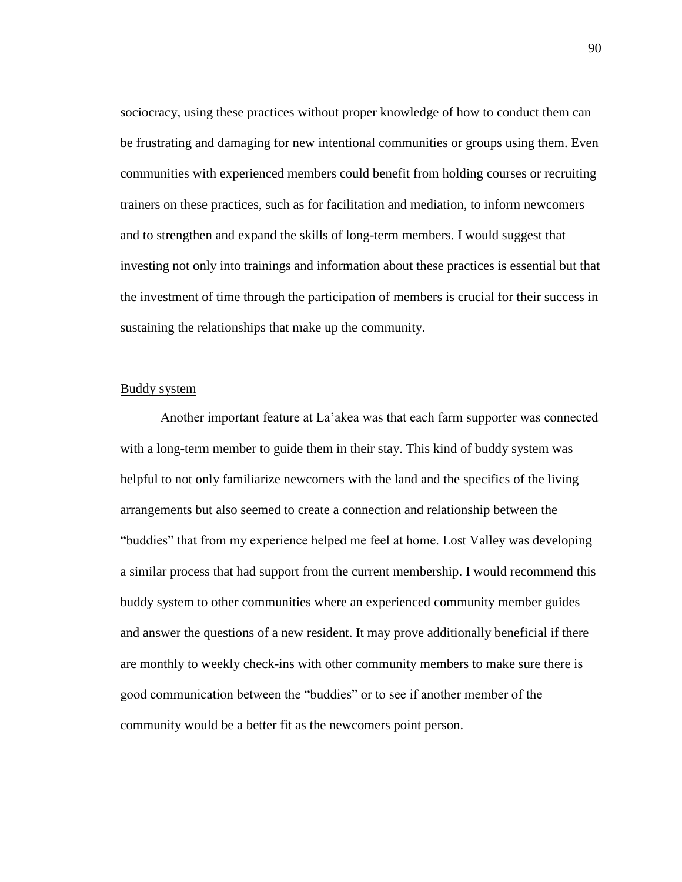sociocracy, using these practices without proper knowledge of how to conduct them can be frustrating and damaging for new intentional communities or groups using them. Even communities with experienced members could benefit from holding courses or recruiting trainers on these practices, such as for facilitation and mediation, to inform newcomers and to strengthen and expand the skills of long-term members. I would suggest that investing not only into trainings and information about these practices is essential but that the investment of time through the participation of members is crucial for their success in sustaining the relationships that make up the community.

<u>Buddy system</u>

Another important feature at La'akea was that each farm supporter was connected with a long-term member to guide them in their stay. This kind of buddy system was helpful to not only familiarize newcomers with the land and the specifics of the living arrangements but also seemed to create a connection and relationship between the "buddies" that from my experience helped me feel at home. Lost Valley was developing a similar process that had support from the current membership. I would recommend this buddy system to other communities where an experienced community member guides and answer the questions of a new resident. It may prove additionally beneficial if there are monthly to weekly check-ins with other community members to make sure there is good communication between the "buddies" or to see if another member of the community would be a better fit as the newcomers point person.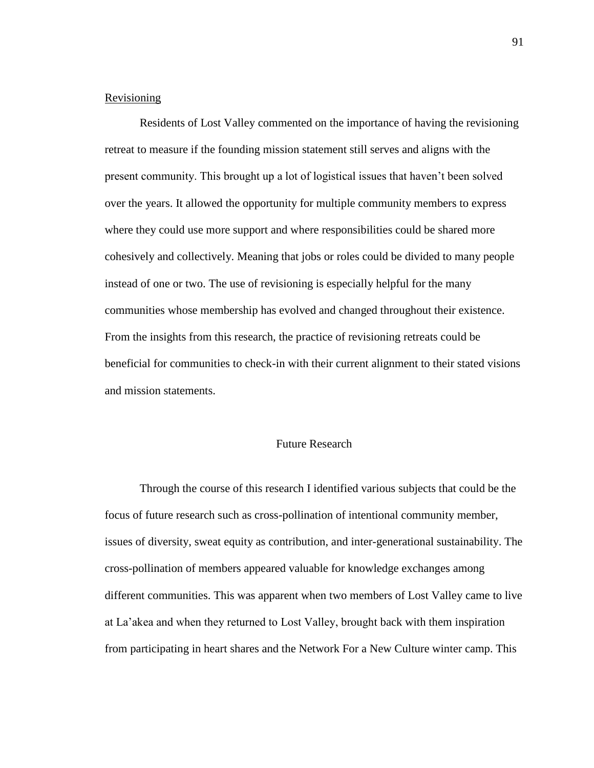Revisioning

Residents of Lost Valley commented on the importance of having the revisioning retreat to measure if the founding mission statement still serves and aligns with the present community. This brought up a lot of logistical issues that haven't been solved over the years. It allowed the opportunity for multiple community members to express where they could use more support and where responsibilities could be shared more cohesively and collectively. Meaning that jobs or roles could be divided to many people instead of one or two. The use of revisioning is especially helpful for the many communities whose membership has evolved and changed throughout their existence. From the insights from this research, the practice of revisioning retreats could be beneficial for communities to check-in with their current alignment to their stated visions and mission statements.

## Future Research

Through the course of this research I identified various subjects that could be the focus of future research such as cross-pollination of intentional community member, issues of diversity, sweat equity as contribution, and inter-generational sustainability. The cross-pollination of members appeared valuable for knowledge exchanges among different communities. This was apparent when two members of Lost Valley came to live at La'akea and when they returned to Lost Valley, brought back with them inspiration from participating in heart shares and the Network For a New Culture winter camp. This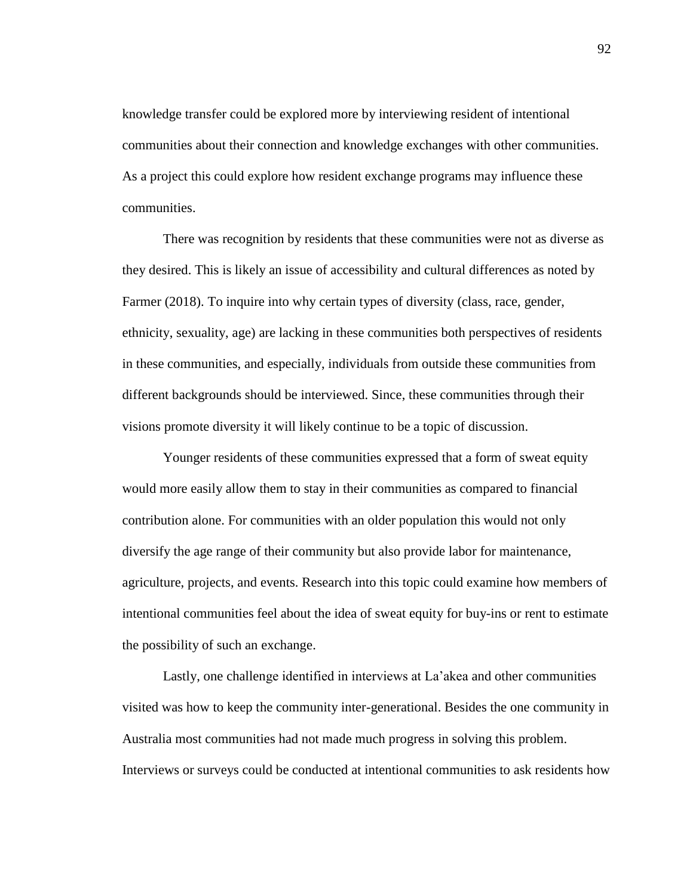knowledge transfer could be explored more by interviewing resident of intentional communities about their connection and knowledge exchanges with other communities. As a project this could explore how resident exchange programs may influence these communities.

There was recognition by residents that these communities were not as diverse as they desired. This is likely an issue of accessibility and cultural differences as noted by Farmer (2018). To inquire into why certain types of diversity (class, race, gender, ethnicity, sexuality, age) are lacking in these communities both perspectives of residents in these communities, and especially, individuals from outside these communities from different backgrounds should be interviewed. Since, these communities through their visions promote diversity it will likely continue to be a topic of discussion.

Younger residents of these communities expressed that a form of sweat equity would more easily allow them to stay in their communities as compared to financial contribution alone. For communities with an older population this would not only diversify the age range of their community but also provide labor for maintenance, agriculture, projects, and events. Research into this topic could examine how members of intentional communities feel about the idea of sweat equity for buy-ins or rent to estimate the possibility of such an exchange.

Lastly, one challenge identified in interviews at La'akea and other communities visited was how to keep the community inter-generational. Besides the one community in Australia most communities had not made much progress in solving this problem. Interviews or surveys could be conducted at intentional communities to ask residents how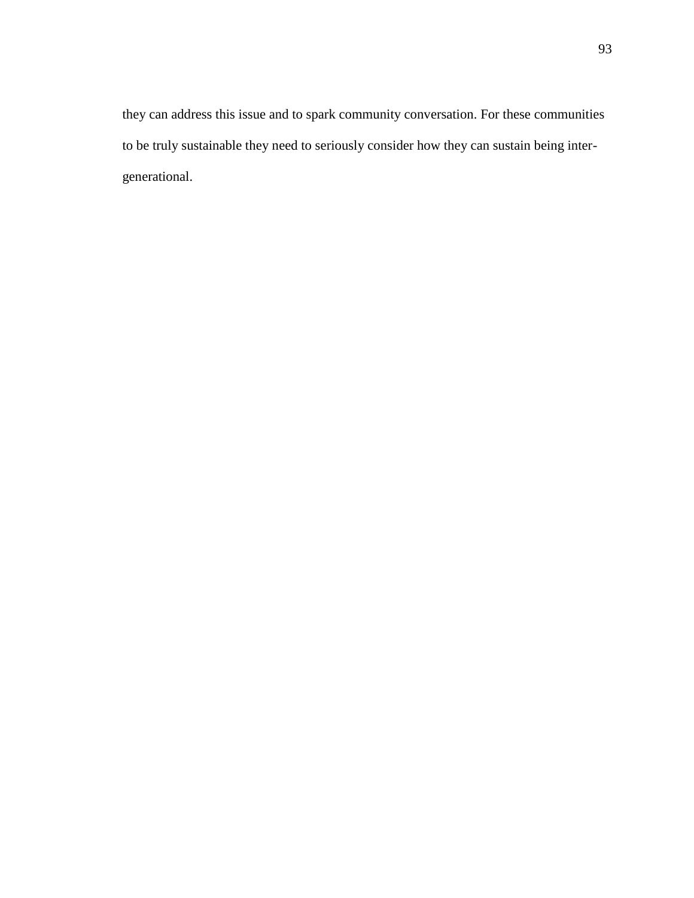they can address this issue and to spark community conversation. For these communities to be truly sustainable they need to seriously consider how they can sustain being inter-generational.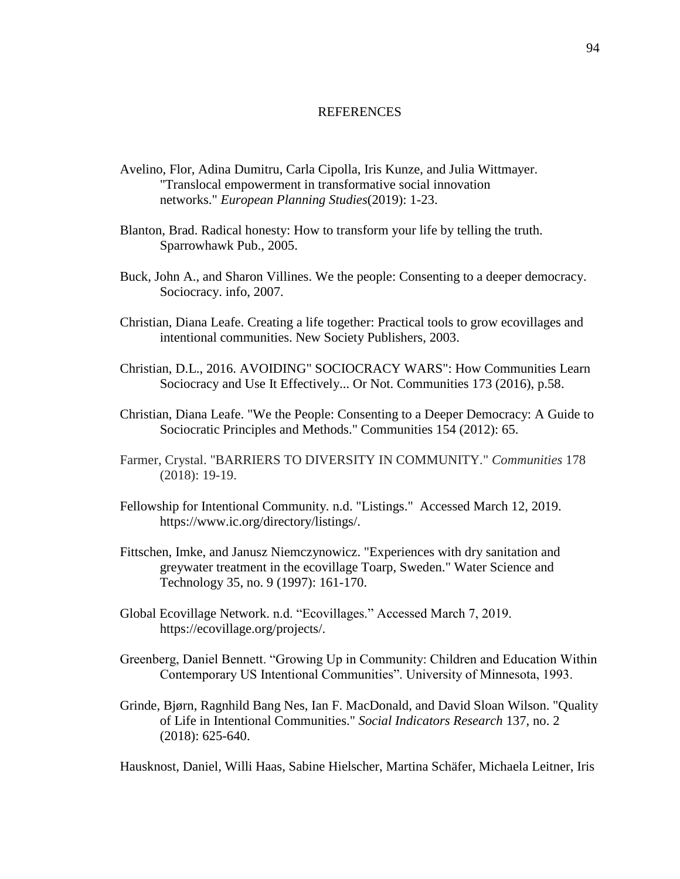# REFERENCES

Avelino, Flor, Adina Dumitru, Carla Cipolla, Iris Kunze, and Julia Wittmayer. "Translocal empowerment in transformative social innovation networks." *European Planning Studies*(2019): 1-23.

Blanton, Brad. Radical honesty: How to transform your life by telling the truth. Sparrowhawk Pub., 2005.

Buck, John A., and Sharon Villines. We the people: Consenting to a deeper democracy. Sociocracy. info, 2007.

Christian, Diana Leafe. Creating a life together: Practical tools to grow ecovillages and intentional communities. New Society Publishers, 2003.

Christian, D.L., 2016. AVOIDING" SOCIOCRACY WARS": How Communities Learn Sociocracy and Use It Effectively... Or Not. Communities 173 (2016), p.58.

Christian, Diana Leafe. "We the People: Consenting to a Deeper Democracy: A Guide to Sociocratic Principles and Methods." Communities 154 (2012): 65.

Farmer, Crystal. "BARRIERS TO DIVERSITY IN COMMUNITY." *Communities* 178 (2018): 19-19.

Fellowship for Intentional Community. n.d. "Listings." Accessed March 12, 2019. https://www.ic.org/directory/listings/.

Fittschen, Imke, and Janusz Niemczynowicz. "Experiences with dry sanitation and greywater treatment in the ecovillage Toarp, Sweden." Water Science and Technology 35, no. 9 (1997): 161-170.

Global Ecovillage Network. n.d. "Ecovillages." Accessed March 7, 2019. https://ecovillage.org/projects/.

Greenberg, Daniel Bennett. "Growing Up in Community: Children and Education Within Contemporary US Intentional Communities". University of Minnesota, 1993.

Grinde, Bjørn, Ragnhild Bang Nes, Ian F. MacDonald, and David Sloan Wilson. "Quality of Life in Intentional Communities." *Social Indicators Research* 137, no. 2 (2018): 625-640.

Hausknost, Daniel, Willi Haas, Sabine Hielscher, Martina Schäfer, Michaela Leitner, Iris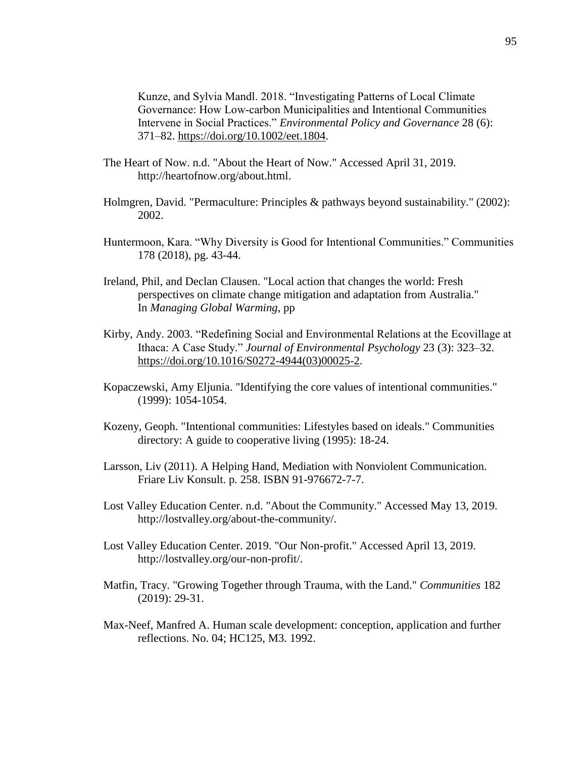Kunze, and Sylvia Mandl. 2018. "Investigating Patterns of Local Climate Governance: How Low-carbon Municipalities and Intentional Communities Intervene in Social Practices." *Environmental Policy and Governance* 28 (6): 371–82. https://doi.org/10.1002/eet.1804.

The Heart of Now. n.d. "About the Heart of Now." Accessed April 31, 2019. http://heartofnow.org/about.html.

Holmgren, David. "Permaculture: Principles & pathways beyond sustainability." (2002): 2002.

Huntermoon, Kara. "Why Diversity is Good for Intentional Communities." Communities 178 (2018), pg. 43-44.

Ireland, Phil, and Declan Clausen. "Local action that changes the world: Fresh perspectives on climate change mitigation and adaptation from Australia." In *Managing Global Warming*, pp

Kirby, Andy. 2003. "Redefining Social and Environmental Relations at the Ecovillage at Ithaca: A Case Study." *Journal of Environmental Psychology* 23 (3): 323–32. https://doi.org/10.1016/S0272-4944(03)00025-2.

Kopaczewski, Amy Eljunia. "Identifying the core values of intentional communities." (1999): 1054-1054.

Kozeny, Geoph. "Intentional communities: Lifestyles based on ideals." Communities directory: A guide to cooperative living (1995): 18-24.

Larsson, Liv (2011). A Helping Hand, Mediation with Nonviolent Communication. Friare Liv Konsult. p. 258. ISBN 91-976672-7-7.

Lost Valley Education Center. n.d. "About the Community." Accessed May 13, 2019. http://lostvalley.org/about-the-community/.

Lost Valley Education Center. 2019. "Our Non-profit." Accessed April 13, 2019. http://lostvalley.org/our-non-profit/.

Matfin, Tracy. "Growing Together through Trauma, with the Land." *Communities* 182 (2019): 29-31.

Max-Neef, Manfred A. Human scale development: conception, application and further reflections. No. 04; HC125, M3. 1992.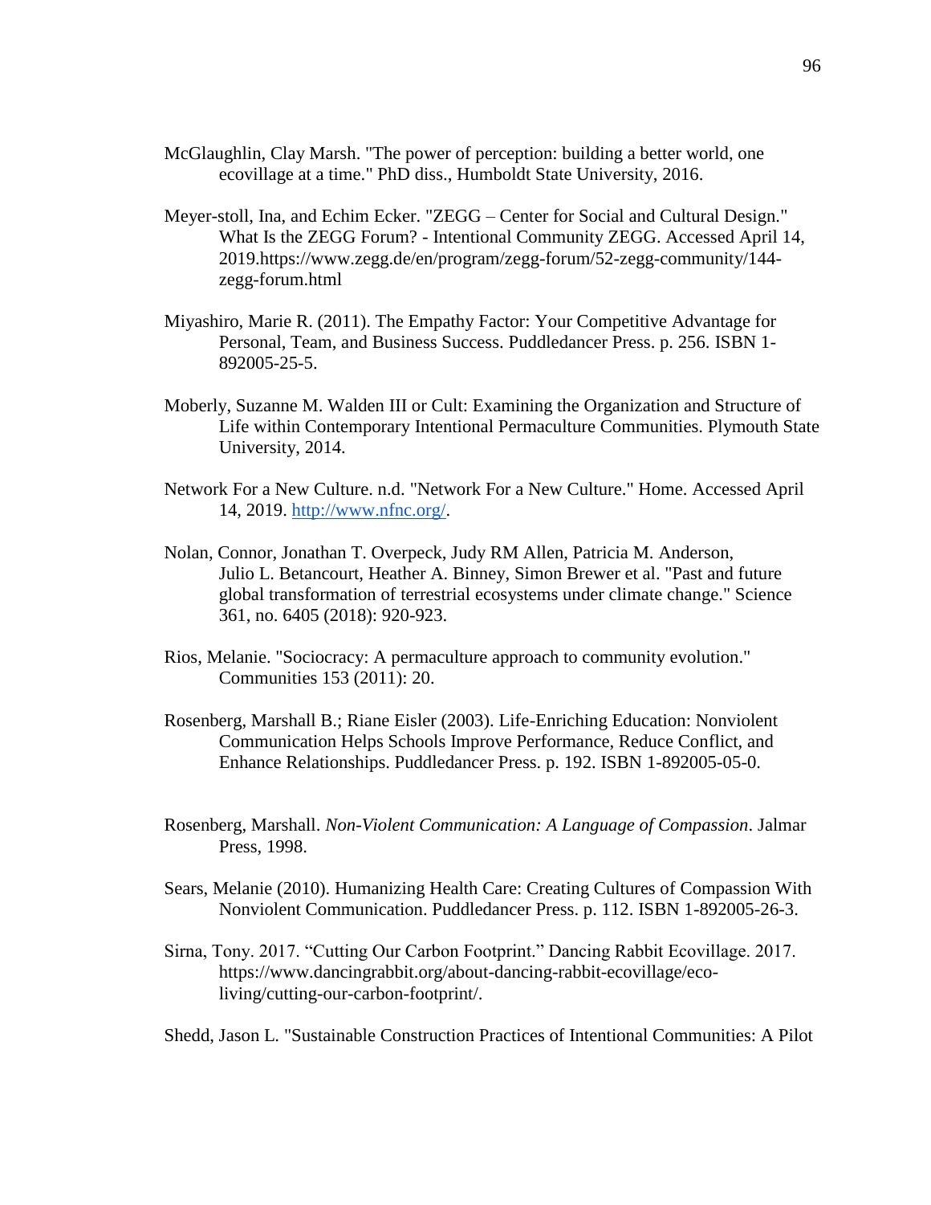McGlaughlin, Clay Marsh. "The power of perception: building a better world, one ecovillage at a time." PhD diss., Humboldt State University, 2016.

Meyer-stoll, Ina, and Echim Ecker. "ZEGG – Center for Social and Cultural Design." What Is the ZEGG Forum? - Intentional Community ZEGG. Accessed April 14, 2019.https://www.zegg.de/en/program/zegg-forum/52-zegg-community/144-zegg-forum.html

Miyashiro, Marie R. (2011). The Empathy Factor: Your Competitive Advantage for Personal, Team, and Business Success. Puddledancer Press. p. 256. ISBN 1-892005-25-5.

Moberly, Suzanne M. Walden III or Cult: Examining the Organization and Structure of Life within Contemporary Intentional Permaculture Communities. Plymouth State University, 2014.

Network For a New Culture. n.d. "Network For a New Culture." Home. Accessed April 14, 2019. [http://www.nfnc.org/](http://www.nfnc.org/).

Nolan, Connor, Jonathan T. Overpeck, Judy RM Allen, Patricia M. Anderson, Julio L. Betancourt, Heather A. Binney, Simon Brewer et al. "Past and future global transformation of terrestrial ecosystems under climate change." Science 361, no. 6405 (2018): 920-923.

Rios, Melanie. "Sociocracy: A permaculture approach to community evolution." Communities 153 (2011): 20.

Rosenberg, Marshall B.; Riane Eisler (2003). Life-Enriching Education: Nonviolent Communication Helps Schools Improve Performance, Reduce Conflict, and Enhance Relationships. Puddledancer Press. p. 192. ISBN 1-892005-05-0.

Rosenberg, Marshall. *Non-Violent Communication: A Language of Compassion*. Jalmar Press, 1998.

Sears, Melanie (2010). Humanizing Health Care: Creating Cultures of Compassion With Nonviolent Communication. Puddledancer Press. p. 112. ISBN 1-892005-26-3.

Sirna, Tony. 2017. "Cutting Our Carbon Footprint." Dancing Rabbit Ecovillage. 2017. https://www.dancingrabbit.org/about-dancing-rabbit-ecovillage/eco-living/cutting-our-carbon-footprint/.

Shedd, Jason L. "Sustainable Construction Practices of Intentional Communities: A Pilot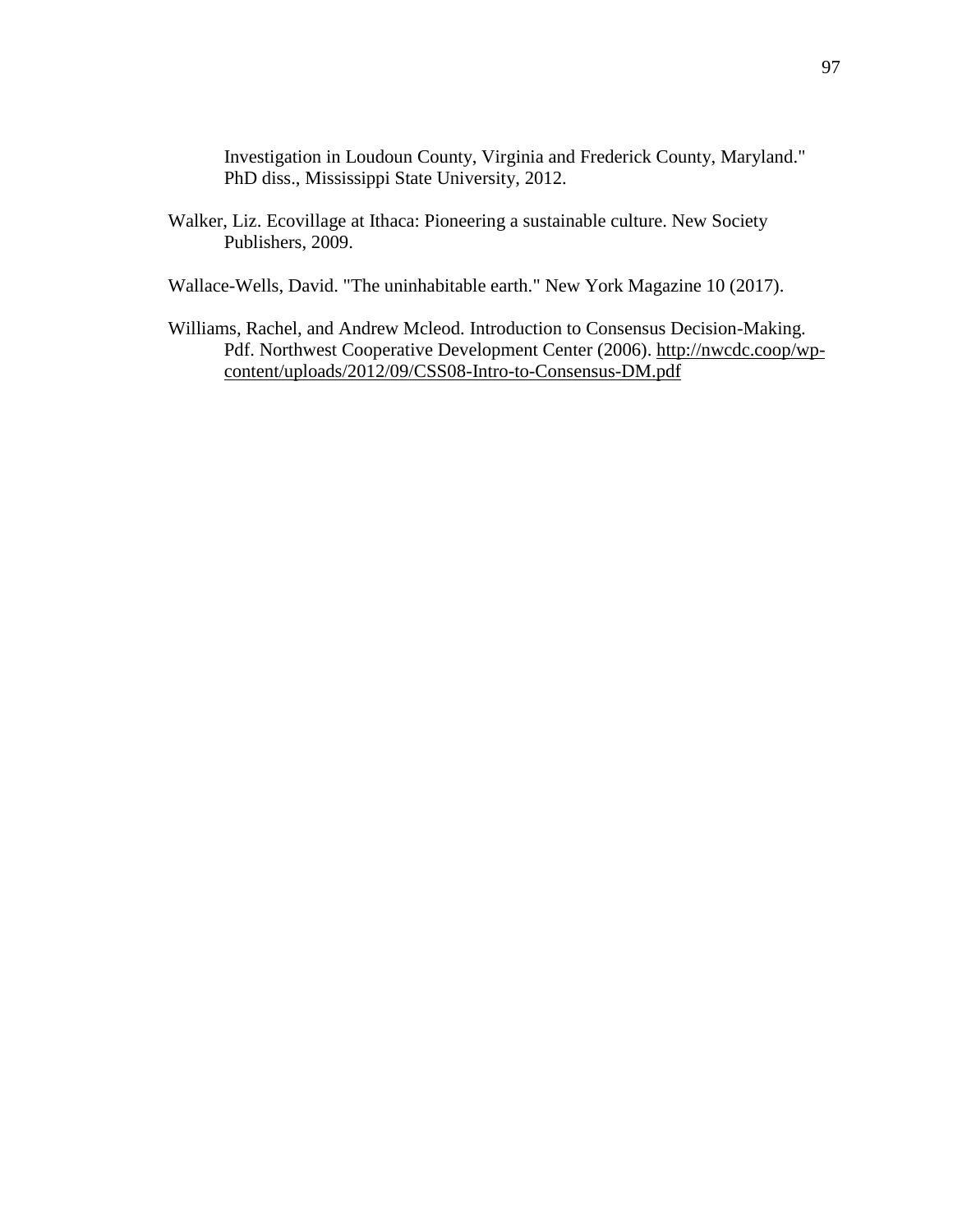Investigation in Loudoun County, Virginia and Frederick County, Maryland." PhD diss., Mississippi State University, 2012.

Walker, Liz. Ecovillage at Ithaca: Pioneering a sustainable culture. New Society Publishers, 2009.

Wallace-Wells, David. "The uninhabitable earth." New York Magazine 10 (2017).

Williams, Rachel, and Andrew Mcleod. Introduction to Consensus Decision-Making. Pdf. Northwest Cooperative Development Center (2006). http://nwcdc.coop/wp-content/uploads/2012/09/CSS08-Intro-to-Consensus-DM.pdf